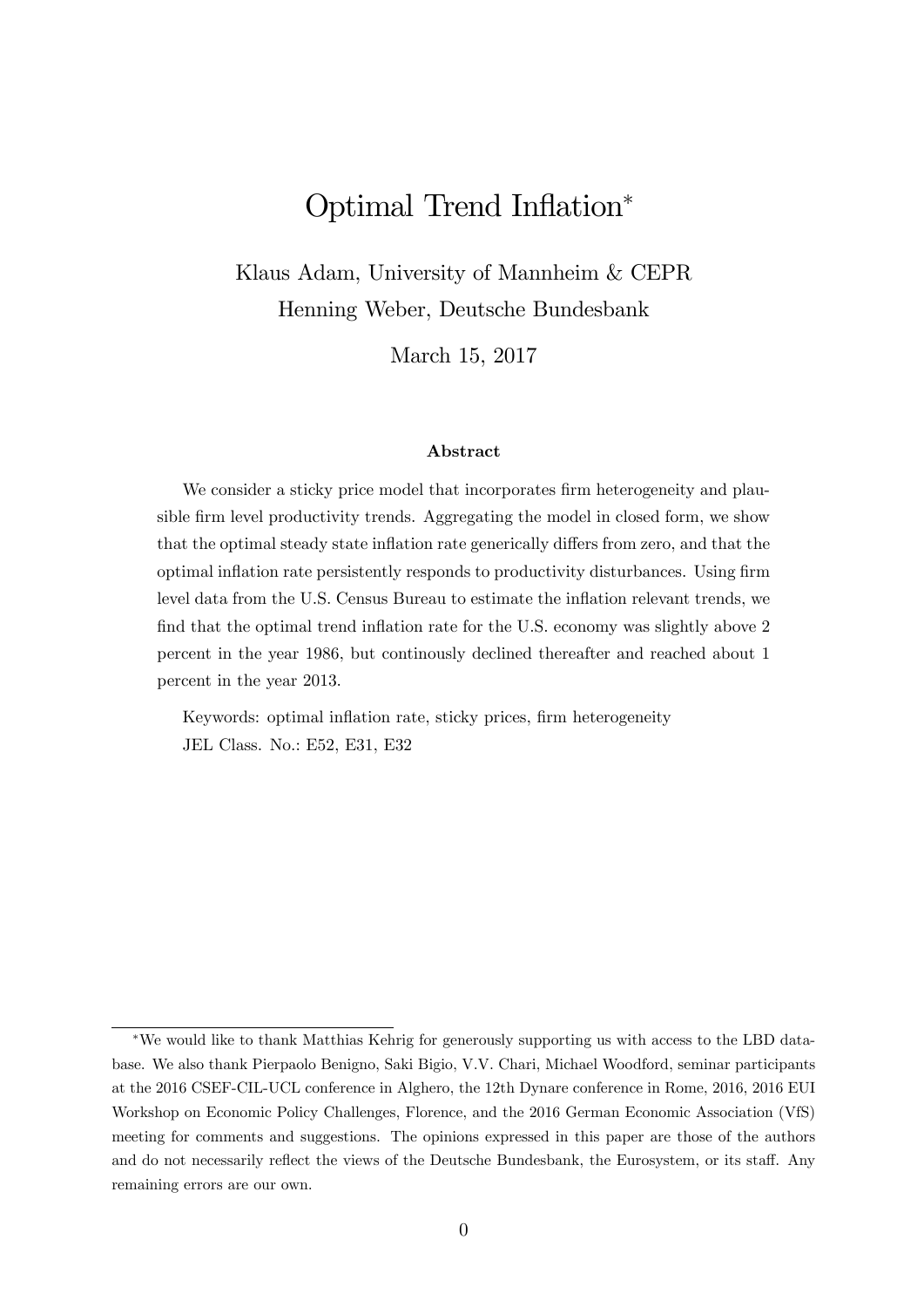# Optimal Trend Inflation[*]

Klaus Adam, University of Mannheim & CEPR

Henning Weber, Deutsche Bundesbank

March 15, 2017

## Abstract

We consider a sticky price model that incorporates firm heterogeneity and plausible firm level productivity trends. Aggregating the model in closed form, we show that the optimal steady state inflation rate generically differs from zero, and that the optimal inflation rate persistently responds to productivity disturbances. Using firm level data from the U.S. Census Bureau to estimate the inflation relevant trends, we find that the optimal trend inflation rate for the U.S. economy was slightly above 2 percent in the year 1986, but continously declined thereafter and reached about 1 percent in the year 2013.

Keywords: optimal inflation rate, sticky prices, firm heterogeneity

JEL Class. No.: E52, E31, E32

---

[*]We would like to thank Matthias Kehrig for generously supporting us with access to the LBD database. We also thank Pierpaolo Benigno, Saki Bigio, V.V. Chari, Michael Woodford, seminar participants at the 2016 CSEF-CIL-UCL conference in Alghero, the 12th Dynare conference in Rome, 2016, 2016 EUI Workshop on Economic Policy Challenges, Florence, and the 2016 German Economic Association (VfS) meeting for comments and suggestions. The opinions expressed in this paper are those of the authors and do not necessarily reflect the views of the Deutsche Bundesbank, the Eurosystem, or its staff. Any remaining errors are our own.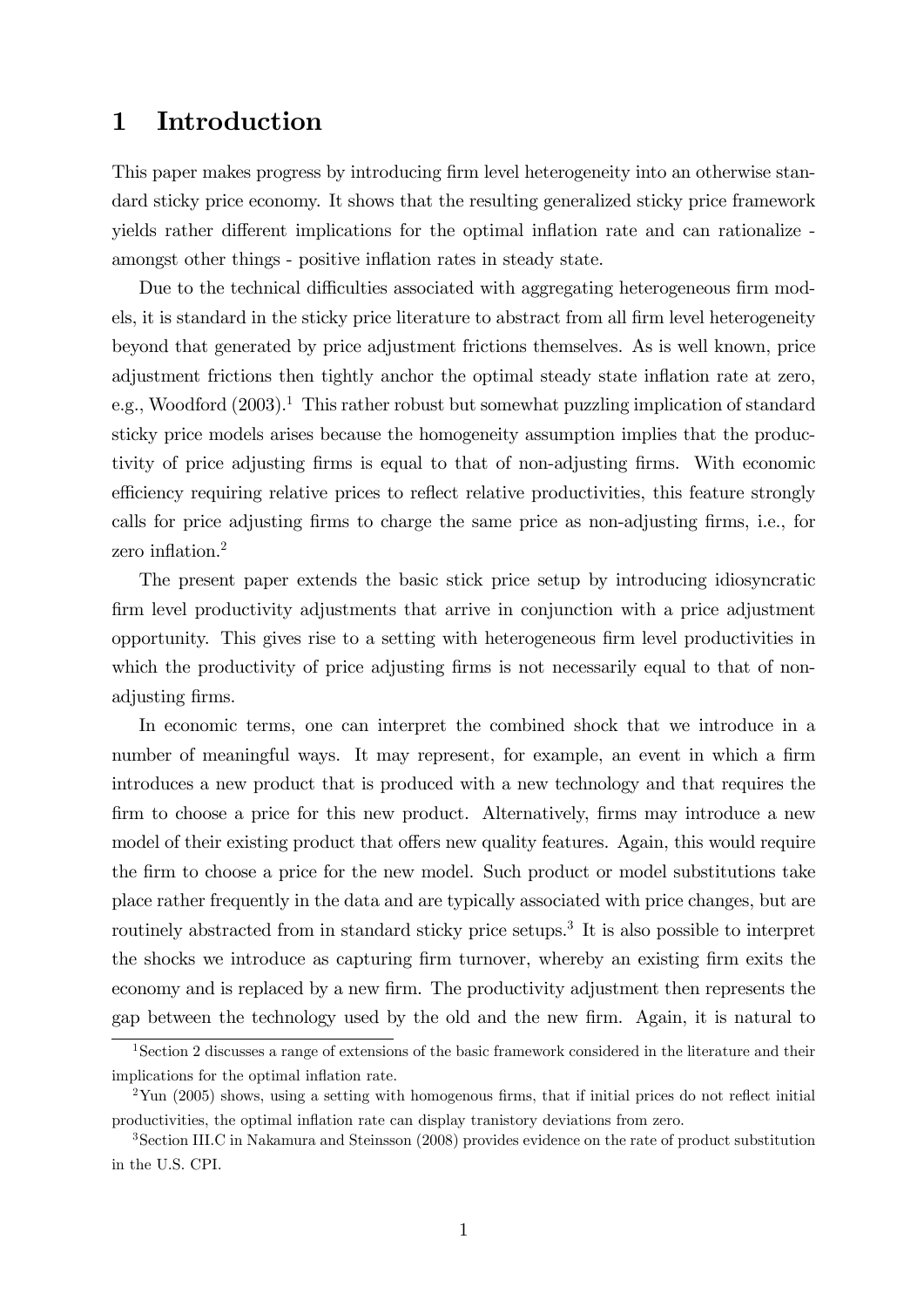# 1 Introduction

This paper makes progress by introducing firm level heterogeneity into an otherwise standard sticky price economy. It shows that the resulting generalized sticky price framework yields rather different implications for the optimal inflation rate and can rationalize - amongst other things - positive inflation rates in steady state.

Due to the technical difficulties associated with aggregating heterogeneous firm models, it is standard in the sticky price literature to abstract from all firm level heterogeneity beyond that generated by price adjustment frictions themselves. As is well known, price adjustment frictions then tightly anchor the optimal steady state inflation rate at zero, e.g., Woodford (2003).[1] This rather robust but somewhat puzzling implication of standard sticky price models arises because the homogeneity assumption implies that the productivity of price adjusting firms is equal to that of non-adjusting firms. With economic efficiency requiring relative prices to reflect relative productivities, this feature strongly calls for price adjusting firms to charge the same price as non-adjusting firms, i.e., for zero inflation.[2]

The present paper extends the basic stick price setup by introducing idiosyncratic firm level productivity adjustments that arrive in conjunction with a price adjustment opportunity. This gives rise to a setting with heterogeneous firm level productivities in which the productivity of price adjusting firms is not necessarily equal to that of non-adjusting firms.

In economic terms, one can interpret the combined shock that we introduce in a number of meaningful ways. It may represent, for example, an event in which a firm introduces a new product that is produced with a new technology and that requires the firm to choose a price for this new product. Alternatively, firms may introduce a new model of their existing product that offers new quality features. Again, this would require the firm to choose a price for the new model. Such product or model substitutions take place rather frequently in the data and are typically associated with price changes, but are routinely abstracted from in standard sticky price setups.[3] It is also possible to interpret the shocks we introduce as capturing firm turnover, whereby an existing firm exits the economy and is replaced by a new firm. The productivity adjustment then represents the gap between the technology used by the old and the new firm. Again, it is natural to

[1] Section 2 discusses a range of extensions of the basic framework considered in the literature and their implications for the optimal inflation rate.

[2] Yun (2005) shows, using a setting with homogenous firms, that if initial prices do not reflect initial productivities, the optimal inflation rate can display tranistory deviations from zero.

[3] Section III.C in Nakamura and Steinsson (2008) provides evidence on the rate of product substitution in the U.S. CPI.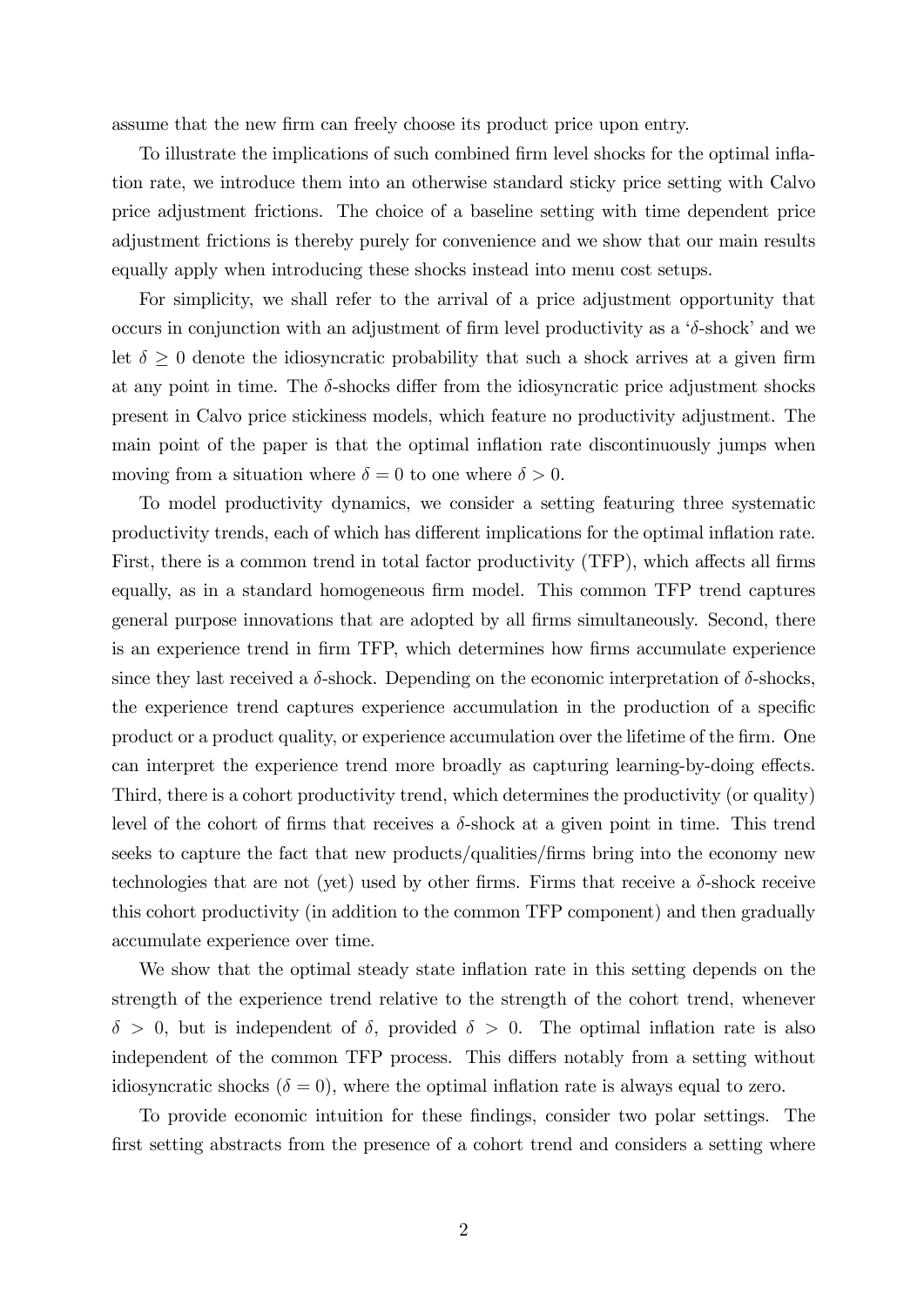assume that the new firm can freely choose its product price upon entry.

To illustrate the implications of such combined firm level shocks for the optimal inflation rate, we introduce them into an otherwise standard sticky price setting with Calvo price adjustment frictions. The choice of a baseline setting with time dependent price adjustment frictions is thereby purely for convenience and we show that our main results equally apply when introducing these shocks instead into menu cost setups.

For simplicity, we shall refer to the arrival of a price adjustment opportunity that occurs in conjunction with an adjustment of firm level productivity as a '$\delta$-shock' and we let $\delta \geq 0$ denote the idiosyncratic probability that such a shock arrives at a given firm at any point in time. The $\delta$-shocks differ from the idiosyncratic price adjustment shocks present in Calvo price stickiness models, which feature no productivity adjustment. The main point of the paper is that the optimal inflation rate discontinuously jumps when moving from a situation where $\delta = 0$ to one where $\delta > 0$.

To model productivity dynamics, we consider a setting featuring three systematic productivity trends, each of which has different implications for the optimal inflation rate. First, there is a common trend in total factor productivity (TFP), which affects all firms equally, as in a standard homogeneous firm model. This common TFP trend captures general purpose innovations that are adopted by all firms simultaneously. Second, there is an experience trend in firm TFP, which determines how firms accumulate experience since they last received a $\delta$-shock. Depending on the economic interpretation of $\delta$-shocks, the experience trend captures experience accumulation in the production of a specific product or a product quality, or experience accumulation over the lifetime of the firm. One can interpret the experience trend more broadly as capturing learning-by-doing effects. Third, there is a cohort productivity trend, which determines the productivity (or quality) level of the cohort of firms that receives a $\delta$-shock at a given point in time. This trend seeks to capture the fact that new products/qualities/firms bring into the economy new technologies that are not (yet) used by other firms. Firms that receive a $\delta$-shock receive this cohort productivity (in addition to the common TFP component) and then gradually accumulate experience over time.

We show that the optimal steady state inflation rate in this setting depends on the strength of the experience trend relative to the strength of the cohort trend, whenever $\delta > 0$, but is independent of $\delta$, provided $\delta > 0$. The optimal inflation rate is also independent of the common TFP process. This differs notably from a setting without idiosyncratic shocks ($\delta = 0$), where the optimal inflation rate is always equal to zero.

To provide economic intuition for these findings, consider two polar settings. The first setting abstracts from the presence of a cohort trend and considers a setting where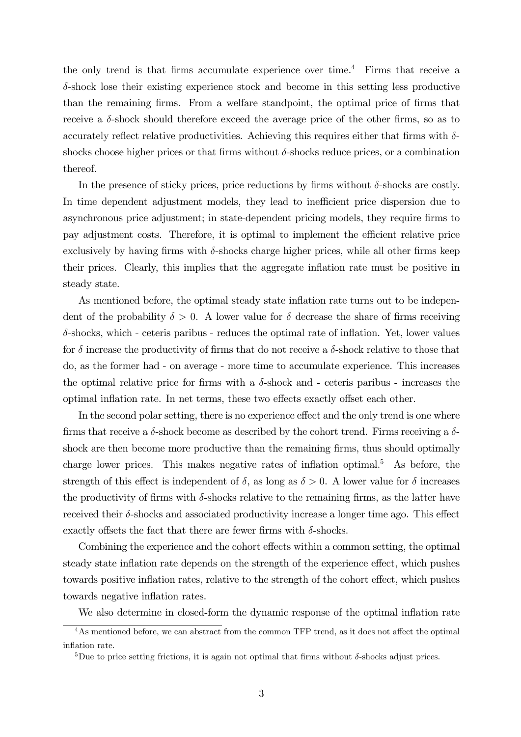the only trend is that firms accumulate experience over time.[4] Firms that receive a $\delta$-shock lose their existing experience stock and become in this setting less productive than the remaining firms. From a welfare standpoint, the optimal price of firms that receive a $\delta$-shock should therefore exceed the average price of the other firms, so as to accurately reflect relative productivities. Achieving this requires either that firms with $\delta$-shocks choose higher prices or that firms without $\delta$-shocks reduce prices, or a combination thereof.

In the presence of sticky prices, price reductions by firms without $\delta$-shocks are costly. In time dependent adjustment models, they lead to inefficient price dispersion due to asynchronous price adjustment; in state-dependent pricing models, they require firms to pay adjustment costs. Therefore, it is optimal to implement the efficient relative price exclusively by having firms with $\delta$-shocks charge higher prices, while all other firms keep their prices. Clearly, this implies that the aggregate inflation rate must be positive in steady state.

As mentioned before, the optimal steady state inflation rate turns out to be independent of the probability $\delta > 0$. A lower value for $\delta$ decrease the share of firms receiving $\delta$-shocks, which - ceteris paribus - reduces the optimal rate of inflation. Yet, lower values for $\delta$ increase the productivity of firms that do not receive a $\delta$-shock relative to those that do, as the former had - on average - more time to accumulate experience. This increases the optimal relative price for firms with a $\delta$-shock and - ceteris paribus - increases the optimal inflation rate. In net terms, these two effects exactly offset each other.

In the second polar setting, there is no experience effect and the only trend is one where firms that receive a $\delta$-shock become as described by the cohort trend. Firms receiving a $\delta$-shock are then become more productive than the remaining firms, thus should optimally charge lower prices. This makes negative rates of inflation optimal.[5] As before, the strength of this effect is independent of $\delta$, as long as $\delta > 0$. A lower value for $\delta$ increases the productivity of firms with $\delta$-shocks relative to the remaining firms, as the latter have received their $\delta$-shocks and associated productivity increase a longer time ago. This effect exactly offsets the fact that there are fewer firms with $\delta$-shocks.

Combining the experience and the cohort effects within a common setting, the optimal steady state inflation rate depends on the strength of the experience effect, which pushes towards positive inflation rates, relative to the strength of the cohort effect, which pushes towards negative inflation rates.

We also determine in closed-form the dynamic response of the optimal inflation rate

[4] As mentioned before, we can abstract from the common TFP trend, as it does not affect the optimal inflation rate.

[5] Due to price setting frictions, it is again not optimal that firms without $\delta$-shocks adjust prices.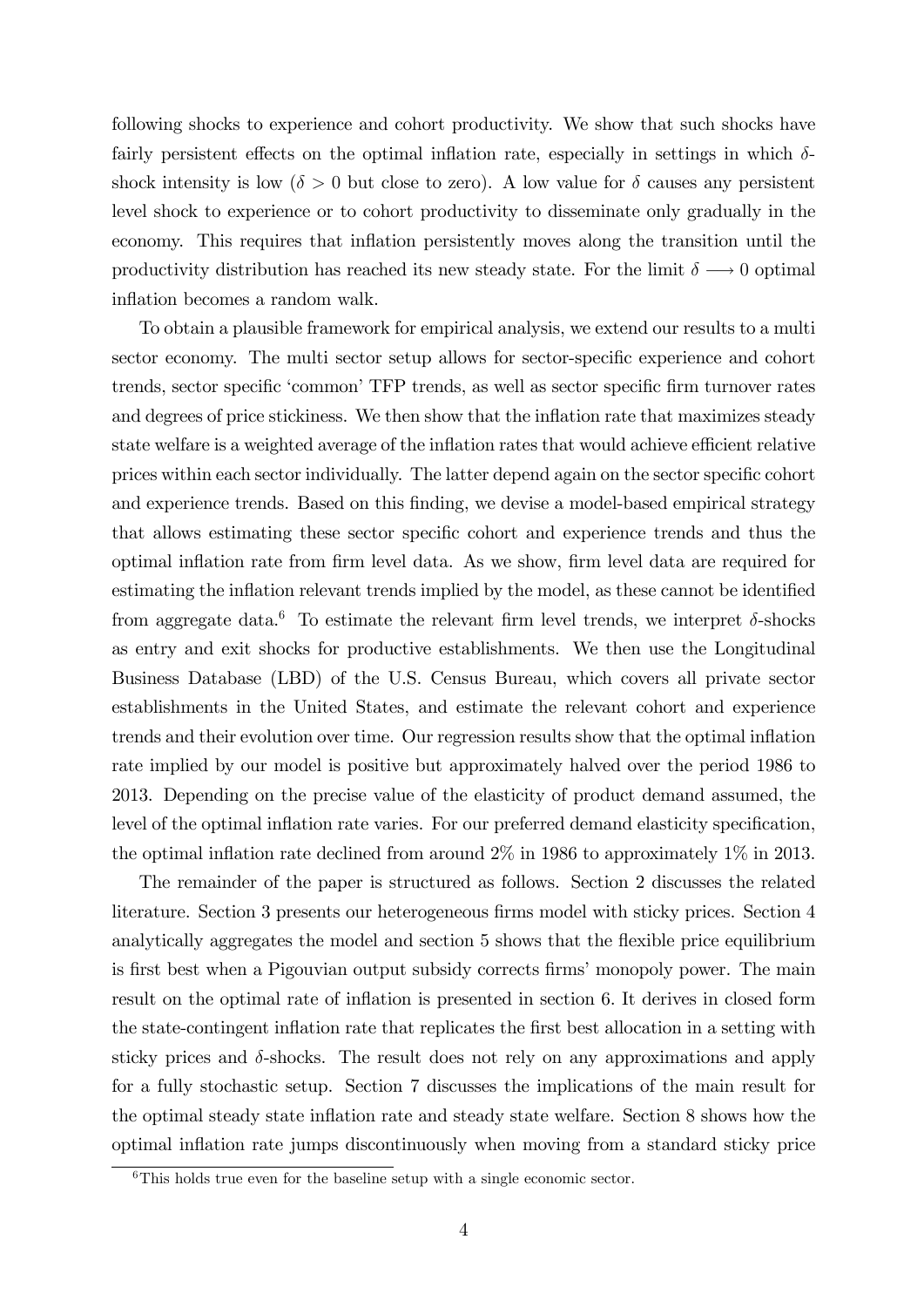following shocks to experience and cohort productivity. We show that such shocks have fairly persistent effects on the optimal inflation rate, especially in settings in which $\delta$-shock intensity is low ($\delta > 0$ but close to zero). A low value for $\delta$ causes any persistent level shock to experience or to cohort productivity to disseminate only gradually in the economy. This requires that inflation persistently moves along the transition until the productivity distribution has reached its new steady state. For the limit $\delta \longrightarrow 0$ optimal inflation becomes a random walk.

To obtain a plausible framework for empirical analysis, we extend our results to a multi sector economy. The multi sector setup allows for sector-specific experience and cohort trends, sector specific 'common' TFP trends, as well as sector specific firm turnover rates and degrees of price stickiness. We then show that the inflation rate that maximizes steady state welfare is a weighted average of the inflation rates that would achieve efficient relative prices within each sector individually. The latter depend again on the sector specific cohort and experience trends. Based on this finding, we devise a model-based empirical strategy that allows estimating these sector specific cohort and experience trends and thus the optimal inflation rate from firm level data. As we show, firm level data are required for estimating the inflation relevant trends implied by the model, as these cannot be identified from aggregate data.[6] To estimate the relevant firm level trends, we interpret $\delta$-shocks as entry and exit shocks for productive establishments. We then use the Longitudinal Business Database (LBD) of the U.S. Census Bureau, which covers all private sector establishments in the United States, and estimate the relevant cohort and experience trends and their evolution over time. Our regression results show that the optimal inflation rate implied by our model is positive but approximately halved over the period 1986 to 2013. Depending on the precise value of the elasticity of product demand assumed, the level of the optimal inflation rate varies. For our preferred demand elasticity specification, the optimal inflation rate declined from around 2% in 1986 to approximately 1% in 2013.

The remainder of the paper is structured as follows. Section 2 discusses the related literature. Section 3 presents our heterogeneous firms model with sticky prices. Section 4 analytically aggregates the model and section 5 shows that the flexible price equilibrium is first best when a Pigouvian output subsidy corrects firms' monopoly power. The main result on the optimal rate of inflation is presented in section 6. It derives in closed form the state-contingent inflation rate that replicates the first best allocation in a setting with sticky prices and $\delta$-shocks. The result does not rely on any approximations and apply for a fully stochastic setup. Section 7 discusses the implications of the main result for the optimal steady state inflation rate and steady state welfare. Section 8 shows how the optimal inflation rate jumps discontinuously when moving from a standard sticky price

[6] This holds true even for the baseline setup with a single economic sector.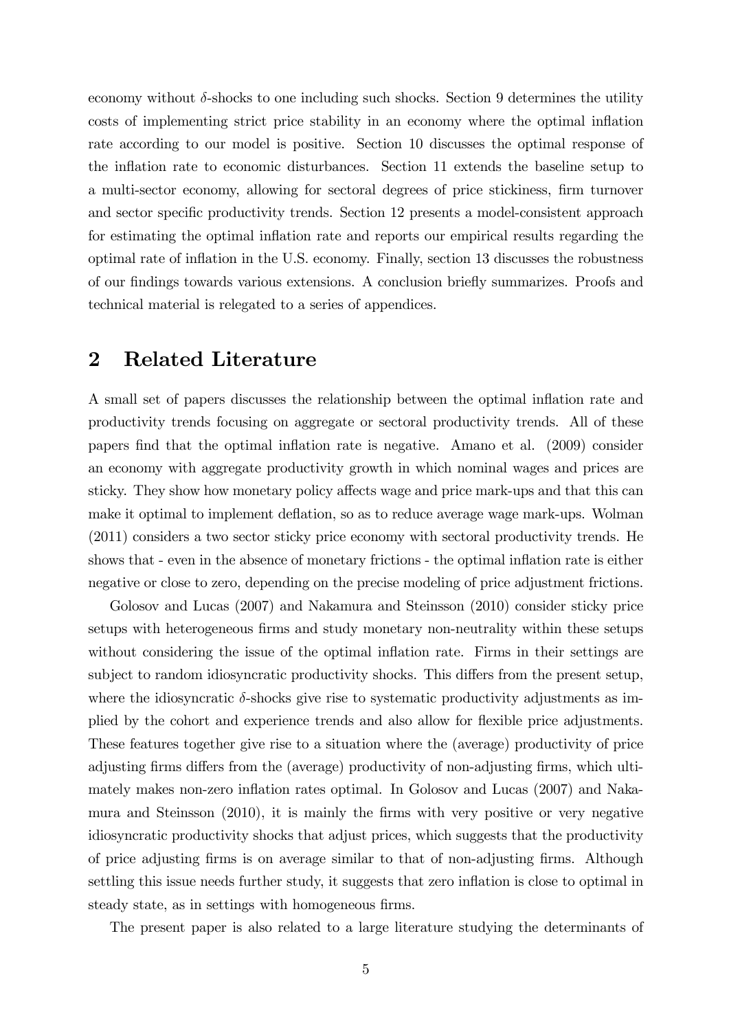economy without $\delta$-shocks to one including such shocks. Section 9 determines the utility costs of implementing strict price stability in an economy where the optimal inflation rate according to our model is positive. Section 10 discusses the optimal response of the inflation rate to economic disturbances. Section 11 extends the baseline setup to a multi-sector economy, allowing for sectoral degrees of price stickiness, firm turnover and sector specific productivity trends. Section 12 presents a model-consistent approach for estimating the optimal inflation rate and reports our empirical results regarding the optimal rate of inflation in the U.S. economy. Finally, section 13 discusses the robustness of our findings towards various extensions. A conclusion briefly summarizes. Proofs and technical material is relegated to a series of appendices.

# 2 Related Literature

A small set of papers discusses the relationship between the optimal inflation rate and productivity trends focusing on aggregate or sectoral productivity trends. All of these papers find that the optimal inflation rate is negative. Amano et al. (2009) consider an economy with aggregate productivity growth in which nominal wages and prices are sticky. They show how monetary policy affects wage and price mark-ups and that this can make it optimal to implement deflation, so as to reduce average wage mark-ups. Wolman (2011) considers a two sector sticky price economy with sectoral productivity trends. He shows that - even in the absence of monetary frictions - the optimal inflation rate is either negative or close to zero, depending on the precise modeling of price adjustment frictions.

Golosov and Lucas (2007) and Nakamura and Steinsson (2010) consider sticky price setups with heterogeneous firms and study monetary non-neutrality within these setups without considering the issue of the optimal inflation rate. Firms in their settings are subject to random idiosyncratic productivity shocks. This differs from the present setup, where the idiosyncratic $\delta$-shocks give rise to systematic productivity adjustments as implied by the cohort and experience trends and also allow for flexible price adjustments. These features together give rise to a situation where the (average) productivity of price adjusting firms differs from the (average) productivity of non-adjusting firms, which ultimately makes non-zero inflation rates optimal. In Golosov and Lucas (2007) and Nakamura and Steinsson (2010), it is mainly the firms with very positive or very negative idiosyncratic productivity shocks that adjust prices, which suggests that the productivity of price adjusting firms is on average similar to that of non-adjusting firms. Although settling this issue needs further study, it suggests that zero inflation is close to optimal in steady state, as in settings with homogeneous firms.

The present paper is also related to a large literature studying the determinants of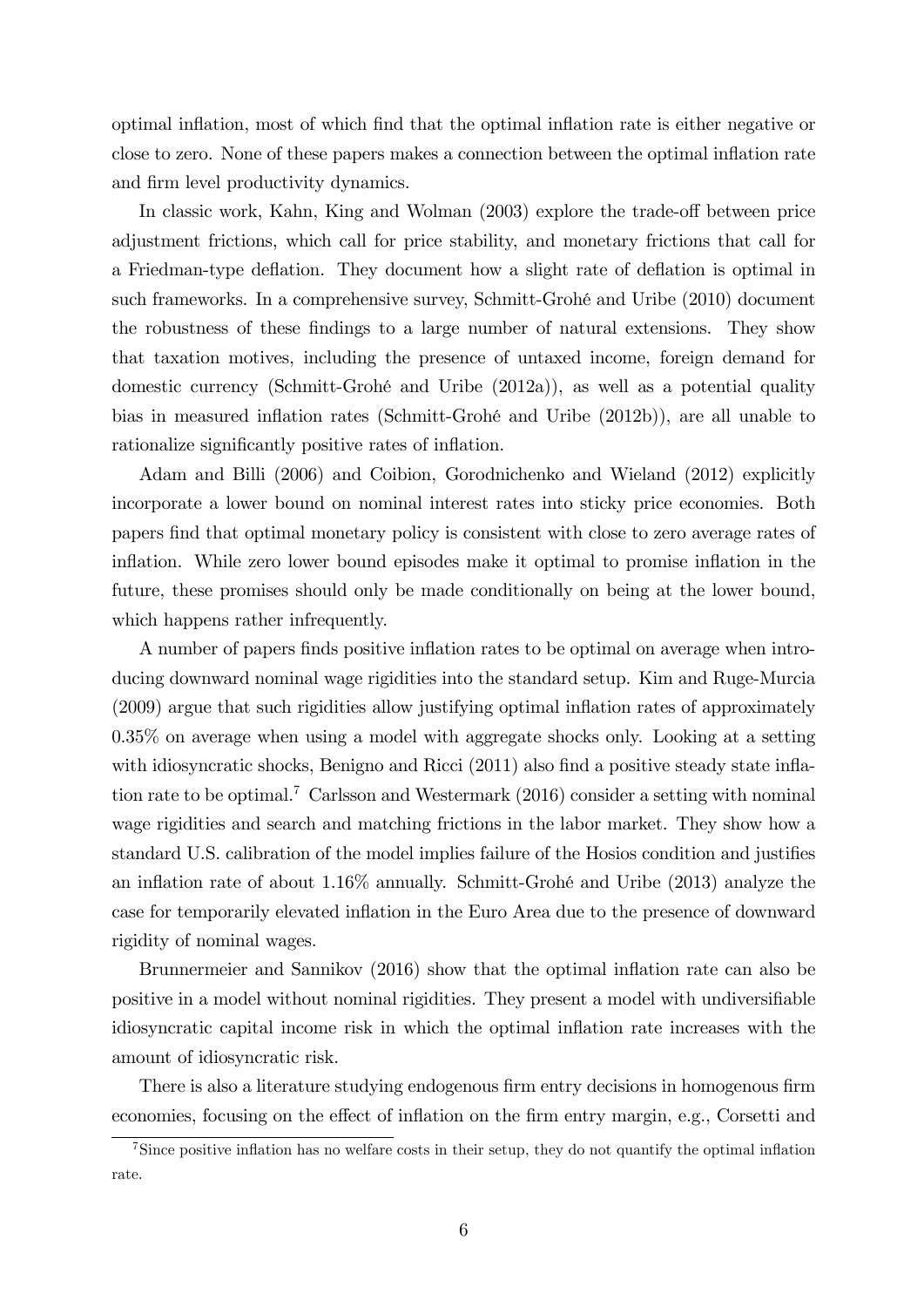optimal inflation, most of which find that the optimal inflation rate is either negative or close to zero. None of these papers makes a connection between the optimal inflation rate and firm level productivity dynamics.

In classic work, Kahn, King and Wolman (2003) explore the trade-off between price adjustment frictions, which call for price stability, and monetary frictions that call for a Friedman-type deflation. They document how a slight rate of deflation is optimal in such frameworks. In a comprehensive survey, Schmitt-Grohé and Uribe (2010) document the robustness of these findings to a large number of natural extensions. They show that taxation motives, including the presence of untaxed income, foreign demand for domestic currency (Schmitt-Grohé and Uribe (2012a)), as well as a potential quality bias in measured inflation rates (Schmitt-Grohé and Uribe (2012b)), are all unable to rationalize significantly positive rates of inflation.

Adam and Billi (2006) and Coibion, Gorodnichenko and Wieland (2012) explicitly incorporate a lower bound on nominal interest rates into sticky price economies. Both papers find that optimal monetary policy is consistent with close to zero average rates of inflation. While zero lower bound episodes make it optimal to promise inflation in the future, these promises should only be made conditionally on being at the lower bound, which happens rather infrequently.

A number of papers finds positive inflation rates to be optimal on average when introducing downward nominal wage rigidities into the standard setup. Kim and Ruge-Murcia (2009) argue that such rigidities allow justifying optimal inflation rates of approximately 0.35% on average when using a model with aggregate shocks only. Looking at a setting with idiosyncratic shocks, Benigno and Ricci (2011) also find a positive steady state inflation rate to be optimal.[7] Carlsson and Westermark (2016) consider a setting with nominal wage rigidities and search and matching frictions in the labor market. They show how a standard U.S. calibration of the model implies failure of the Hosios condition and justifies an inflation rate of about 1.16% annually. Schmitt-Grohé and Uribe (2013) analyze the case for temporarily elevated inflation in the Euro Area due to the presence of downward rigidity of nominal wages.

Brunnermeier and Sannikov (2016) show that the optimal inflation rate can also be positive in a model without nominal rigidities. They present a model with undiversifiable idiosyncratic capital income risk in which the optimal inflation rate increases with the amount of idiosyncratic risk.

There is also a literature studying endogenous firm entry decisions in homogenous firm economies, focusing on the effect of inflation on the firm entry margin, e.g., Corsetti and

[7] Since positive inflation has no welfare costs in their setup, they do not quantify the optimal inflation rate.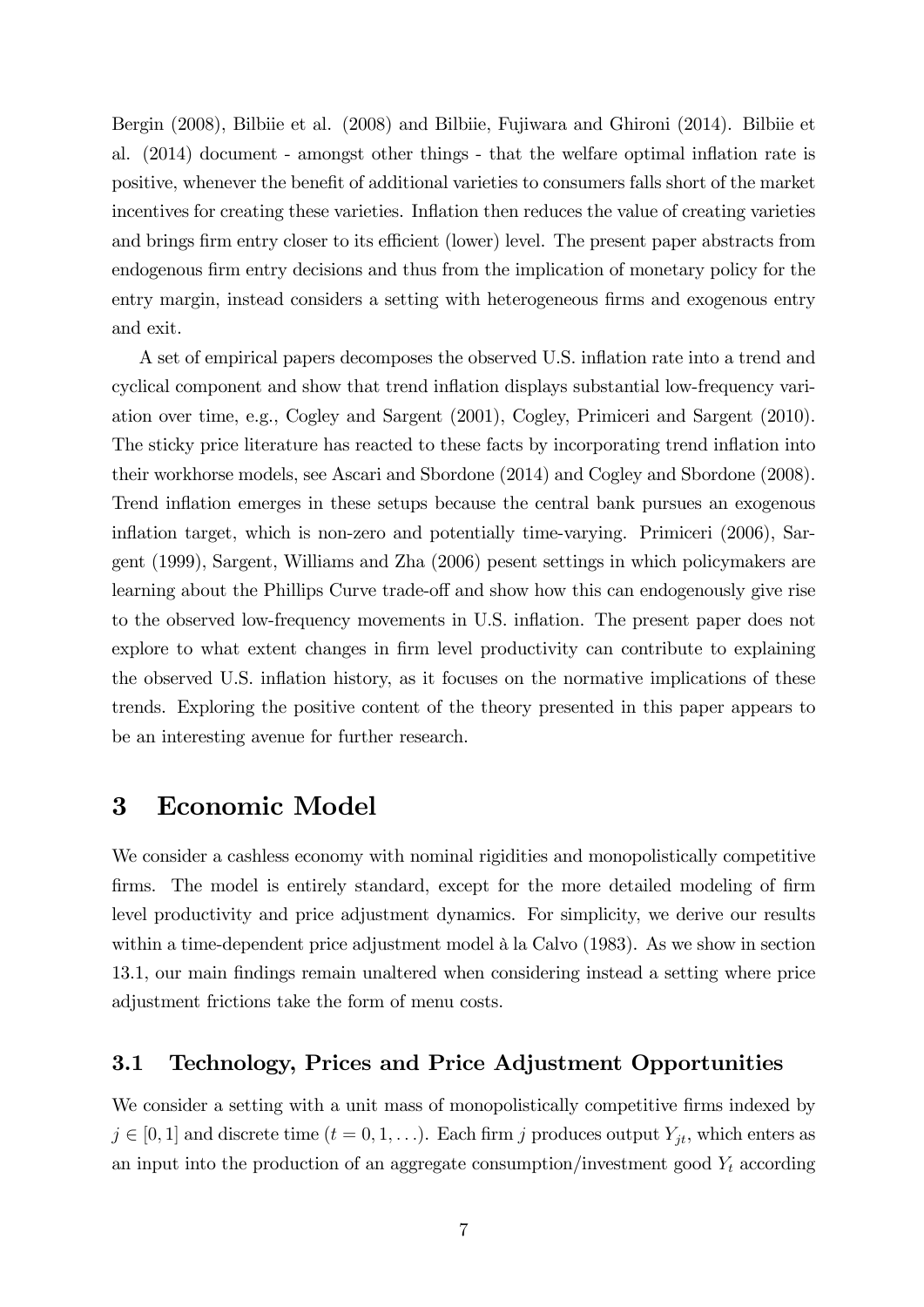Bergin (2008), Bilbiie et al. (2008) and Bilbiie, Fujiwara and Ghironi (2014). Bilbiie et al. (2014) document - amongst other things - that the welfare optimal inflation rate is positive, whenever the benefit of additional varieties to consumers falls short of the market incentives for creating these varieties. Inflation then reduces the value of creating varieties and brings firm entry closer to its efficient (lower) level. The present paper abstracts from endogenous firm entry decisions and thus from the implication of monetary policy for the entry margin, instead considers a setting with heterogeneous firms and exogenous entry and exit.

A set of empirical papers decomposes the observed U.S. inflation rate into a trend and cyclical component and show that trend inflation displays substantial low-frequency variation over time, e.g., Cogley and Sargent (2001), Cogley, Primiceri and Sargent (2010). The sticky price literature has reacted to these facts by incorporating trend inflation into their workhorse models, see Ascari and Sbordone (2014) and Cogley and Sbordone (2008). Trend inflation emerges in these setups because the central bank pursues an exogenous inflation target, which is non-zero and potentially time-varying. Primiceri (2006), Sargent (1999), Sargent, Williams and Zha (2006) pesent settings in which policymakers are learning about the Phillips Curve trade-off and show how this can endogenously give rise to the observed low-frequency movements in U.S. inflation. The present paper does not explore to what extent changes in firm level productivity can contribute to explaining the observed U.S. inflation history, as it focuses on the normative implications of these trends. Exploring the positive content of the theory presented in this paper appears to be an interesting avenue for further research.

# 3 Economic Model

We consider a cashless economy with nominal rigidities and monopolistically competitive firms. The model is entirely standard, except for the more detailed modeling of firm level productivity and price adjustment dynamics. For simplicity, we derive our results within a time-dependent price adjustment model à la Calvo (1983). As we show in section 13.1, our main findings remain unaltered when considering instead a setting where price adjustment frictions take the form of menu costs.

## 3.1 Technology, Prices and Price Adjustment Opportunities

We consider a setting with a unit mass of monopolistically competitive firms indexed by $j \in [0, 1]$ and discrete time ($t = 0, 1, \ldots$). Each firm $j$ produces output $Y_{jt}$, which enters as an input into the production of an aggregate consumption/investment good $Y_t$ according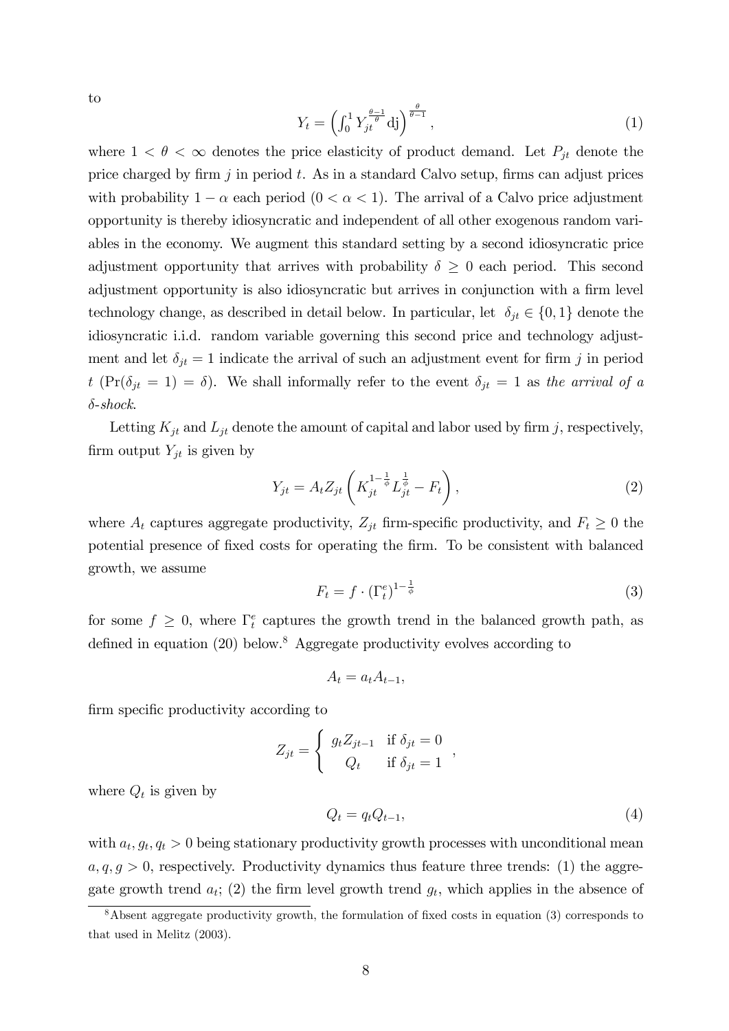to

$$Y_t = \left( \int_0^1 Y_{jt}^{\frac{\theta-1}{\theta}} \mathrm{dj} \right)^{\frac{\theta}{\theta-1}}, \tag{1}$$

where $1 < \theta < \infty$ denotes the price elasticity of product demand. Let $P_{jt}$ denote the price charged by firm $j$ in period $t$. As in a standard Calvo setup, firms can adjust prices with probability $1 - \alpha$ each period ($0 < \alpha < 1$). The arrival of a Calvo price adjustment opportunity is thereby idiosyncratic and independent of all other exogenous random variables in the economy. We augment this standard setting by a second idiosyncratic price adjustment opportunity that arrives with probability $\delta \geq 0$ each period. This second adjustment opportunity is also idiosyncratic but arrives in conjunction with a firm level technology change, as described in detail below. In particular, let $\delta_{jt} \in \{0, 1\}$ denote the idiosyncratic i.i.d. random variable governing this second price and technology adjustment and let $\delta_{jt} = 1$ indicate the arrival of such an adjustment event for firm $j$ in period $t$ ($\Pr(\delta_{jt} = 1) = \delta$). We shall informally refer to the event $\delta_{jt} = 1$ as *the arrival of a $\delta$-shock*.

Letting $K_{jt}$ and $L_{jt}$ denote the amount of capital and labor used by firm $j$, respectively, firm output $Y_{jt}$ is given by

$$Y_{jt} = A_t Z_{jt} \left( K_{jt}^{1-\frac{1}{\phi}} L_{jt}^{\frac{1}{\phi}} - F_t \right), \tag{2}$$

where $A_t$ captures aggregate productivity, $Z_{jt}$ firm-specific productivity, and $F_t \geq 0$ the potential presence of fixed costs for operating the firm. To be consistent with balanced growth, we assume

$$F_t = f \cdot (\Gamma_t^e)^{1-\frac{1}{\phi}} \tag{3}$$

for some $f \geq 0$, where $\Gamma_t^e$ captures the growth trend in the balanced growth path, as defined in equation (20) below.[8] Aggregate productivity evolves according to

$$A_t = a_t A_{t-1},$$

firm specific productivity according to

$$Z_{jt} = \begin{cases} g_t Z_{jt-1} & \text{if } \delta_{jt} = 0 \\ Q_t & \text{if } \delta_{jt} = 1 \end{cases},$$

where $Q_t$ is given by

$$Q_t = q_t Q_{t-1}, \tag{4}$$

with $a_t, g_t, q_t > 0$ being stationary productivity growth processes with unconditional mean $a, q, g > 0$, respectively. Productivity dynamics thus feature three trends: (1) the aggregate growth trend $a_t$; (2) the firm level growth trend $g_t$, which applies in the absence of

[8] Absent aggregate productivity growth, the formulation of fixed costs in equation (3) corresponds to that used in Melitz (2003).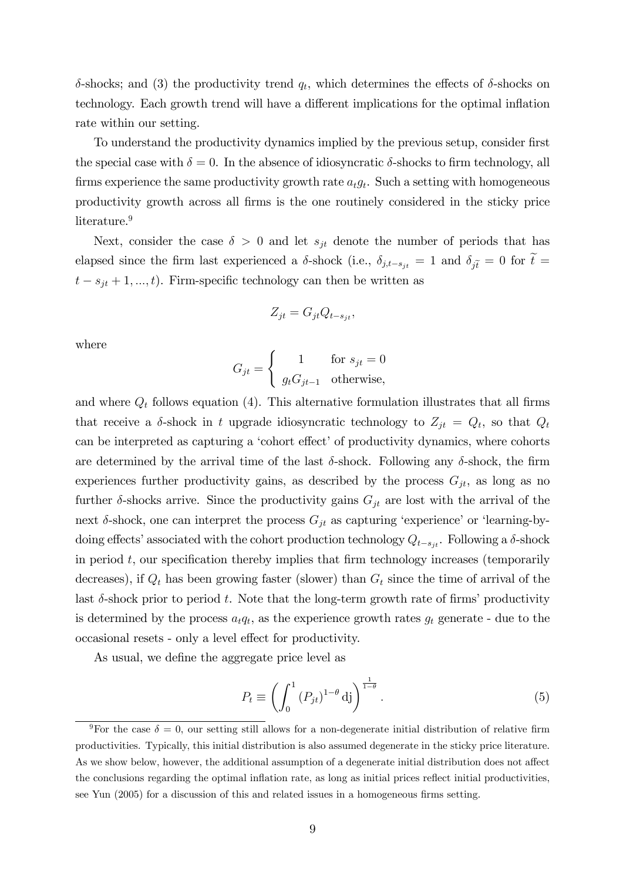$\delta$-shocks; and (3) the productivity trend $q_t$, which determines the effects of $\delta$-shocks on technology. Each growth trend will have a different implications for the optimal inflation rate within our setting.

To understand the productivity dynamics implied by the previous setup, consider first the special case with $\delta = 0$. In the absence of idiosyncratic $\delta$-shocks to firm technology, all firms experience the same productivity growth rate $a_t g_t$. Such a setting with homogeneous productivity growth across all firms is the one routinely considered in the sticky price literature.[9]

Next, consider the case $\delta > 0$ and let $s_{jt}$ denote the number of periods that has elapsed since the firm last experienced a $\delta$-shock (i.e., $\delta_{j,t-s_{jt}} = 1$ and $\delta_{j\widetilde{t}} = 0$ for $\widetilde{t} = t - s_{jt} + 1, ..., t$). Firm-specific technology can then be written as

$$Z_{jt} = G_{jt} Q_{t-s_{jt}},$$

where

$$G_{jt} = \begin{cases} 1 & \text{for } s_{jt} = 0 \\ g_t G_{jt-1} & \text{otherwise,} \end{cases}$$

and where $Q_t$ follows equation (4). This alternative formulation illustrates that all firms that receive a $\delta$-shock in $t$ upgrade idiosyncratic technology to $Z_{jt} = Q_t$, so that $Q_t$ can be interpreted as capturing a 'cohort effect' of productivity dynamics, where cohorts are determined by the arrival time of the last $\delta$-shock. Following any $\delta$-shock, the firm experiences further productivity gains, as described by the process $G_{jt}$, as long as no further $\delta$-shocks arrive. Since the productivity gains $G_{jt}$ are lost with the arrival of the next $\delta$-shock, one can interpret the process $G_{jt}$ as capturing 'experience' or 'learning-by-doing effects' associated with the cohort production technology $Q_{t-s_{jt}}$. Following a $\delta$-shock in period $t$, our specification thereby implies that firm technology increases (temporarily decreases), if $Q_t$ has been growing faster (slower) than $G_t$ since the time of arrival of the last $\delta$-shock prior to period $t$. Note that the long-term growth rate of firms' productivity is determined by the process $a_t q_t$, as the experience growth rates $g_t$ generate - due to the occasional resets - only a level effect for productivity.

As usual, we define the aggregate price level as

$$P_t \equiv \left( \int_0^1 (P_{jt})^{1-\theta} \, \mathrm{dj} \right)^{\frac{1}{1-\theta}}. \tag{5}$$

[9] For the case $\delta = 0$, our setting still allows for a non-degenerate initial distribution of relative firm productivities. Typically, this initial distribution is also assumed degenerate in the sticky price literature. As we show below, however, the additional assumption of a degenerate initial distribution does not affect the conclusions regarding the optimal inflation rate, as long as initial prices reflect initial productivities, see Yun (2005) for a discussion of this and related issues in a homogeneous firms setting.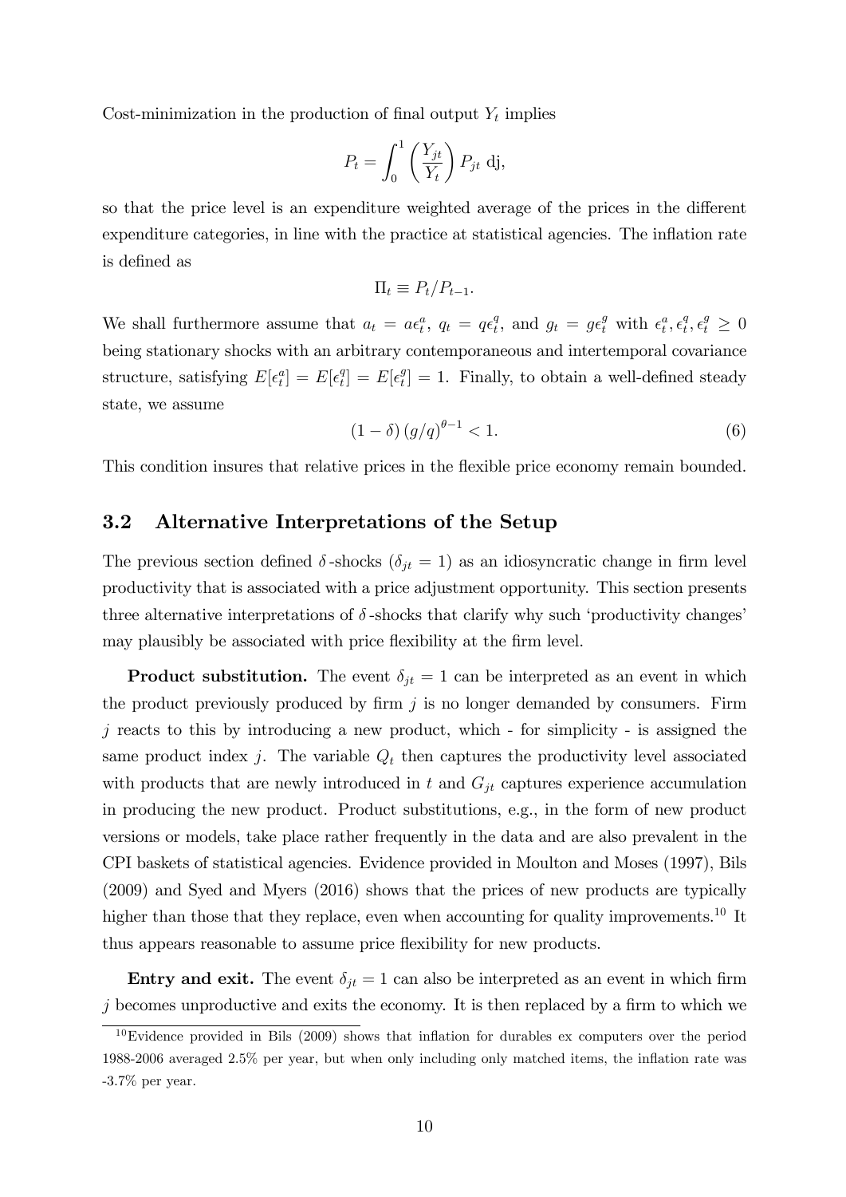Cost-minimization in the production of final output $Y_t$ implies

$$P_t = \int_0^1 \left(\frac{Y_{jt}}{Y_t}\right) P_{jt} \text{ dj},$$

so that the price level is an expenditure weighted average of the prices in the different expenditure categories, in line with the practice at statistical agencies. The inflation rate is defined as

$$\Pi_t \equiv P_t / P_{t-1}.$$

We shall furthermore assume that $a_t = a\epsilon_t^a$, $q_t = q\epsilon_t^q$, and $g_t = g\epsilon_t^g$ with $\epsilon_t^a, \epsilon_t^q, \epsilon_t^g \geq 0$ being stationary shocks with an arbitrary contemporaneous and intertemporal covariance structure, satisfying $E[\epsilon_t^a] = E[\epsilon_t^q] = E[\epsilon_t^g] = 1$. Finally, to obtain a well-defined steady state, we assume

$$(1-\delta)(g/q)^{\theta-1} < 1. \tag{6}$$

This condition insures that relative prices in the flexible price economy remain bounded.

## 3.2 Alternative Interpretations of the Setup

The previous section defined $\delta$-shocks ($\delta_{jt} = 1$) as an idiosyncratic change in firm level productivity that is associated with a price adjustment opportunity. This section presents three alternative interpretations of $\delta$-shocks that clarify why such 'productivity changes' may plausibly be associated with price flexibility at the firm level.

**Product substitution.** The event $\delta_{jt} = 1$ can be interpreted as an event in which the product previously produced by firm $j$ is no longer demanded by consumers. Firm $j$ reacts to this by introducing a new product, which - for simplicity - is assigned the same product index $j$. The variable $Q_t$ then captures the productivity level associated with products that are newly introduced in $t$ and $G_{jt}$ captures experience accumulation in producing the new product. Product substitutions, e.g., in the form of new product versions or models, take place rather frequently in the data and are also prevalent in the CPI baskets of statistical agencies. Evidence provided in Moulton and Moses (1997), Bils (2009) and Syed and Myers (2016) shows that the prices of new products are typically higher than those that they replace, even when accounting for quality improvements.[10] It thus appears reasonable to assume price flexibility for new products.

**Entry and exit.** The event $\delta_{jt} = 1$ can also be interpreted as an event in which firm $j$ becomes unproductive and exits the economy. It is then replaced by a firm to which we

[10] Evidence provided in Bils (2009) shows that inflation for durables ex computers over the period 1988-2006 averaged 2.5% per year, but when only including only matched items, the inflation rate was -3.7% per year.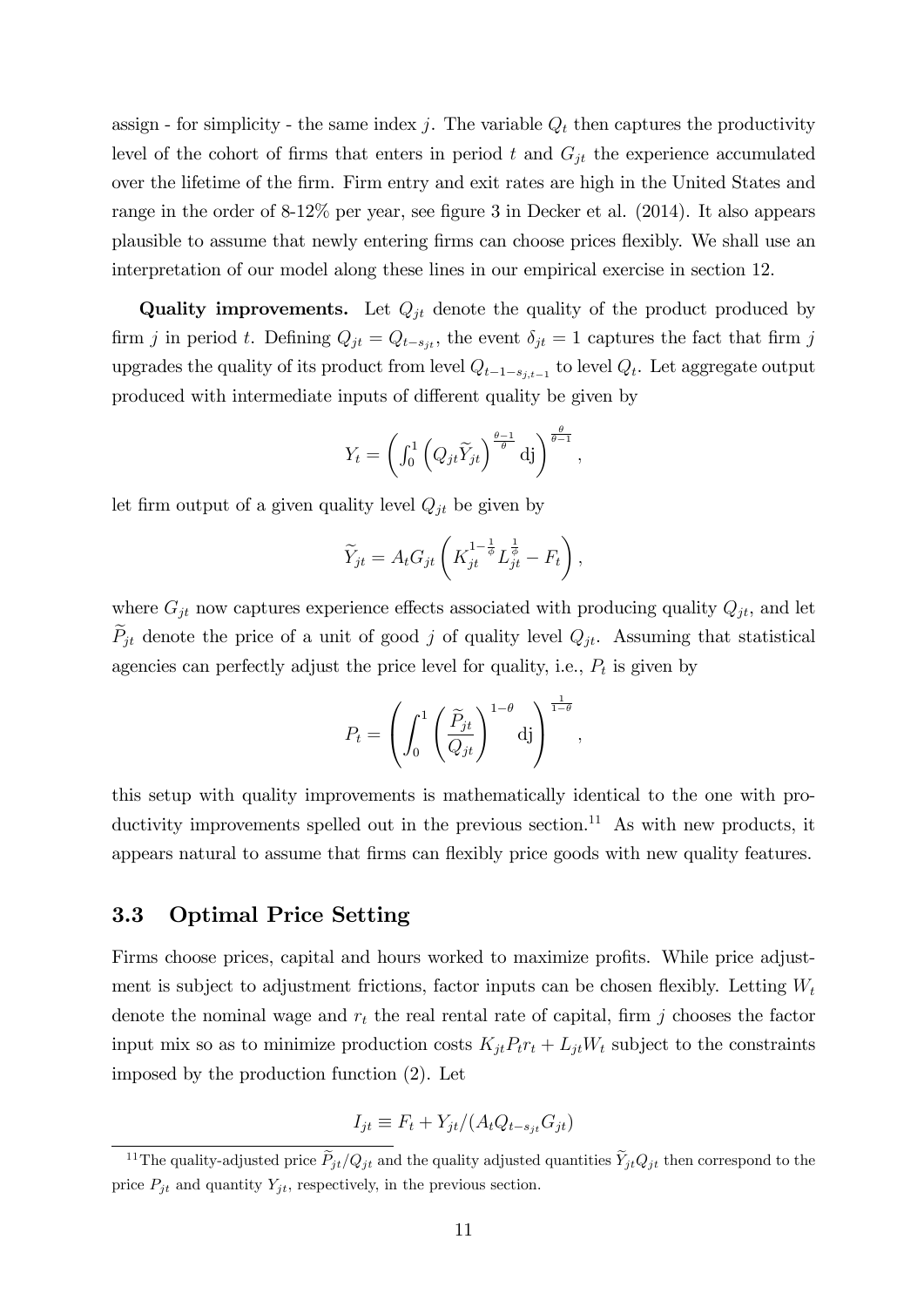assign - for simplicity - the same index $j$. The variable $Q_t$ then captures the productivity level of the cohort of firms that enters in period $t$ and $G_{jt}$ the experience accumulated over the lifetime of the firm. Firm entry and exit rates are high in the United States and range in the order of 8-12% per year, see figure 3 in Decker et al. (2014). It also appears plausible to assume that newly entering firms can choose prices flexibly. We shall use an interpretation of our model along these lines in our empirical exercise in section 12.

**Quality improvements.** Let $Q_{jt}$ denote the quality of the product produced by firm $j$ in period $t$. Defining $Q_{jt} = Q_{t-s_{jt}}$, the event $\delta_{jt} = 1$ captures the fact that firm $j$ upgrades the quality of its product from level $Q_{t-1-s_{j,t-1}}$ to level $Q_t$. Let aggregate output produced with intermediate inputs of different quality be given by

$$Y_t = \left( \int_0^1 \left( Q_{jt} \widetilde{Y}_{jt} \right)^{\frac{\theta-1}{\theta}} \mathrm{dj} \right)^{\frac{\theta}{\theta-1}},$$

let firm output of a given quality level $Q_{jt}$ be given by

$$\widetilde{Y}_{jt} = A_t G_{jt} \left( K_{jt}^{1-\frac{1}{\phi}} L_{jt}^{\frac{1}{\phi}} - F_t \right),$$

where $G_{jt}$ now captures experience effects associated with producing quality $Q_{jt}$, and let $\widetilde{P}_{jt}$ denote the price of a unit of good $j$ of quality level $Q_{jt}$. Assuming that statistical agencies can perfectly adjust the price level for quality, i.e., $P_t$ is given by

$$P_t = \left( \int_0^1 \left( \frac{\widetilde{P}_{jt}}{Q_{jt}} \right)^{1-\theta} \mathrm{dj} \right)^{\frac{1}{1-\theta}},$$

this setup with quality improvements is mathematically identical to the one with productivity improvements spelled out in the previous section.[11] As with new products, it appears natural to assume that firms can flexibly price goods with new quality features.

## 3.3 Optimal Price Setting

Firms choose prices, capital and hours worked to maximize profits. While price adjustment is subject to adjustment frictions, factor inputs can be chosen flexibly. Letting $W_t$ denote the nominal wage and $r_t$ the real rental rate of capital, firm $j$ chooses the factor input mix so as to minimize production costs $K_{jt} P_t r_t + L_{jt} W_t$ subject to the constraints imposed by the production function (2). Let

$$I_{jt} \equiv F_t + Y_{jt}/(A_t Q_{t-s_{jt}} G_{jt})$$

[11] The quality-adjusted price $\widetilde{P}_{jt}/Q_{jt}$ and the quality adjusted quantities $\widetilde{Y}_{jt} Q_{jt}$ then correspond to the price $P_{jt}$ and quantity $Y_{jt}$, respectively, in the previous section.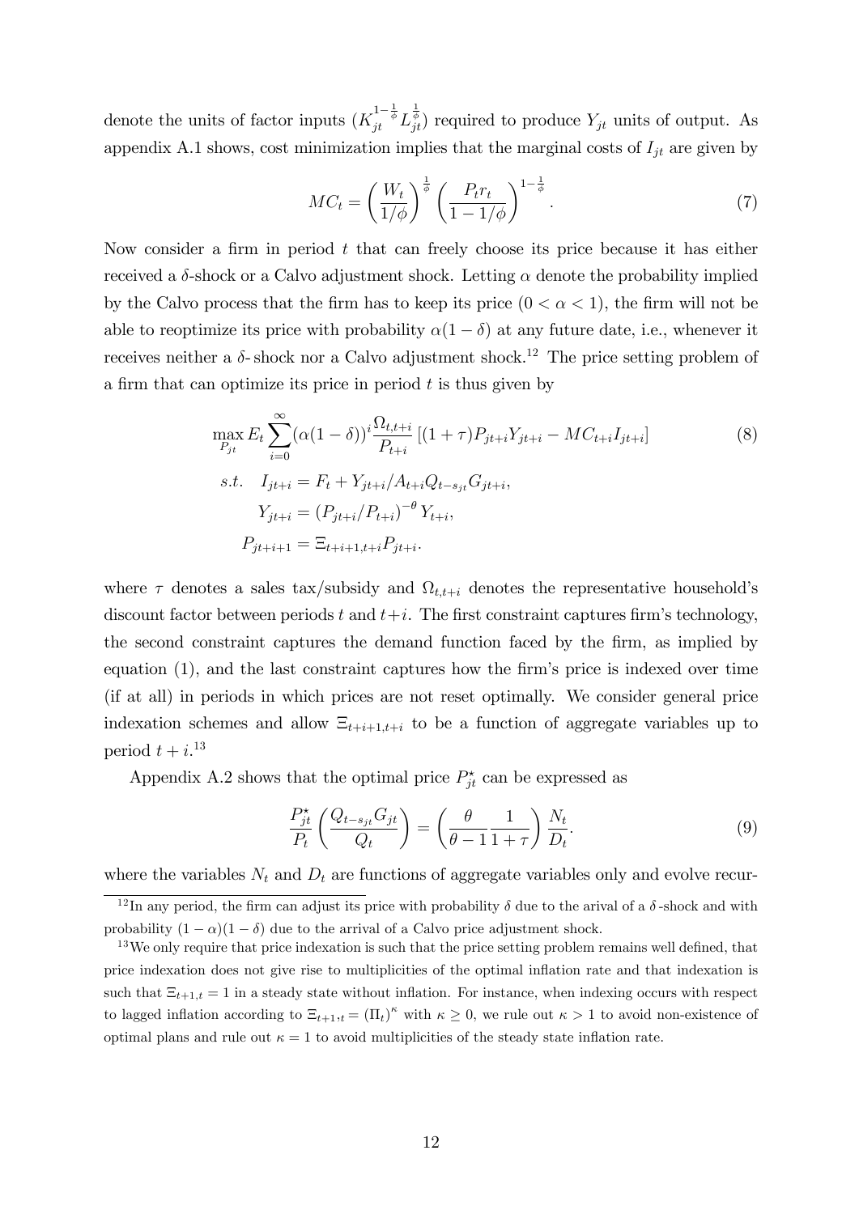denote the units of factor inputs ($K_{jt}^{1-\frac{1}{\phi}} L_{jt}^{\frac{1}{\phi}}$) required to produce $Y_{jt}$ units of output. As appendix A.1 shows, cost minimization implies that the marginal costs of $I_{jt}$ are given by

$$MC_t = \left(\frac{W_t}{1/\phi}\right)^{\frac{1}{\phi}} \left(\frac{P_t r_t}{1-1/\phi}\right)^{1-\frac{1}{\phi}}. \tag{7}$$

Now consider a firm in period $t$ that can freely choose its price because it has either received a $\delta$-shock or a Calvo adjustment shock. Letting $\alpha$ denote the probability implied by the Calvo process that the firm has to keep its price ($0 < \alpha < 1$), the firm will not be able to reoptimize its price with probability $\alpha(1-\delta)$ at any future date, i.e., whenever it receives neither a $\delta$- shock nor a Calvo adjustment shock.[12] The price setting problem of a firm that can optimize its price in period $t$ is thus given by

$$\begin{aligned}
&\max_{P_{jt}} E_t \sum_{i=0}^{\infty} (\alpha(1-\delta))^i \frac{\Omega_{t,t+i}}{P_{t+i}} \left[(1+\tau) P_{jt+i} Y_{jt+i} - MC_{t+i} I_{jt+i}\right] \\
&s.t. \quad I_{jt+i} = F_t + Y_{jt+i}/A_{t+i} Q_{t-s_{jt}} G_{jt+i}, \\
&\qquad\quad Y_{jt+i} = \left(P_{jt+i}/P_{t+i}\right)^{-\theta} Y_{t+i}, \\
&\qquad\quad P_{jt+i+1} = \Xi_{t+i+1,t+i} P_{jt+i}.
\end{aligned} \tag{8}$$

where $\tau$ denotes a sales tax/subsidy and $\Omega_{t,t+i}$ denotes the representative household's discount factor between periods $t$ and $t+i$. The first constraint captures firm's technology, the second constraint captures the demand function faced by the firm, as implied by equation (1), and the last constraint captures how the firm's price is indexed over time (if at all) in periods in which prices are not reset optimally. We consider general price indexation schemes and allow $\Xi_{t+i+1,t+i}$ to be a function of aggregate variables up to period $t+i$.[13]

Appendix A.2 shows that the optimal price $P_{jt}^{\star}$ can be expressed as

$$\frac{P_{jt}^{\star}}{P_t}\left(\frac{Q_{t-s_{jt}} G_{jt}}{Q_t}\right) = \left(\frac{\theta}{\theta-1}\frac{1}{1+\tau}\right)\frac{N_t}{D_t}. \tag{9}$$

where the variables $N_t$ and $D_t$ are functions of aggregate variables only and evolve recur-

---

[12] In any period, the firm can adjust its price with probability $\delta$ due to the arival of a $\delta$-shock and with probability $(1-\alpha)(1-\delta)$ due to the arrival of a Calvo price adjustment shock.

[13] We only require that price indexation is such that the price setting problem remains well defined, that price indexation does not give rise to multiplicities of the optimal inflation rate and that indexation is such that $\Xi_{t+1,t} = 1$ in a steady state without inflation. For instance, when indexing occurs with respect to lagged inflation according to $\Xi_{t+1,t} = (\Pi_t)^{\kappa}$ with $\kappa \geq 0$, we rule out $\kappa > 1$ to avoid non-existence of optimal plans and rule out $\kappa = 1$ to avoid multiplicities of the steady state inflation rate.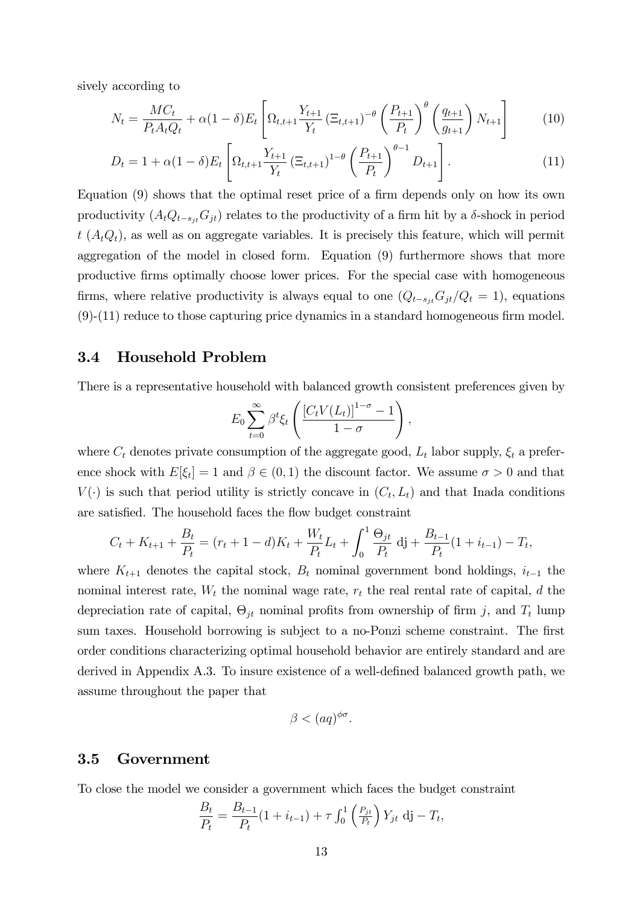sively according to

$$N_t = \frac{MC_t}{P_t A_t Q_t} + \alpha(1-\delta) E_t \left[ \Omega_{t,t+1} \frac{Y_{t+1}}{Y_t} \left(\Xi_{t,t+1}\right)^{-\theta} \left(\frac{P_{t+1}}{P_t}\right)^{\theta} \left(\frac{q_{t+1}}{g_{t+1}}\right) N_{t+1} \right] \tag{10}$$

$$D_t = 1 + \alpha(1-\delta) E_t \left[ \Omega_{t,t+1} \frac{Y_{t+1}}{Y_t} \left(\Xi_{t,t+1}\right)^{1-\theta} \left(\frac{P_{t+1}}{P_t}\right)^{\theta-1} D_{t+1} \right]. \tag{11}$$

Equation (9) shows that the optimal reset price of a firm depends only on how its own productivity ($A_t Q_{t-s_{jt}} G_{jt}$) relates to the productivity of a firm hit by a $\delta$-shock in period $t$ ($A_t Q_t$), as well as on aggregate variables. It is precisely this feature, which will permit aggregation of the model in closed form. Equation (9) furthermore shows that more productive firms optimally choose lower prices. For the special case with homogeneous firms, where relative productivity is always equal to one ($Q_{t-s_{jt}} G_{jt}/Q_t = 1$), equations (9)-(11) reduce to those capturing price dynamics in a standard homogeneous firm model.

## 3.4 Household Problem

There is a representative household with balanced growth consistent preferences given by

$$E_0 \sum_{t=0}^{\infty} \beta^t \xi_t \left( \frac{\left[C_t V(L_t)\right]^{1-\sigma} - 1}{1-\sigma} \right),$$

where $C_t$ denotes private consumption of the aggregate good, $L_t$ labor supply, $\xi_t$ a preference shock with $E[\xi_t] = 1$ and $\beta \in (0,1)$ the discount factor. We assume $\sigma > 0$ and that $V(\cdot)$ is such that period utility is strictly concave in $(C_t, L_t)$ and that Inada conditions are satisfied. The household faces the flow budget constraint

$$C_t + K_{t+1} + \frac{B_t}{P_t} = (r_t + 1 - d)K_t + \frac{W_t}{P_t} L_t + \int_0^1 \frac{\Theta_{jt}}{P_t} \, \mathrm{dj} + \frac{B_{t-1}}{P_t}(1 + i_{t-1}) - T_t,$$

where $K_{t+1}$ denotes the capital stock, $B_t$ nominal government bond holdings, $i_{t-1}$ the nominal interest rate, $W_t$ the nominal wage rate, $r_t$ the real rental rate of capital, $d$ the depreciation rate of capital, $\Theta_{jt}$ nominal profits from ownership of firm $j$, and $T_t$ lump sum taxes. Household borrowing is subject to a no-Ponzi scheme constraint. The first order conditions characterizing optimal household behavior are entirely standard and are derived in Appendix A.3. To insure existence of a well-defined balanced growth path, we assume throughout the paper that

$$\beta < (aq)^{\phi\sigma}.$$

## 3.5 Government

To close the model we consider a government which faces the budget constraint

$$\frac{B_t}{P_t} = \frac{B_{t-1}}{P_t}(1 + i_{t-1}) + \tau \int_0^1 \left(\frac{P_{jt}}{P_t}\right) Y_{jt} \, \mathrm{dj} - T_t,$$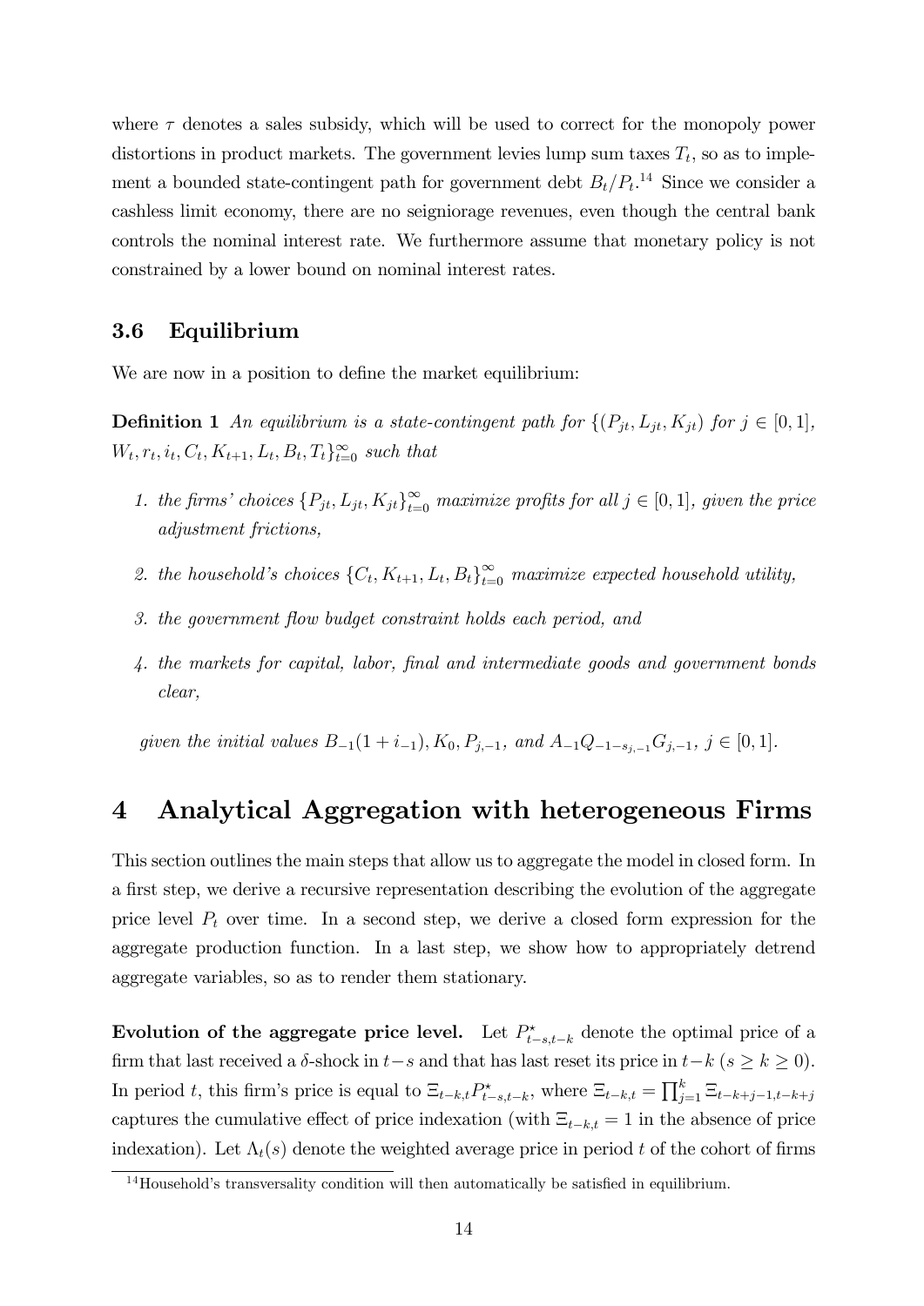where $\tau$ denotes a sales subsidy, which will be used to correct for the monopoly power distortions in product markets. The government levies lump sum taxes $T_t$, so as to implement a bounded state-contingent path for government debt $B_t/P_t$.[14] Since we consider a cashless limit economy, there are no seigniorage revenues, even though the central bank controls the nominal interest rate. We furthermore assume that monetary policy is not constrained by a lower bound on nominal interest rates.

### 3.6 Equilibrium

We are now in a position to define the market equilibrium:

**Definition 1** *An equilibrium is a state-contingent path for* $\{(P_{jt}, L_{jt}, K_{jt})$ *for* $j \in [0,1]$, $W_t, r_t, i_t, C_t, K_{t+1}, L_t, B_t, T_t\}_{t=0}^{\infty}$ *such that*

1. *the firms' choices* $\{P_{jt}, L_{jt}, K_{jt}\}_{t=0}^{\infty}$ *maximize profits for all* $j \in [0,1]$, *given the price adjustment frictions,*
2. *the household's choices* $\{C_t, K_{t+1}, L_t, B_t\}_{t=0}^{\infty}$ *maximize expected household utility,*
3. *the government flow budget constraint holds each period, and*
4. *the markets for capital, labor, final and intermediate goods and government bonds clear,*

*given the initial values* $B_{-1}(1+i_{-1}), K_0, P_{j,-1}$, *and* $A_{-1}Q_{-1-s_{j,-1}}G_{j,-1}$, $j \in [0,1]$.

# 4 Analytical Aggregation with heterogeneous Firms

This section outlines the main steps that allow us to aggregate the model in closed form. In a first step, we derive a recursive representation describing the evolution of the aggregate price level $P_t$ over time. In a second step, we derive a closed form expression for the aggregate production function. In a last step, we show how to appropriately detrend aggregate variables, so as to render them stationary.

**Evolution of the aggregate price level.** Let $P^{\star}_{t-s,t-k}$ denote the optimal price of a firm that last received a $\delta$-shock in $t-s$ and that has last reset its price in $t-k$ ($s \geq k \geq 0$). In period $t$, this firm's price is equal to $\Xi_{t-k,t}P^{\star}_{t-s,t-k}$, where $\Xi_{t-k,t} = \prod_{j=1}^{k} \Xi_{t-k+j-1,t-k+j}$ captures the cumulative effect of price indexation (with $\Xi_{t-k,t} = 1$ in the absence of price indexation). Let $\Lambda_t(s)$ denote the weighted average price in period $t$ of the cohort of firms

[14] Household's transversality condition will then automatically be satisfied in equilibrium.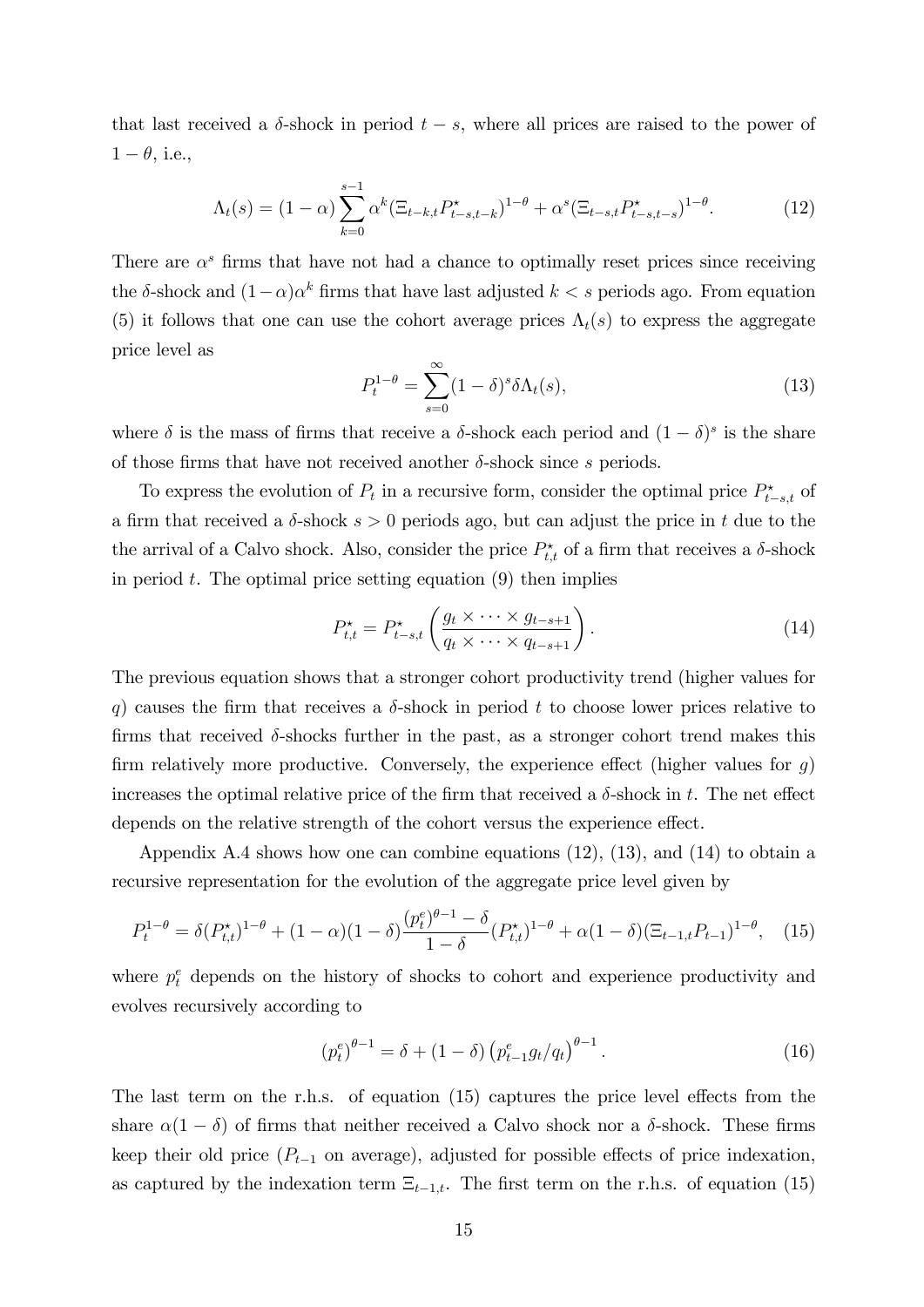that last received a $\delta$-shock in period $t-s$, where all prices are raised to the power of $1-\theta$, i.e.,

$$\Lambda_t(s) = (1-\alpha)\sum_{k=0}^{s-1}\alpha^k(\Xi_{t-k,t}P^\star_{t-s,t-k})^{1-\theta} + \alpha^s(\Xi_{t-s,t}P^\star_{t-s,t-s})^{1-\theta}. \tag{12}$$

There are $\alpha^s$ firms that have not had a chance to optimally reset prices since receiving the $\delta$-shock and $(1-\alpha)\alpha^k$ firms that have last adjusted $k<s$ periods ago. From equation (5) it follows that one can use the cohort average prices $\Lambda_t(s)$ to express the aggregate price level as

$$P_t^{1-\theta} = \sum_{s=0}^{\infty}(1-\delta)^s\delta\Lambda_t(s), \tag{13}$$

where $\delta$ is the mass of firms that receive a $\delta$-shock each period and $(1-\delta)^s$ is the share of those firms that have not received another $\delta$-shock since $s$ periods.

To express the evolution of $P_t$ in a recursive form, consider the optimal price $P^\star_{t-s,t}$ of a firm that received a $\delta$-shock $s>0$ periods ago, but can adjust the price in $t$ due to the the arrival of a Calvo shock. Also, consider the price $P^\star_{t,t}$ of a firm that receives a $\delta$-shock in period $t$. The optimal price setting equation (9) then implies

$$P^\star_{t,t} = P^\star_{t-s,t}\left(\frac{g_t\times\cdots\times g_{t-s+1}}{q_t\times\cdots\times q_{t-s+1}}\right). \tag{14}$$

The previous equation shows that a stronger cohort productivity trend (higher values for $q$) causes the firm that receives a $\delta$-shock in period $t$ to choose lower prices relative to firms that received $\delta$-shocks further in the past, as a stronger cohort trend makes this firm relatively more productive. Conversely, the experience effect (higher values for $g$) increases the optimal relative price of the firm that received a $\delta$-shock in $t$. The net effect depends on the relative strength of the cohort versus the experience effect.

Appendix A.4 shows how one can combine equations (12), (13), and (14) to obtain a recursive representation for the evolution of the aggregate price level given by

$$P_t^{1-\theta} = \delta(P^\star_{t,t})^{1-\theta} + (1-\alpha)(1-\delta)\frac{(p^e_t)^{\theta-1}-\delta}{1-\delta}(P^\star_{t,t})^{1-\theta} + \alpha(1-\delta)(\Xi_{t-1,t}P_{t-1})^{1-\theta}, \tag{15}$$

where $p^e_t$ depends on the history of shocks to cohort and experience productivity and evolves recursively according to

$$(p^e_t)^{\theta-1} = \delta + (1-\delta)\left(p^e_{t-1}g_t/q_t\right)^{\theta-1}. \tag{16}$$

The last term on the r.h.s. of equation (15) captures the price level effects from the share $\alpha(1-\delta)$ of firms that neither received a Calvo shock nor a $\delta$-shock. These firms keep their old price ($P_{t-1}$ on average), adjusted for possible effects of price indexation, as captured by the indexation term $\Xi_{t-1,t}$. The first term on the r.h.s. of equation (15)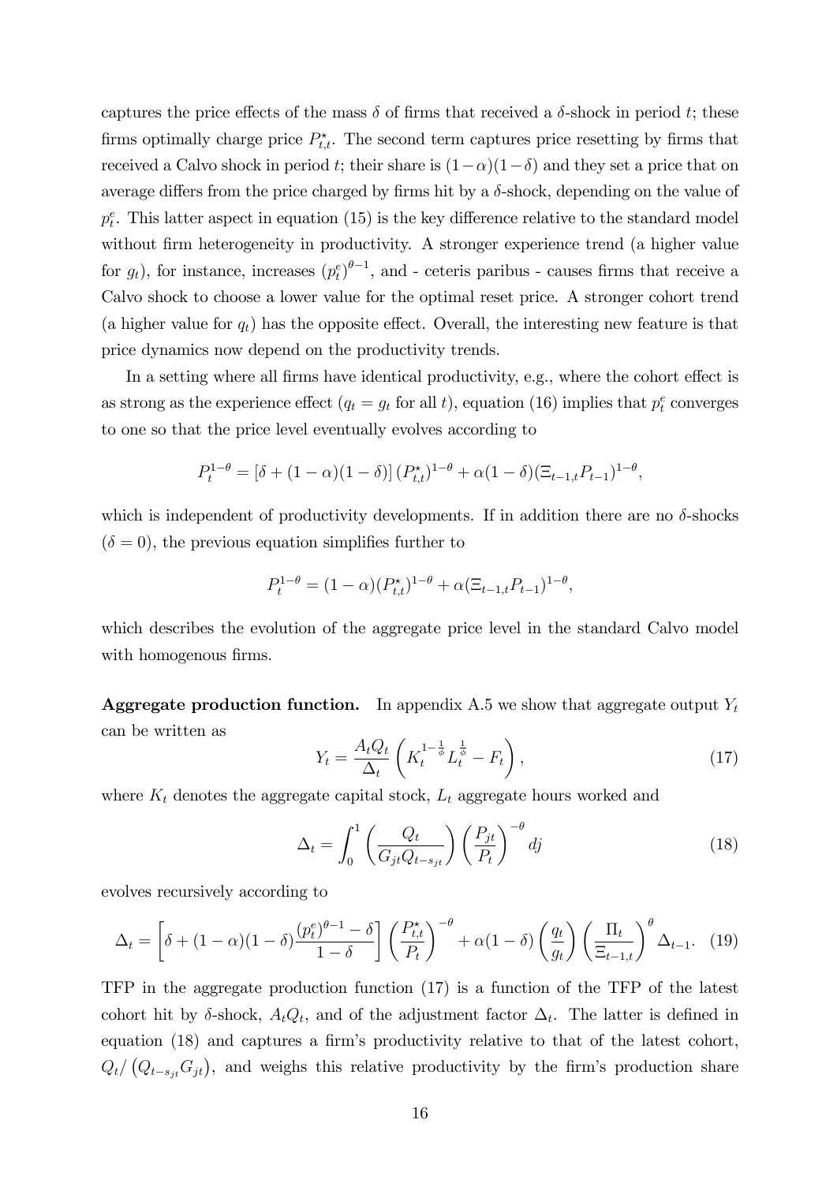captures the price effects of the mass $\delta$ of firms that received a $\delta$-shock in period $t$; these firms optimally charge price $P^{\star}_{t,t}$. The second term captures price resetting by firms that received a Calvo shock in period $t$; their share is $(1-\alpha)(1-\delta)$ and they set a price that on average differs from the price charged by firms hit by a $\delta$-shock, depending on the value of $p^e_t$. This latter aspect in equation (15) is the key difference relative to the standard model without firm heterogeneity in productivity. A stronger experience trend (a higher value for $g_t$), for instance, increases $(p^e_t)^{\theta-1}$, and - ceteris paribus - causes firms that receive a Calvo shock to choose a lower value for the optimal reset price. A stronger cohort trend (a higher value for $q_t$) has the opposite effect. Overall, the interesting new feature is that price dynamics now depend on the productivity trends.

In a setting where all firms have identical productivity, e.g., where the cohort effect is as strong as the experience effect ($q_t = g_t$ for all $t$), equation (16) implies that $p^e_t$ converges to one so that the price level eventually evolves according to

$$P_t^{1-\theta} = [\delta + (1-\alpha)(1-\delta)] \, (P^{\star}_{t,t})^{1-\theta} + \alpha(1-\delta)(\Xi_{t-1,t}P_{t-1})^{1-\theta},$$

which is independent of productivity developments. If in addition there are no $\delta$-shocks ($\delta = 0$), the previous equation simplifies further to

$$P_t^{1-\theta} = (1-\alpha)(P^{\star}_{t,t})^{1-\theta} + \alpha(\Xi_{t-1,t}P_{t-1})^{1-\theta},$$

which describes the evolution of the aggregate price level in the standard Calvo model with homogenous firms.

**Aggregate production function.** In appendix A.5 we show that aggregate output $Y_t$ can be written as

$$Y_t = \frac{A_t Q_t}{\Delta_t}\left(K_t^{1-\frac{1}{\phi}} L_t^{\frac{1}{\phi}} - F_t\right), \tag{17}$$

where $K_t$ denotes the aggregate capital stock, $L_t$ aggregate hours worked and

$$\Delta_t = \int_0^1 \left(\frac{Q_t}{G_{jt}Q_{t-s_{jt}}}\right)\left(\frac{P_{jt}}{P_t}\right)^{-\theta} dj \tag{18}$$

evolves recursively according to

$$\Delta_t = \left[\delta + (1-\alpha)(1-\delta)\frac{(p^e_t)^{\theta-1} - \delta}{1-\delta}\right]\left(\frac{P^{\star}_{t,t}}{P_t}\right)^{-\theta} + \alpha(1-\delta)\left(\frac{q_t}{g_t}\right)\left(\frac{\Pi_t}{\Xi_{t-1,t}}\right)^{\theta}\Delta_{t-1}. \tag{19}$$

TFP in the aggregate production function (17) is a function of the TFP of the latest cohort hit by $\delta$-shock, $A_t Q_t$, and of the adjustment factor $\Delta_t$. The latter is defined in equation (18) and captures a firm's productivity relative to that of the latest cohort, $Q_t/\left(Q_{t-s_{jt}}G_{jt}\right)$, and weighs this relative productivity by the firm's production share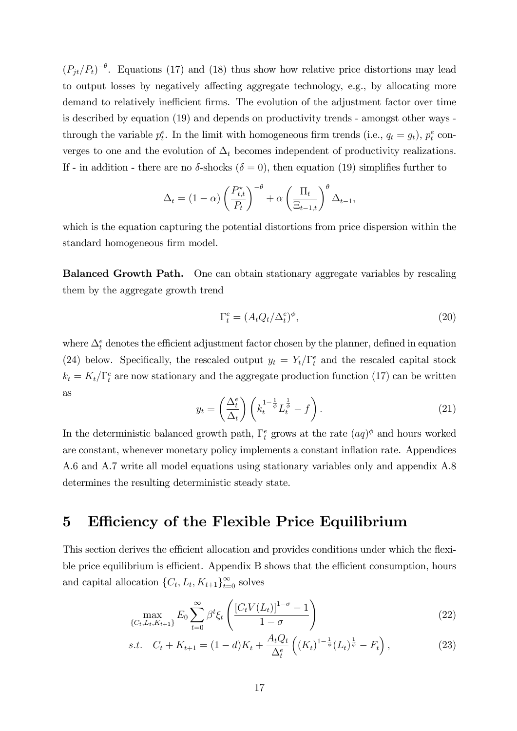$(P_{jt}/P_t)^{-\theta}$. Equations (17) and (18) thus show how relative price distortions may lead to output losses by negatively affecting aggregate technology, e.g., by allocating more demand to relatively inefficient firms. The evolution of the adjustment factor over time is described by equation (19) and depends on productivity trends - amongst other ways - through the variable $p_t^e$. In the limit with homogeneous firm trends (i.e., $q_t = g_t$), $p_t^e$ converges to one and the evolution of $\Delta_t$ becomes independent of productivity realizations. If - in addition - there are no $\delta$-shocks ($\delta = 0$), then equation (19) simplifies further to

$$\Delta_t = (1-\alpha)\left(\frac{P_{t,t}^\star}{P_t}\right)^{-\theta} + \alpha\left(\frac{\Pi_t}{\Xi_{t-1,t}}\right)^{\theta}\Delta_{t-1},$$

which is the equation capturing the potential distortions from price dispersion within the standard homogeneous firm model.

**Balanced Growth Path.** One can obtain stationary aggregate variables by rescaling them by the aggregate growth trend

$$\Gamma_t^e = (A_t Q_t/\Delta_t^e)^\phi, \tag{20}$$

where $\Delta_t^e$ denotes the efficient adjustment factor chosen by the planner, defined in equation (24) below. Specifically, the rescaled output $y_t = Y_t/\Gamma_t^e$ and the rescaled capital stock $k_t = K_t/\Gamma_t^e$ are now stationary and the aggregate production function (17) can be written as

$$y_t = \left(\frac{\Delta_t^e}{\Delta_t}\right)\left(k_t^{1-\frac{1}{\phi}} L_t^{\frac{1}{\phi}} - f\right). \tag{21}$$

In the deterministic balanced growth path, $\Gamma_t^e$ grows at the rate $(aq)^\phi$ and hours worked are constant, whenever monetary policy implements a constant inflation rate. Appendices A.6 and A.7 write all model equations using stationary variables only and appendix A.8 determines the resulting deterministic steady state.

# 5 Efficiency of the Flexible Price Equilibrium

This section derives the efficient allocation and provides conditions under which the flexible price equilibrium is efficient. Appendix B shows that the efficient consumption, hours and capital allocation $\{C_t, L_t, K_{t+1}\}_{t=0}^\infty$ solves

$$\max_{\{C_t, L_t, K_{t+1}\}} E_0 \sum_{t=0}^\infty \beta^t \xi_t \left(\frac{[C_t V(L_t)]^{1-\sigma} - 1}{1-\sigma}\right) \tag{22}$$

$$s.t. \quad C_t + K_{t+1} = (1-d)K_t + \frac{A_t Q_t}{\Delta_t^e}\left((K_t)^{1-\frac{1}{\phi}}(L_t)^{\frac{1}{\phi}} - F_t\right), \tag{23}$$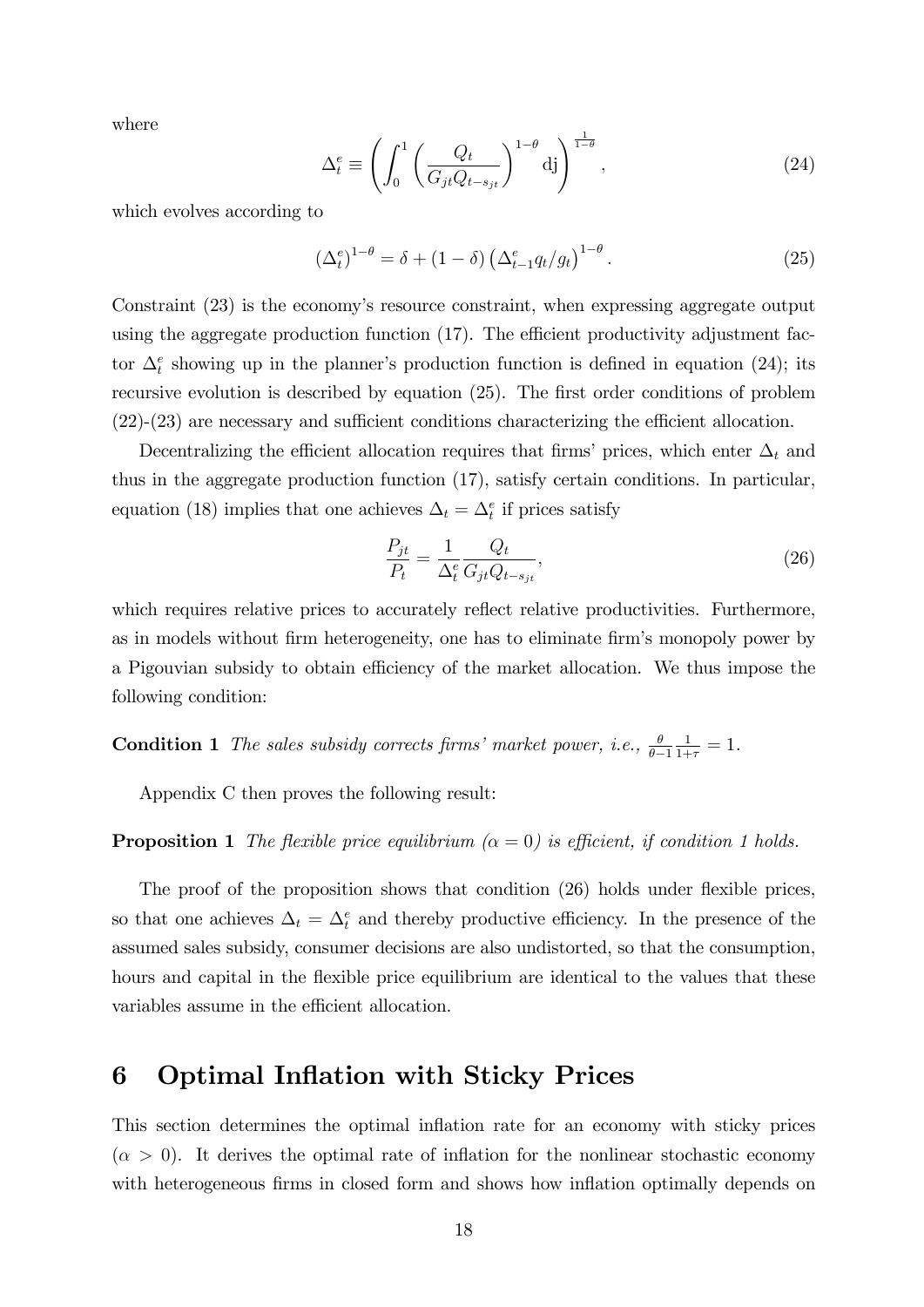where

$$\Delta_t^e \equiv \left( \int_0^1 \left( \frac{Q_t}{G_{jt} Q_{t-s_{jt}}} \right)^{1-\theta} \mathrm{dj} \right)^{\frac{1}{1-\theta}}, \tag{24}$$

which evolves according to

$$\left(\Delta_t^e\right)^{1-\theta} = \delta + (1-\delta) \left( \Delta_{t-1}^e q_t / g_t \right)^{1-\theta}. \tag{25}$$

Constraint (23) is the economy's resource constraint, when expressing aggregate output using the aggregate production function (17). The efficient productivity adjustment factor $\Delta_t^e$ showing up in the planner's production function is defined in equation (24); its recursive evolution is described by equation (25). The first order conditions of problem (22)-(23) are necessary and sufficient conditions characterizing the efficient allocation.

Decentralizing the efficient allocation requires that firms' prices, which enter $\Delta_t$ and thus in the aggregate production function (17), satisfy certain conditions. In particular, equation (18) implies that one achieves $\Delta_t = \Delta_t^e$ if prices satisfy

$$\frac{P_{jt}}{P_t} = \frac{1}{\Delta_t^e} \frac{Q_t}{G_{jt} Q_{t-s_{jt}}}, \tag{26}$$

which requires relative prices to accurately reflect relative productivities. Furthermore, as in models without firm heterogeneity, one has to eliminate firm's monopoly power by a Pigouvian subsidy to obtain efficiency of the market allocation. We thus impose the following condition:

**Condition 1** *The sales subsidy corrects firms' market power, i.e.,* $\frac{\theta}{\theta-1} \frac{1}{1+\tau} = 1$.

Appendix C then proves the following result:

**Proposition 1** *The flexible price equilibrium ($\alpha = 0$) is efficient, if condition 1 holds.*

The proof of the proposition shows that condition (26) holds under flexible prices, so that one achieves $\Delta_t = \Delta_t^e$ and thereby productive efficiency. In the presence of the assumed sales subsidy, consumer decisions are also undistorted, so that the consumption, hours and capital in the flexible price equilibrium are identical to the values that these variables assume in the efficient allocation.

# 6 Optimal Inflation with Sticky Prices

This section determines the optimal inflation rate for an economy with sticky prices ($\alpha > 0$). It derives the optimal rate of inflation for the nonlinear stochastic economy with heterogeneous firms in closed form and shows how inflation optimally depends on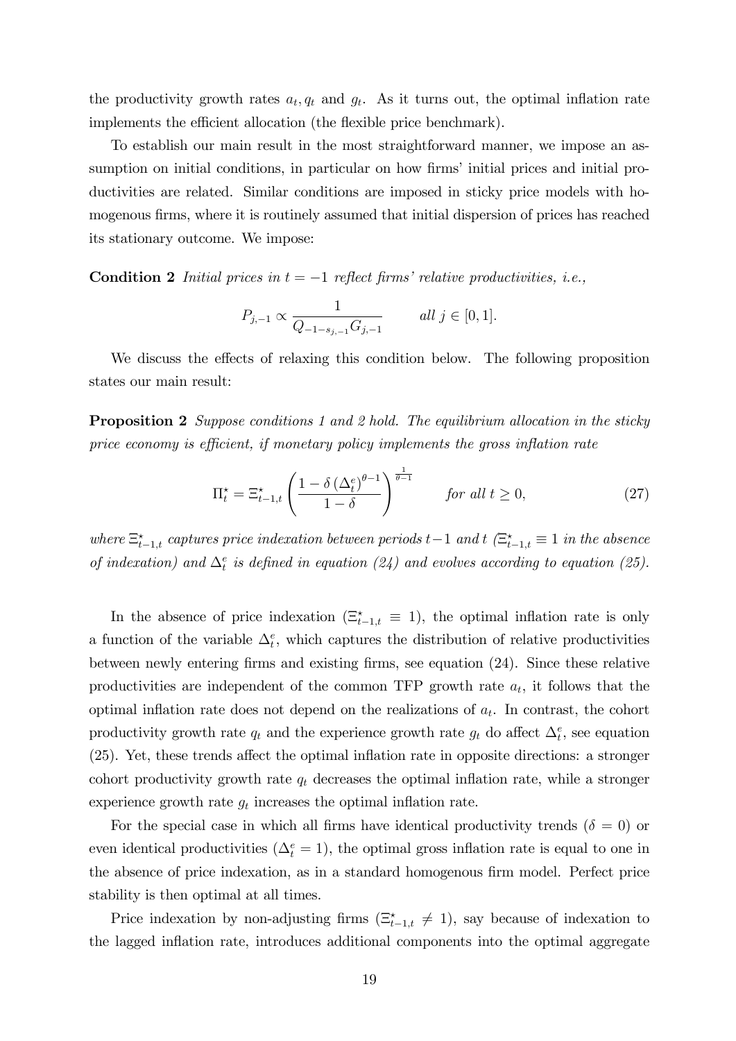the productivity growth rates $a_t, q_t$ and $g_t$. As it turns out, the optimal inflation rate implements the efficient allocation (the flexible price benchmark).

To establish our main result in the most straightforward manner, we impose an assumption on initial conditions, in particular on how firms' initial prices and initial productivities are related. Similar conditions are imposed in sticky price models with homogenous firms, where it is routinely assumed that initial dispersion of prices has reached its stationary outcome. We impose:

**Condition 2** *Initial prices in $t=-1$ reflect firms' relative productivities, i.e.,*

$$P_{j,-1} \propto \frac{1}{Q_{-1-s_{j,-1}} G_{j,-1}} \qquad \text{all } j \in [0,1].$$

We discuss the effects of relaxing this condition below. The following proposition states our main result:

**Proposition 2** *Suppose conditions 1 and 2 hold. The equilibrium allocation in the sticky price economy is efficient, if monetary policy implements the gross inflation rate*

$$\Pi_t^{\star} = \Xi_{t-1,t}^{\star} \left( \frac{1 - \delta \left(\Delta_t^e\right)^{\theta-1}}{1-\delta} \right)^{\frac{1}{\theta-1}} \qquad \text{for all } t \geq 0, \tag{27}$$

*where $\Xi_{t-1,t}^{\star}$ captures price indexation between periods $t-1$ and $t$ ($\Xi_{t-1,t}^{\star} \equiv 1$ in the absence of indexation) and $\Delta_t^e$ is defined in equation (24) and evolves according to equation (25).*

In the absence of price indexation ($\Xi_{t-1,t}^{\star} \equiv 1$), the optimal inflation rate is only a function of the variable $\Delta_t^e$, which captures the distribution of relative productivities between newly entering firms and existing firms, see equation (24). Since these relative productivities are independent of the common TFP growth rate $a_t$, it follows that the optimal inflation rate does not depend on the realizations of $a_t$. In contrast, the cohort productivity growth rate $q_t$ and the experience growth rate $g_t$ do affect $\Delta_t^e$, see equation (25). Yet, these trends affect the optimal inflation rate in opposite directions: a stronger cohort productivity growth rate $q_t$ decreases the optimal inflation rate, while a stronger experience growth rate $g_t$ increases the optimal inflation rate.

For the special case in which all firms have identical productivity trends ($\delta = 0$) or even identical productivities ($\Delta_t^e = 1$), the optimal gross inflation rate is equal to one in the absence of price indexation, as in a standard homogenous firm model. Perfect price stability is then optimal at all times.

Price indexation by non-adjusting firms ($\Xi_{t-1,t}^{\star} \neq 1$), say because of indexation to the lagged inflation rate, introduces additional components into the optimal aggregate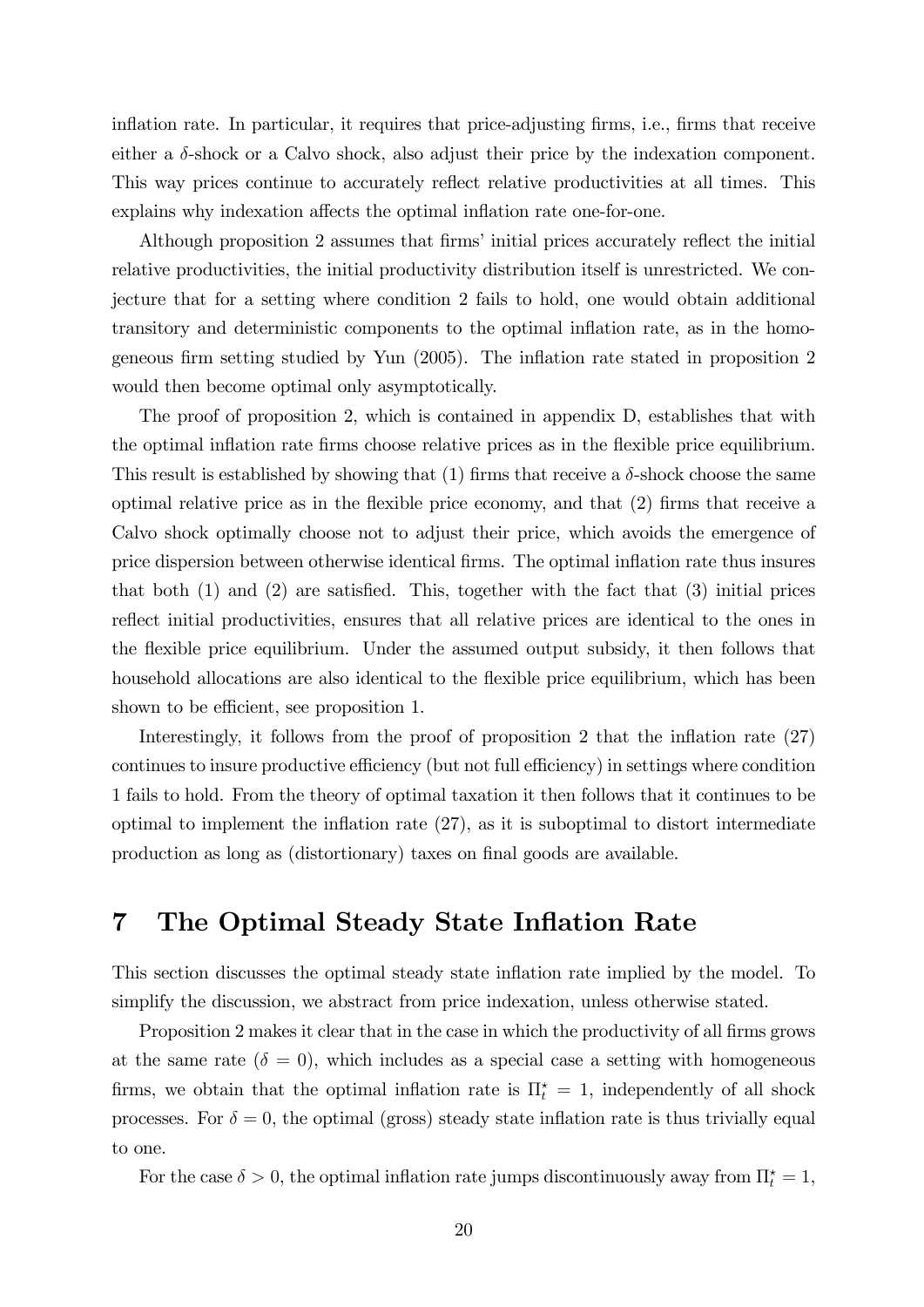inflation rate. In particular, it requires that price-adjusting firms, i.e., firms that receive either a $\delta$-shock or a Calvo shock, also adjust their price by the indexation component. This way prices continue to accurately reflect relative productivities at all times. This explains why indexation affects the optimal inflation rate one-for-one.

Although proposition 2 assumes that firms' initial prices accurately reflect the initial relative productivities, the initial productivity distribution itself is unrestricted. We conjecture that for a setting where condition 2 fails to hold, one would obtain additional transitory and deterministic components to the optimal inflation rate, as in the homogeneous firm setting studied by Yun (2005). The inflation rate stated in proposition 2 would then become optimal only asymptotically.

The proof of proposition 2, which is contained in appendix D, establishes that with the optimal inflation rate firms choose relative prices as in the flexible price equilibrium. This result is established by showing that (1) firms that receive a $\delta$-shock choose the same optimal relative price as in the flexible price economy, and that (2) firms that receive a Calvo shock optimally choose not to adjust their price, which avoids the emergence of price dispersion between otherwise identical firms. The optimal inflation rate thus insures that both (1) and (2) are satisfied. This, together with the fact that (3) initial prices reflect initial productivities, ensures that all relative prices are identical to the ones in the flexible price equilibrium. Under the assumed output subsidy, it then follows that household allocations are also identical to the flexible price equilibrium, which has been shown to be efficient, see proposition 1.

Interestingly, it follows from the proof of proposition 2 that the inflation rate (27) continues to insure productive efficiency (but not full efficiency) in settings where condition 1 fails to hold. From the theory of optimal taxation it then follows that it continues to be optimal to implement the inflation rate (27), as it is suboptimal to distort intermediate production as long as (distortionary) taxes on final goods are available.

# 7 The Optimal Steady State Inflation Rate

This section discusses the optimal steady state inflation rate implied by the model. To simplify the discussion, we abstract from price indexation, unless otherwise stated.

Proposition 2 makes it clear that in the case in which the productivity of all firms grows at the same rate ($\delta = 0$), which includes as a special case a setting with homogeneous firms, we obtain that the optimal inflation rate is $\Pi_t^\star = 1$, independently of all shock processes. For $\delta = 0$, the optimal (gross) steady state inflation rate is thus trivially equal to one.

For the case $\delta > 0$, the optimal inflation rate jumps discontinuously away from $\Pi_t^\star = 1$,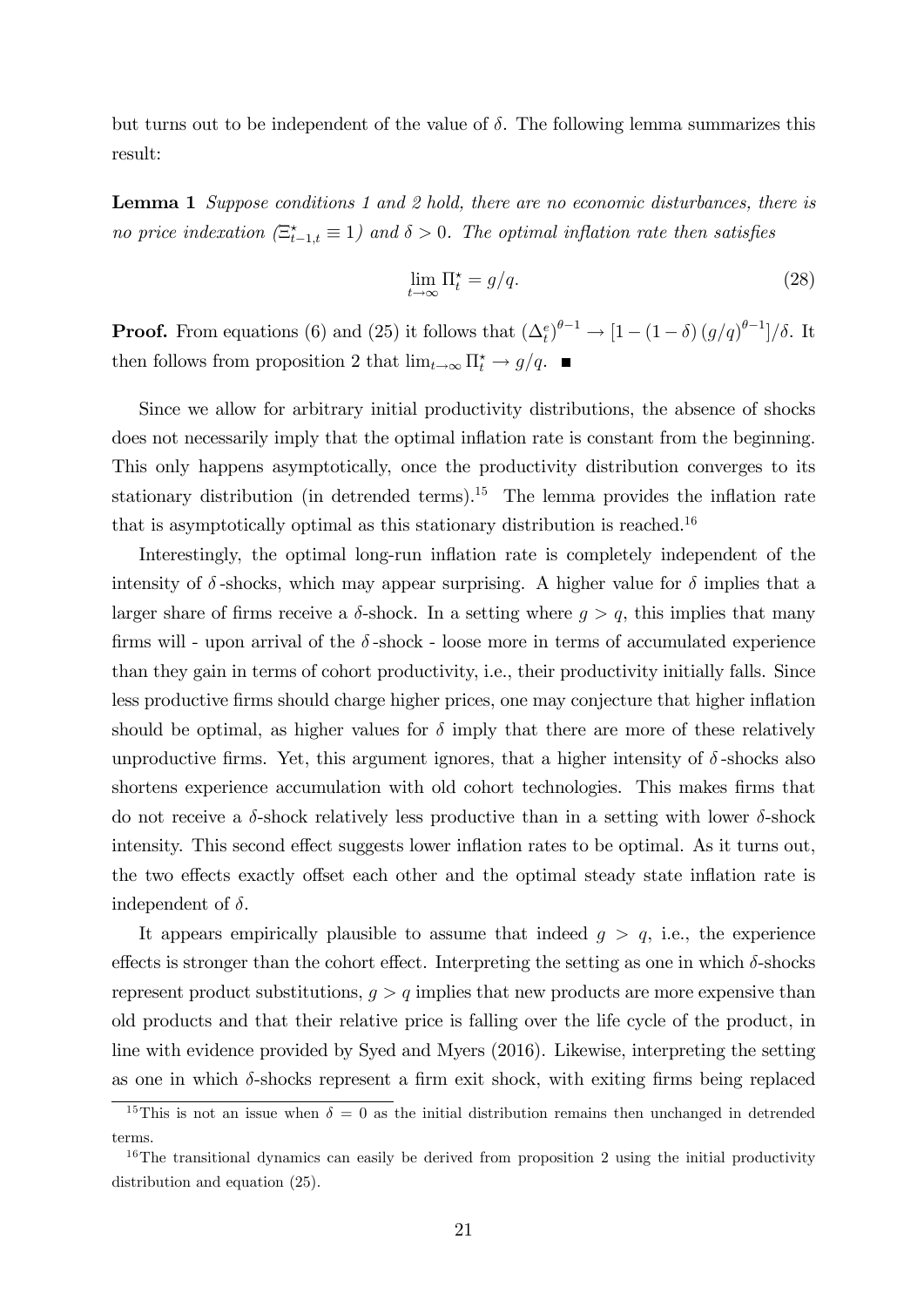but turns out to be independent of the value of $\delta$. The following lemma summarizes this result:

**Lemma 1** *Suppose conditions 1 and 2 hold, there are no economic disturbances, there is no price indexation ($\Xi^{\star}_{t-1,t} \equiv 1$) and $\delta > 0$. The optimal inflation rate then satisfies*

$$\lim_{t \to \infty} \Pi^{\star}_t = g/q. \tag{28}$$

**Proof.** From equations (6) and (25) it follows that $(\Delta^e_t)^{\theta-1} \to [1 - (1-\delta)(g/q)^{\theta-1}]/\delta$. It then follows from proposition 2 that $\lim_{t\to\infty} \Pi^{\star}_t \to g/q$. ■

Since we allow for arbitrary initial productivity distributions, the absence of shocks does not necessarily imply that the optimal inflation rate is constant from the beginning. This only happens asymptotically, once the productivity distribution converges to its stationary distribution (in detrended terms).[15] The lemma provides the inflation rate that is asymptotically optimal as this stationary distribution is reached.[16]

Interestingly, the optimal long-run inflation rate is completely independent of the intensity of $\delta$-shocks, which may appear surprising. A higher value for $\delta$ implies that a larger share of firms receive a $\delta$-shock. In a setting where $g > q$, this implies that many firms will - upon arrival of the $\delta$-shock - loose more in terms of accumulated experience than they gain in terms of cohort productivity, i.e., their productivity initially falls. Since less productive firms should charge higher prices, one may conjecture that higher inflation should be optimal, as higher values for $\delta$ imply that there are more of these relatively unproductive firms. Yet, this argument ignores, that a higher intensity of $\delta$-shocks also shortens experience accumulation with old cohort technologies. This makes firms that do not receive a $\delta$-shock relatively less productive than in a setting with lower $\delta$-shock intensity. This second effect suggests lower inflation rates to be optimal. As it turns out, the two effects exactly offset each other and the optimal steady state inflation rate is independent of $\delta$.

It appears empirically plausible to assume that indeed $g > q$, i.e., the experience effects is stronger than the cohort effect. Interpreting the setting as one in which $\delta$-shocks represent product substitutions, $g > q$ implies that new products are more expensive than old products and that their relative price is falling over the life cycle of the product, in line with evidence provided by Syed and Myers (2016). Likewise, interpreting the setting as one in which $\delta$-shocks represent a firm exit shock, with exiting firms being replaced

[15] This is not an issue when $\delta = 0$ as the initial distribution remains then unchanged in detrended terms.

[16] The transitional dynamics can easily be derived from proposition 2 using the initial productivity distribution and equation (25).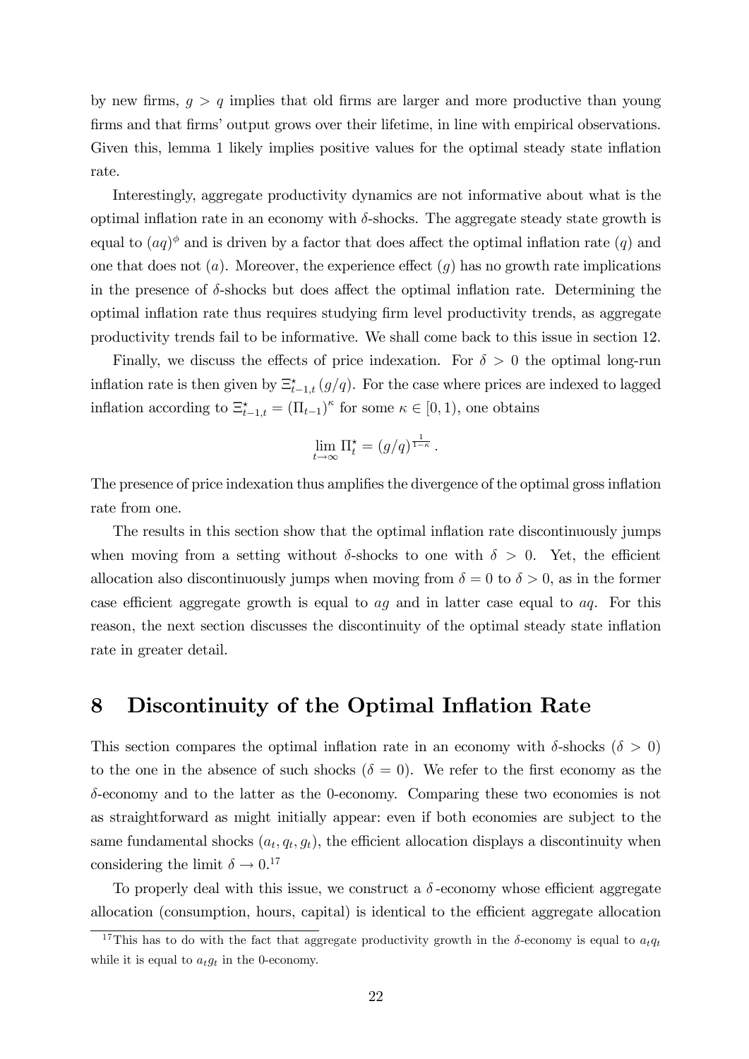by new firms, $g > q$ implies that old firms are larger and more productive than young firms and that firms' output grows over their lifetime, in line with empirical observations. Given this, lemma 1 likely implies positive values for the optimal steady state inflation rate.

Interestingly, aggregate productivity dynamics are not informative about what is the optimal inflation rate in an economy with $\delta$-shocks. The aggregate steady state growth is equal to $(aq)^{\phi}$ and is driven by a factor that does affect the optimal inflation rate ($q$) and one that does not ($a$). Moreover, the experience effect ($g$) has no growth rate implications in the presence of $\delta$-shocks but does affect the optimal inflation rate. Determining the optimal inflation rate thus requires studying firm level productivity trends, as aggregate productivity trends fail to be informative. We shall come back to this issue in section 12.

Finally, we discuss the effects of price indexation. For $\delta > 0$ the optimal long-run inflation rate is then given by $\Xi^{\star}_{t-1,t}\,(g/q)$. For the case where prices are indexed to lagged inflation according to $\Xi^{\star}_{t-1,t} = (\Pi_{t-1})^{\kappa}$ for some $\kappa \in [0, 1)$, one obtains

$$\lim_{t\to\infty} \Pi^{\star}_t = (g/q)^{\frac{1}{1-\kappa}}.$$

The presence of price indexation thus amplifies the divergence of the optimal gross inflation rate from one.

The results in this section show that the optimal inflation rate discontinuously jumps when moving from a setting without $\delta$-shocks to one with $\delta > 0$. Yet, the efficient allocation also discontinuously jumps when moving from $\delta = 0$ to $\delta > 0$, as in the former case efficient aggregate growth is equal to $ag$ and in latter case equal to $aq$. For this reason, the next section discusses the discontinuity of the optimal steady state inflation rate in greater detail.

# 8 Discontinuity of the Optimal Inflation Rate

This section compares the optimal inflation rate in an economy with $\delta$-shocks ($\delta > 0$) to the one in the absence of such shocks ($\delta = 0$). We refer to the first economy as the $\delta$-economy and to the latter as the 0-economy. Comparing these two economies is not as straightforward as might initially appear: even if both economies are subject to the same fundamental shocks $(a_t, q_t, g_t)$, the efficient allocation displays a discontinuity when considering the limit $\delta \to 0$.[17]

To properly deal with this issue, we construct a $\delta$-economy whose efficient aggregate allocation (consumption, hours, capital) is identical to the efficient aggregate allocation

[17] This has to do with the fact that aggregate productivity growth in the $\delta$-economy is equal to $a_t q_t$ while it is equal to $a_t g_t$ in the 0-economy.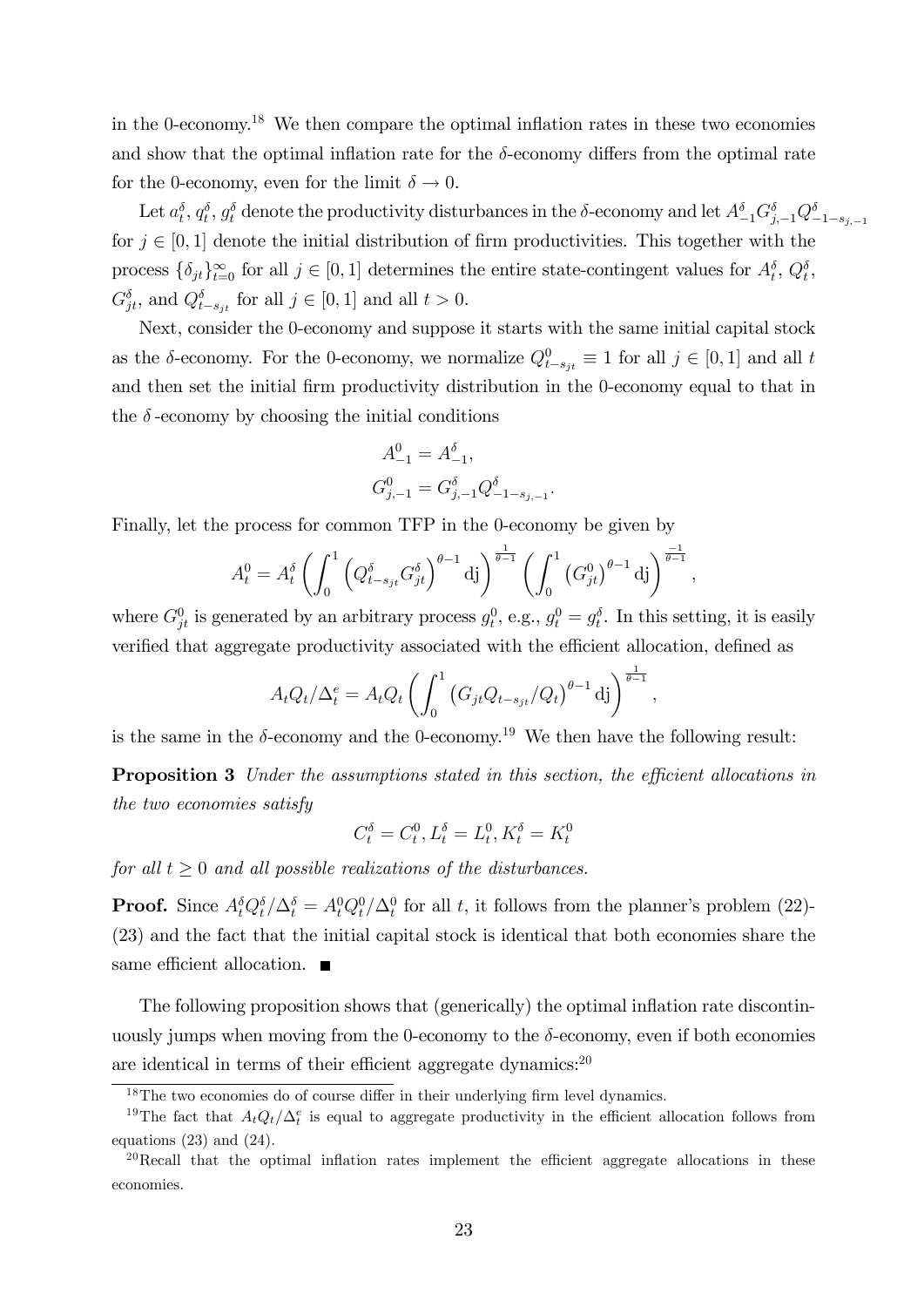in the 0-economy.[18] We then compare the optimal inflation rates in these two economies and show that the optimal inflation rate for the $\delta$-economy differs from the optimal rate for the 0-economy, even for the limit $\delta \to 0$.

Let $a_t^\delta$, $q_t^\delta$, $g_t^\delta$ denote the productivity disturbances in the $\delta$-economy and let $A_{-1}^\delta G_{j,-1}^\delta Q_{-1-s_{j,-1}}^\delta$ for $j \in [0,1]$ denote the initial distribution of firm productivities. This together with the process $\{\delta_{jt}\}_{t=0}^\infty$ for all $j \in [0,1]$ determines the entire state-contingent values for $A_t^\delta$, $Q_t^\delta$, $G_{jt}^\delta$, and $Q_{t-s_{jt}}^\delta$ for all $j \in [0,1]$ and all $t > 0$.

Next, consider the 0-economy and suppose it starts with the same initial capital stock as the $\delta$-economy. For the 0-economy, we normalize $Q_{t-s_{jt}}^0 \equiv 1$ for all $j \in [0,1]$ and all $t$ and then set the initial firm productivity distribution in the 0-economy equal to that in the $\delta$-economy by choosing the initial conditions

$$
\begin{aligned}
A_{-1}^0 &= A_{-1}^\delta, \\
G_{j,-1}^0 &= G_{j,-1}^\delta Q_{-1-s_{j,-1}}^\delta.
\end{aligned}
$$

Finally, let the process for common TFP in the 0-economy be given by

$$
A_t^0 = A_t^\delta \left( \int_0^1 \left( Q_{t-s_{jt}}^\delta G_{jt}^\delta \right)^{\theta-1} \mathrm{dj} \right)^{\frac{1}{\theta-1}} \left( \int_0^1 \left( G_{jt}^0 \right)^{\theta-1} \mathrm{dj} \right)^{\frac{-1}{\theta-1}},
$$

where $G_{jt}^0$ is generated by an arbitrary process $g_t^0$, e.g., $g_t^0 = g_t^\delta$. In this setting, it is easily verified that aggregate productivity associated with the efficient allocation, defined as

$$
A_t Q_t / \Delta_t^e = A_t Q_t \left( \int_0^1 \left( G_{jt} Q_{t-s_{jt}} / Q_t \right)^{\theta-1} \mathrm{dj} \right)^{\frac{1}{\theta-1}},
$$

is the same in the $\delta$-economy and the 0-economy.[19] We then have the following result:

**Proposition 3** *Under the assumptions stated in this section, the efficient allocations in the two economies satisfy*

$$
C_t^\delta = C_t^0, L_t^\delta = L_t^0, K_t^\delta = K_t^0
$$

*for all $t \geq 0$ and all possible realizations of the disturbances.*

**Proof.** Since $A_t^\delta Q_t^\delta / \Delta_t^\delta = A_t^0 Q_t^0 / \Delta_t^0$ for all $t$, it follows from the planner's problem (22)-(23) and the fact that the initial capital stock is identical that both economies share the same efficient allocation. ■

The following proposition shows that (generically) the optimal inflation rate discontinuously jumps when moving from the 0-economy to the $\delta$-economy, even if both economies are identical in terms of their efficient aggregate dynamics:[20]

[18] The two economies do of course differ in their underlying firm level dynamics.

[19] The fact that $A_t Q_t / \Delta_t^e$ is equal to aggregate productivity in the efficient allocation follows from equations (23) and (24).

[20] Recall that the optimal inflation rates implement the efficient aggregate allocations in these economies.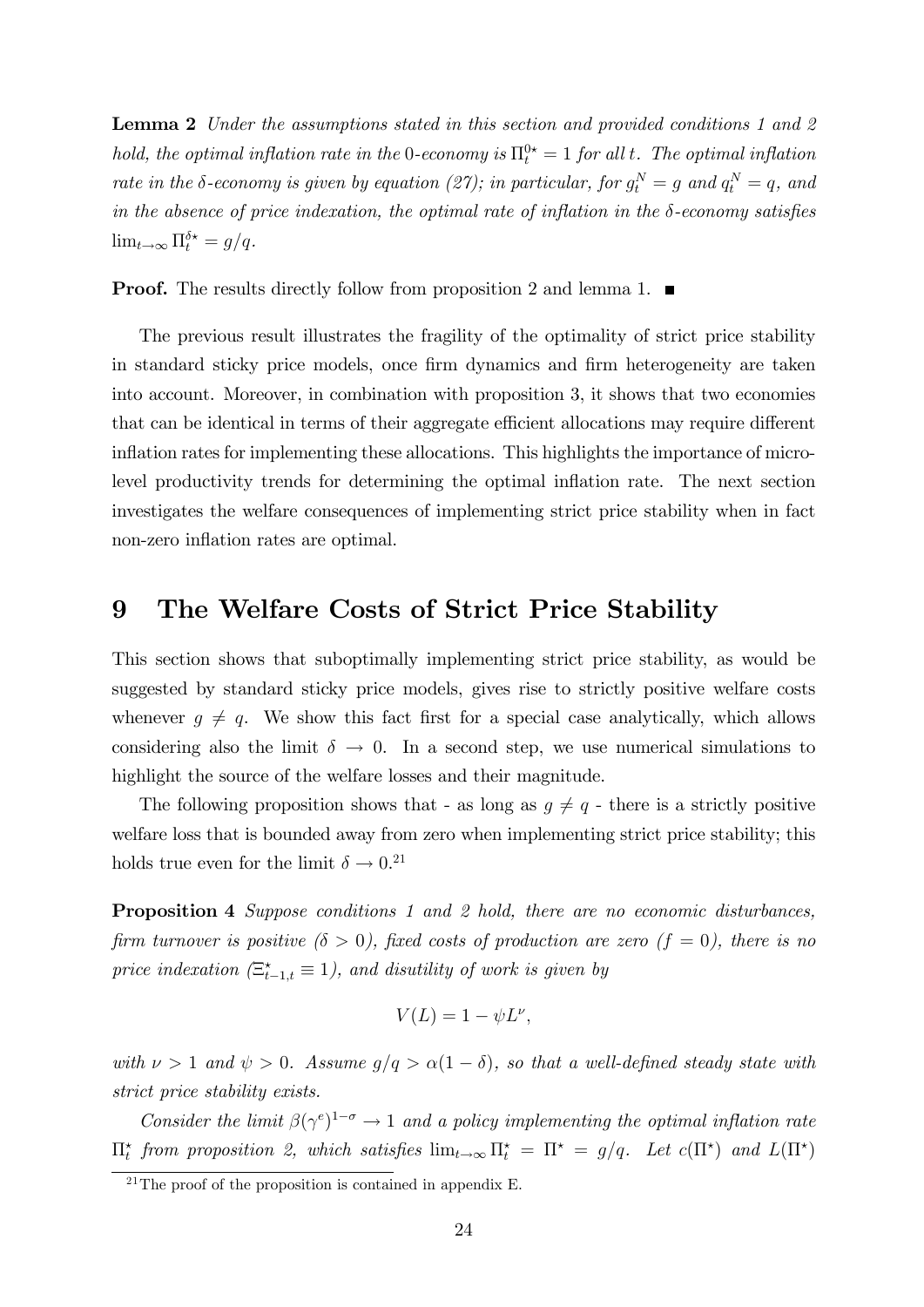**Lemma 2** *Under the assumptions stated in this section and provided conditions 1 and 2 hold, the optimal inflation rate in the* 0*-economy is* $\Pi_t^{0\star} = 1$ *for all* $t$*. The optimal inflation rate in the* $\delta$*-economy is given by equation (27); in particular, for* $g_t^N = g$ *and* $q_t^N = q$*, and in the absence of price indexation, the optimal rate of inflation in the* $\delta$*-economy satisfies* $\lim_{t\to\infty} \Pi_t^{\delta\star} = g/q$*.*

**Proof.** The results directly follow from proposition 2 and lemma 1. ■

The previous result illustrates the fragility of the optimality of strict price stability in standard sticky price models, once firm dynamics and firm heterogeneity are taken into account. Moreover, in combination with proposition 3, it shows that two economies that can be identical in terms of their aggregate efficient allocations may require different inflation rates for implementing these allocations. This highlights the importance of micro-level productivity trends for determining the optimal inflation rate. The next section investigates the welfare consequences of implementing strict price stability when in fact non-zero inflation rates are optimal.

# 9 The Welfare Costs of Strict Price Stability

This section shows that suboptimally implementing strict price stability, as would be suggested by standard sticky price models, gives rise to strictly positive welfare costs whenever $g \neq q$. We show this fact first for a special case analytically, which allows considering also the limit $\delta \to 0$. In a second step, we use numerical simulations to highlight the source of the welfare losses and their magnitude.

The following proposition shows that - as long as $g \neq q$ - there is a strictly positive welfare loss that is bounded away from zero when implementing strict price stability; this holds true even for the limit $\delta \to 0$.[21]

**Proposition 4** *Suppose conditions 1 and 2 hold, there are no economic disturbances, firm turnover is positive* ($\delta > 0$)*, fixed costs of production are zero* ($f = 0$)*, there is no price indexation* ($\Xi_{t-1,t}^\star \equiv 1$)*, and disutility of work is given by*

$$V(L) = 1 - \psi L^\nu,$$

*with* $\nu > 1$ *and* $\psi > 0$*. Assume* $g/q > \alpha(1-\delta)$*, so that a well-defined steady state with strict price stability exists.*

*Consider the limit* $\beta(\gamma^e)^{1-\sigma} \to 1$ *and a policy implementing the optimal inflation rate* $\Pi_t^\star$ *from proposition 2, which satisfies* $\lim_{t\to\infty} \Pi_t^\star = \Pi^\star = g/q$*. Let* $c(\Pi^\star)$ *and* $L(\Pi^\star)$

[21] The proof of the proposition is contained in appendix E.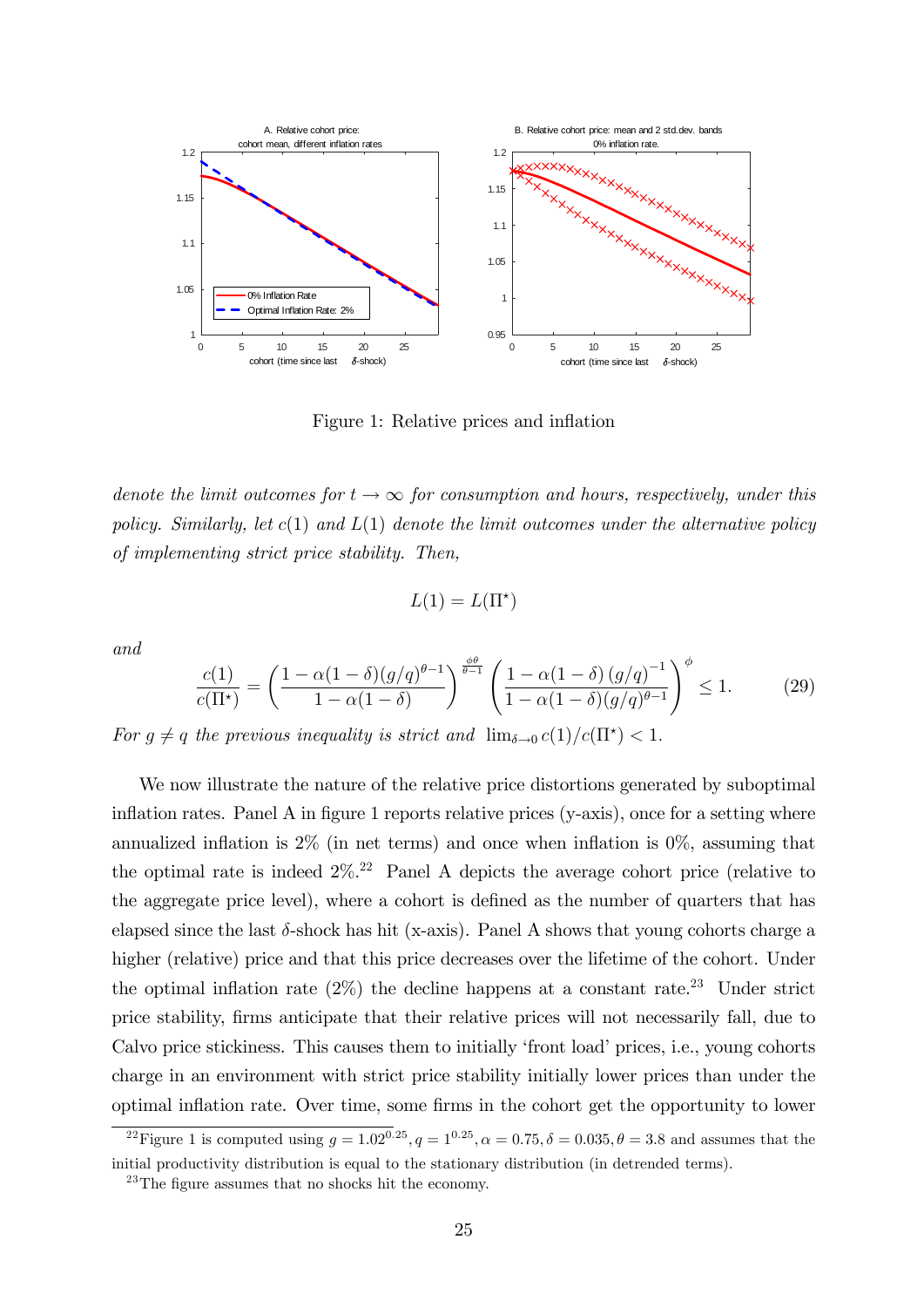Figure 1: Relative prices and inflation

*denote the limit outcomes for $t \to \infty$ for consumption and hours, respectively, under this policy. Similarly, let $c(1)$ and $L(1)$ denote the limit outcomes under the alternative policy of implementing strict price stability. Then,*

$$L(1) = L(\Pi^{\star})$$

*and*

$$\frac{c(1)}{c(\Pi^{\star})} = \left( \frac{1 - \alpha(1-\delta)(g/q)^{\theta - 1}}{1 - \alpha(1-\delta)} \right)^{\frac{\phi\theta}{\theta - 1}} \left( \frac{1 - \alpha(1-\delta)\,(g/q)^{-1}}{1 - \alpha(1-\delta)(g/q)^{\theta-1}} \right)^{\phi} \leq 1. \tag{29}$$

*For $g \neq q$ the previous inequality is strict and* $\lim_{\delta \to 0} c(1)/c(\Pi^{\star}) < 1$.

We now illustrate the nature of the relative price distortions generated by suboptimal inflation rates. Panel A in figure 1 reports relative prices (y-axis), once for a setting where annualized inflation is 2% (in net terms) and once when inflation is 0%, assuming that the optimal rate is indeed 2%.[22] Panel A depicts the average cohort price (relative to the aggregate price level), where a cohort is defined as the number of quarters that has elapsed since the last $\delta$-shock has hit (x-axis). Panel A shows that young cohorts charge a higher (relative) price and that this price decreases over the lifetime of the cohort. Under the optimal inflation rate (2%) the decline happens at a constant rate.[23] Under strict price stability, firms anticipate that their relative prices will not necessarily fall, due to Calvo price stickiness. This causes them to initially 'front load' prices, i.e., young cohorts charge in an environment with strict price stability initially lower prices than under the optimal inflation rate. Over time, some firms in the cohort get the opportunity to lower

[22] Figure 1 is computed using $g = 1.02^{0.25}, q = 1^{0.25}, \alpha = 0.75, \delta = 0.035, \theta = 3.8$ and assumes that the initial productivity distribution is equal to the stationary distribution (in detrended terms).

[23] The figure assumes that no shocks hit the economy.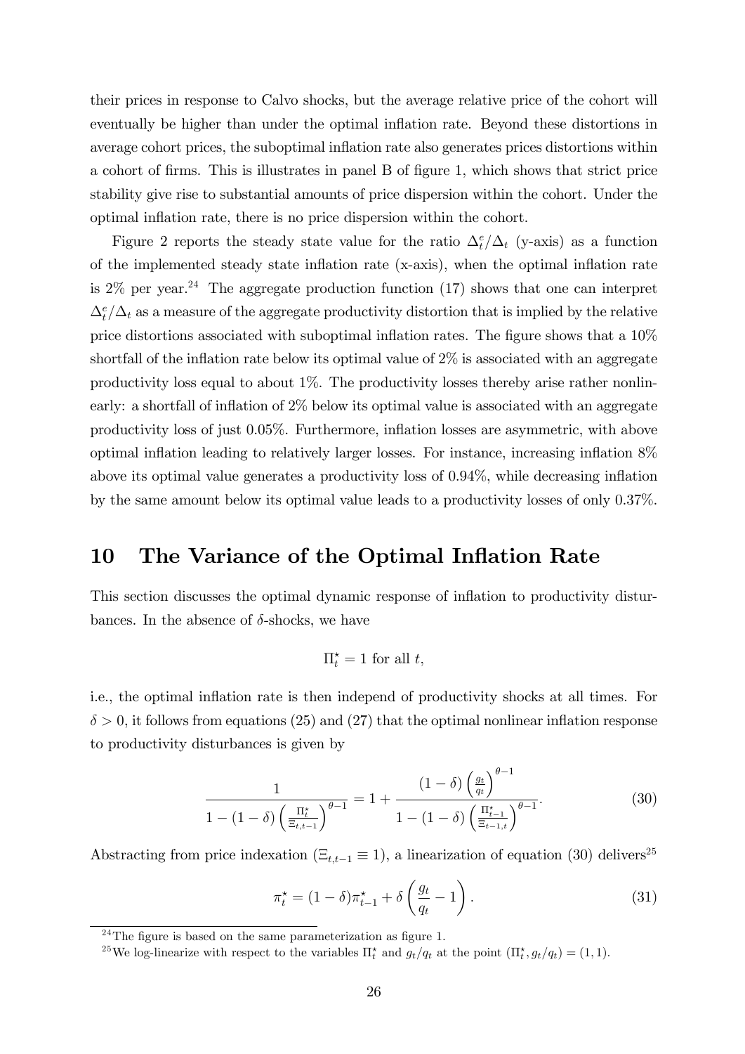their prices in response to Calvo shocks, but the average relative price of the cohort will eventually be higher than under the optimal inflation rate. Beyond these distortions in average cohort prices, the suboptimal inflation rate also generates prices distortions within a cohort of firms. This is illustrates in panel B of figure 1, which shows that strict price stability give rise to substantial amounts of price dispersion within the cohort. Under the optimal inflation rate, there is no price dispersion within the cohort.

Figure 2 reports the steady state value for the ratio $\Delta_t^e/\Delta_t$ (y-axis) as a function of the implemented steady state inflation rate (x-axis), when the optimal inflation rate is 2% per year.[24] The aggregate production function (17) shows that one can interpret $\Delta_t^e/\Delta_t$ as a measure of the aggregate productivity distortion that is implied by the relative price distortions associated with suboptimal inflation rates. The figure shows that a 10% shortfall of the inflation rate below its optimal value of 2% is associated with an aggregate productivity loss equal to about 1%. The productivity losses thereby arise rather nonlinearly: a shortfall of inflation of 2% below its optimal value is associated with an aggregate productivity loss of just 0.05%. Furthermore, inflation losses are asymmetric, with above optimal inflation leading to relatively larger losses. For instance, increasing inflation 8% above its optimal value generates a productivity loss of 0.94%, while decreasing inflation by the same amount below its optimal value leads to a productivity losses of only 0.37%.

# 10 The Variance of the Optimal Inflation Rate

This section discusses the optimal dynamic response of inflation to productivity disturbances. In the absence of $\delta$-shocks, we have

$$\Pi_t^\star = 1 \text{ for all } t,$$

i.e., the optimal inflation rate is then independ of productivity shocks at all times. For $\delta > 0$, it follows from equations (25) and (27) that the optimal nonlinear inflation response to productivity disturbances is given by

$$\frac{1}{1-(1-\delta)\left(\frac{\Pi_t^\star}{\Xi_{t,t-1}}\right)^{\theta-1}} = 1 + \frac{(1-\delta)\left(\frac{g_t}{q_t}\right)^{\theta-1}}{1-(1-\delta)\left(\frac{\Pi_{t-1}^\star}{\Xi_{t-1,t}}\right)^{\theta-1}}. \tag{30}$$

Abstracting from price indexation ($\Xi_{t,t-1} \equiv 1$), a linearization of equation (30) delivers[25]

$$\pi_t^\star = (1-\delta)\pi_{t-1}^\star + \delta\left(\frac{g_t}{q_t} - 1\right). \tag{31}$$

[24] The figure is based on the same parameterization as figure 1.

[25] We log-linearize with respect to the variables $\Pi_t^\star$ and $g_t/q_t$ at the point $(\Pi_t^\star, g_t/q_t) = (1, 1)$.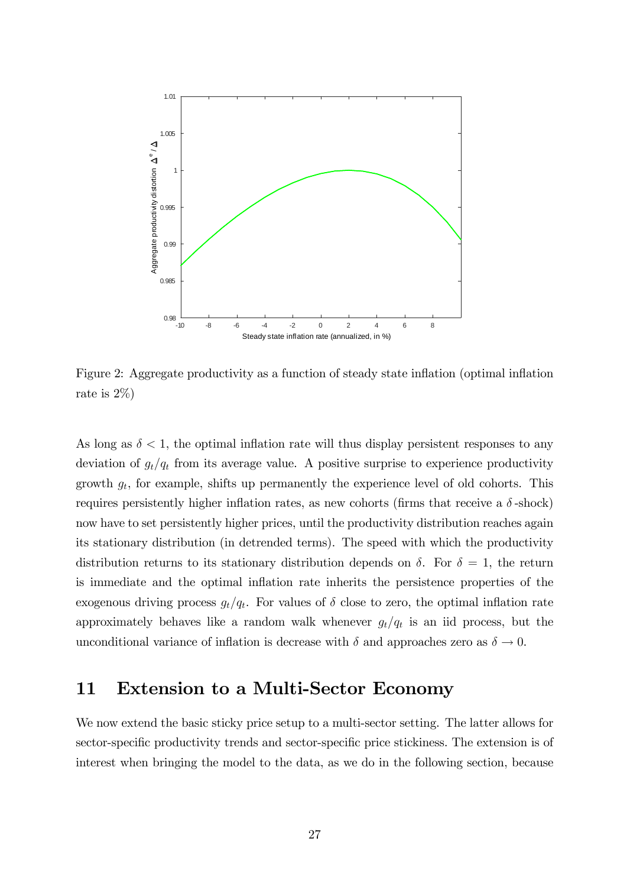Figure 2: Aggregate productivity as a function of steady state inflation (optimal inflation rate is 2%)

As long as $\delta < 1$, the optimal inflation rate will thus display persistent responses to any deviation of $g_t/q_t$ from its average value. A positive surprise to experience productivity growth $g_t$, for example, shifts up permanently the experience level of old cohorts. This requires persistently higher inflation rates, as new cohorts (firms that receive a $\delta$-shock) now have to set persistently higher prices, until the productivity distribution reaches again its stationary distribution (in detrended terms). The speed with which the productivity distribution returns to its stationary distribution depends on $\delta$. For $\delta = 1$, the return is immediate and the optimal inflation rate inherits the persistence properties of the exogenous driving process $g_t/q_t$. For values of $\delta$ close to zero, the optimal inflation rate approximately behaves like a random walk whenever $g_t/q_t$ is an iid process, but the unconditional variance of inflation is decrease with $\delta$ and approaches zero as $\delta \to 0$.

## 11 Extension to a Multi-Sector Economy

We now extend the basic sticky price setup to a multi-sector setting. The latter allows for sector-specific productivity trends and sector-specific price stickiness. The extension is of interest when bringing the model to the data, as we do in the following section, because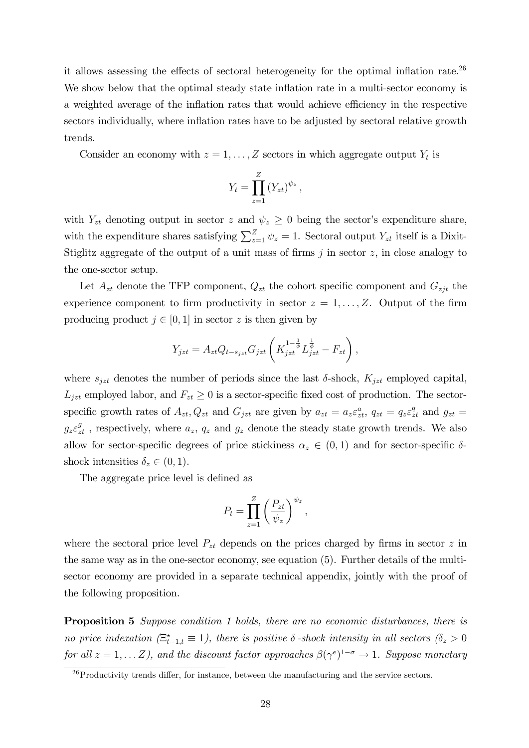it allows assessing the effects of sectoral heterogeneity for the optimal inflation rate.[26] We show below that the optimal steady state inflation rate in a multi-sector economy is a weighted average of the inflation rates that would achieve efficiency in the respective sectors individually, where inflation rates have to be adjusted by sectoral relative growth trends.

Consider an economy with $z = 1, \ldots, Z$ sectors in which aggregate output $Y_t$ is

$$Y_t = \prod_{z=1}^{Z} (Y_{zt})^{\psi_z},$$

with $Y_{zt}$ denoting output in sector $z$ and $\psi_z \geq 0$ being the sector's expenditure share, with the expenditure shares satisfying $\sum_{z=1}^{Z} \psi_z = 1$. Sectoral output $Y_{zt}$ itself is a Dixit-Stiglitz aggregate of the output of a unit mass of firms $j$ in sector $z$, in close analogy to the one-sector setup.

Let $A_{zt}$ denote the TFP component, $Q_{zt}$ the cohort specific component and $G_{zjt}$ the experience component to firm productivity in sector $z = 1, \ldots, Z$. Output of the firm producing product $j \in [0, 1]$ in sector $z$ is then given by

$$Y_{jzt} = A_{zt} Q_{t-s_{jzt}} G_{jzt} \left( K_{jzt}^{1-\frac{1}{\phi}} L_{jzt}^{\frac{1}{\phi}} - F_{zt} \right),$$

where $s_{jzt}$ denotes the number of periods since the last $\delta$-shock, $K_{jzt}$ employed capital, $L_{jzt}$ employed labor, and $F_{zt} \geq 0$ is a sector-specific fixed cost of production. The sector-specific growth rates of $A_{zt}, Q_{zt}$ and $G_{jzt}$ are given by $a_{zt} = a_z \varepsilon_{zt}^a$, $q_{zt} = q_z \varepsilon_{zt}^q$ and $g_{zt} = g_z \varepsilon_{zt}^g$ , respectively, where $a_z$, $q_z$ and $g_z$ denote the steady state growth trends. We also allow for sector-specific degrees of price stickiness $\alpha_z \in (0, 1)$ and for sector-specific $\delta$-shock intensities $\delta_z \in (0, 1)$.

The aggregate price level is defined as

$$P_t = \prod_{z=1}^{Z} \left( \frac{P_{zt}}{\psi_z} \right)^{\psi_z},$$

where the sectoral price level $P_{zt}$ depends on the prices charged by firms in sector $z$ in the same way as in the one-sector economy, see equation (5). Further details of the multi-sector economy are provided in a separate technical appendix, jointly with the proof of the following proposition.

**Proposition 5** *Suppose condition 1 holds, there are no economic disturbances, there is no price indexation ($\Xi_{t-1,t}^{\star} \equiv 1$), there is positive $\delta$-shock intensity in all sectors ($\delta_z > 0$ for all $z = 1, \ldots Z$), and the discount factor approaches $\beta(\gamma^e)^{1-\sigma} \to 1$. Suppose monetary*

[26] Productivity trends differ, for instance, between the manufacturing and the service sectors.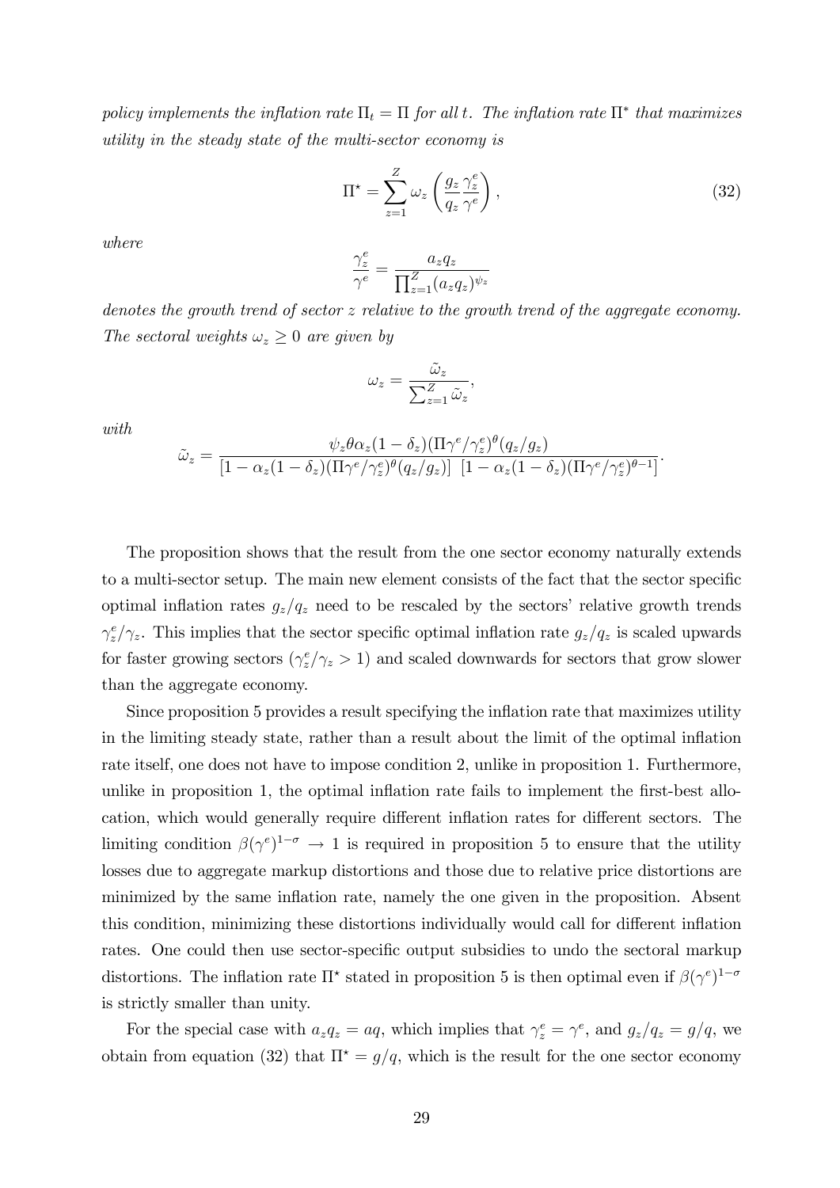*policy implements the inflation rate $\Pi_t = \Pi$ for all $t$. The inflation rate $\Pi^*$ that maximizes utility in the steady state of the multi-sector economy is*

$$\Pi^{\star} = \sum_{z=1}^{Z} \omega_z \left( \frac{g_z}{q_z} \frac{\gamma_z^e}{\gamma^e} \right), \tag{32}$$

*where*

$$\frac{\gamma_z^e}{\gamma^e} = \frac{a_z q_z}{\prod_{z=1}^{Z} (a_z q_z)^{\psi_z}}$$

*denotes the growth trend of sector $z$ relative to the growth trend of the aggregate economy. The sectoral weights $\omega_z \geq 0$ are given by*

$$\omega_z = \frac{\tilde{\omega}_z}{\sum_{z=1}^{Z} \tilde{\omega}_z},$$

*with*

$$\tilde{\omega}_z = \frac{\psi_z \theta \alpha_z (1-\delta_z)(\Pi \gamma^e / \gamma_z^e)^{\theta} (q_z/g_z)}{\left[1 - \alpha_z (1-\delta_z)(\Pi \gamma^e / \gamma_z^e)^{\theta} (q_z/g_z)\right] \ \left[1 - \alpha_z (1-\delta_z)(\Pi \gamma^e / \gamma_z^e)^{\theta - 1}\right]}.$$

The proposition shows that the result from the one sector economy naturally extends to a multi-sector setup. The main new element consists of the fact that the sector specific optimal inflation rates $g_z/q_z$ need to be rescaled by the sectors' relative growth trends $\gamma_z^e/\gamma_z$. This implies that the sector specific optimal inflation rate $g_z/q_z$ is scaled upwards for faster growing sectors ($\gamma_z^e/\gamma_z > 1$) and scaled downwards for sectors that grow slower than the aggregate economy.

Since proposition 5 provides a result specifying the inflation rate that maximizes utility in the limiting steady state, rather than a result about the limit of the optimal inflation rate itself, one does not have to impose condition 2, unlike in proposition 1. Furthermore, unlike in proposition 1, the optimal inflation rate fails to implement the first-best allocation, which would generally require different inflation rates for different sectors. The limiting condition $\beta(\gamma^e)^{1-\sigma} \to 1$ is required in proposition 5 to ensure that the utility losses due to aggregate markup distortions and those due to relative price distortions are minimized by the same inflation rate, namely the one given in the proposition. Absent this condition, minimizing these distortions individually would call for different inflation rates. One could then use sector-specific output subsidies to undo the sectoral markup distortions. The inflation rate $\Pi^{\star}$ stated in proposition 5 is then optimal even if $\beta(\gamma^e)^{1-\sigma}$ is strictly smaller than unity.

For the special case with $a_z q_z = aq$, which implies that $\gamma_z^e = \gamma^e$, and $g_z/q_z = g/q$, we obtain from equation (32) that $\Pi^{\star} = g/q$, which is the result for the one sector economy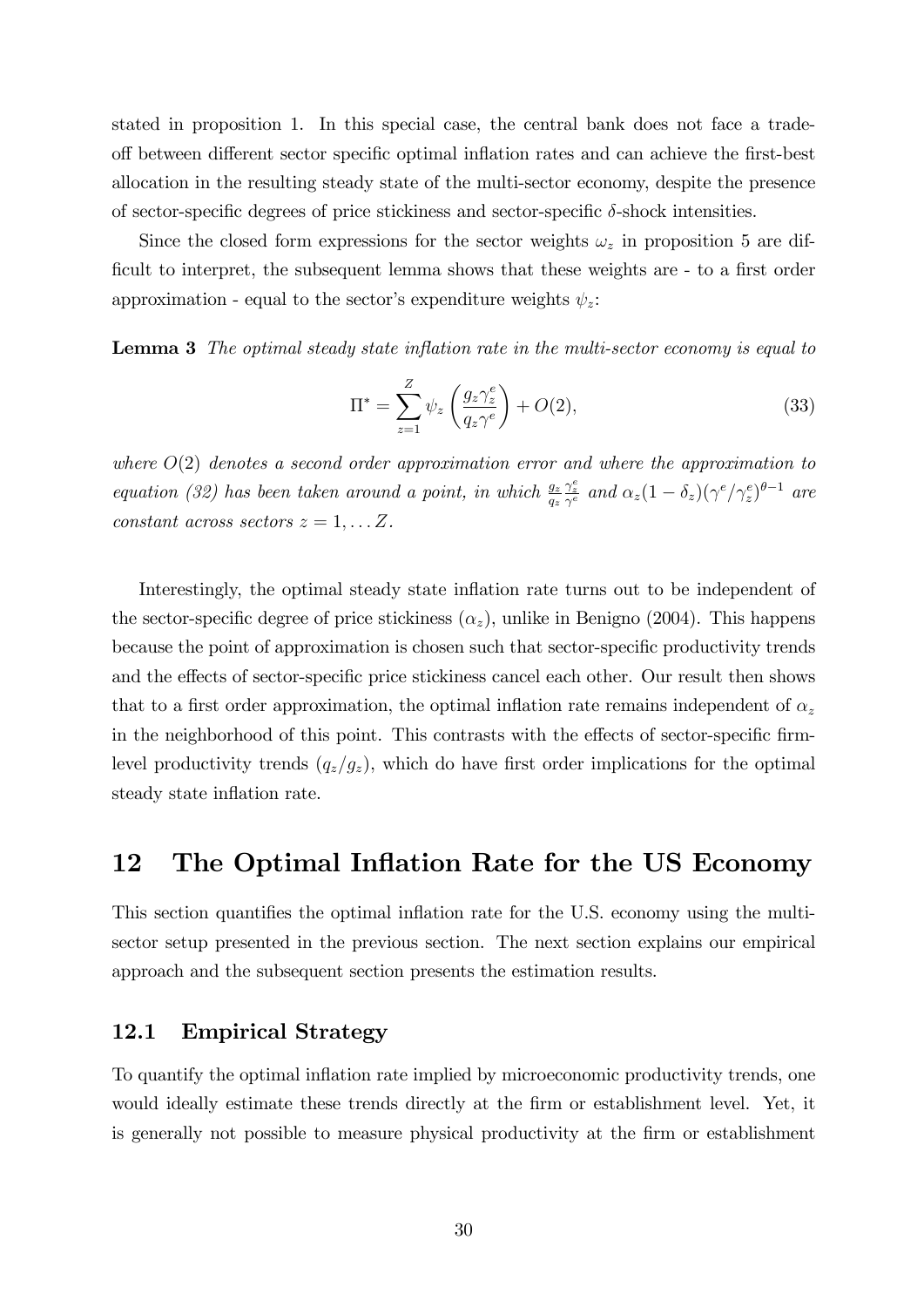stated in proposition 1. In this special case, the central bank does not face a trade-off between different sector specific optimal inflation rates and can achieve the first-best allocation in the resulting steady state of the multi-sector economy, despite the presence of sector-specific degrees of price stickiness and sector-specific $\delta$-shock intensities.

Since the closed form expressions for the sector weights $\omega_z$ in proposition 5 are difficult to interpret, the subsequent lemma shows that these weights are - to a first order approximation - equal to the sector's expenditure weights $\psi_z$:

**Lemma 3** *The optimal steady state inflation rate in the multi-sector economy is equal to*

$$\Pi^* = \sum_{z=1}^{Z} \psi_z \left( \frac{g_z \gamma_z^e}{q_z \gamma^e} \right) + O(2), \tag{33}$$

*where $O(2)$ denotes a second order approximation error and where the approximation to equation (32) has been taken around a point, in which $\frac{g_z}{q_z} \frac{\gamma_z^e}{\gamma^e}$ and $\alpha_z(1-\delta_z)(\gamma^e/\gamma_z^e)^{\theta-1}$ are constant across sectors $z = 1, \ldots Z$.*

Interestingly, the optimal steady state inflation rate turns out to be independent of the sector-specific degree of price stickiness ($\alpha_z$), unlike in Benigno (2004). This happens because the point of approximation is chosen such that sector-specific productivity trends and the effects of sector-specific price stickiness cancel each other. Our result then shows that to a first order approximation, the optimal inflation rate remains independent of $\alpha_z$ in the neighborhood of this point. This contrasts with the effects of sector-specific firm-level productivity trends ($q_z/g_z$), which do have first order implications for the optimal steady state inflation rate.

# 12 The Optimal Inflation Rate for the US Economy

This section quantifies the optimal inflation rate for the U.S. economy using the multi-sector setup presented in the previous section. The next section explains our empirical approach and the subsequent section presents the estimation results.

## 12.1 Empirical Strategy

To quantify the optimal inflation rate implied by microeconomic productivity trends, one would ideally estimate these trends directly at the firm or establishment level. Yet, it is generally not possible to measure physical productivity at the firm or establishment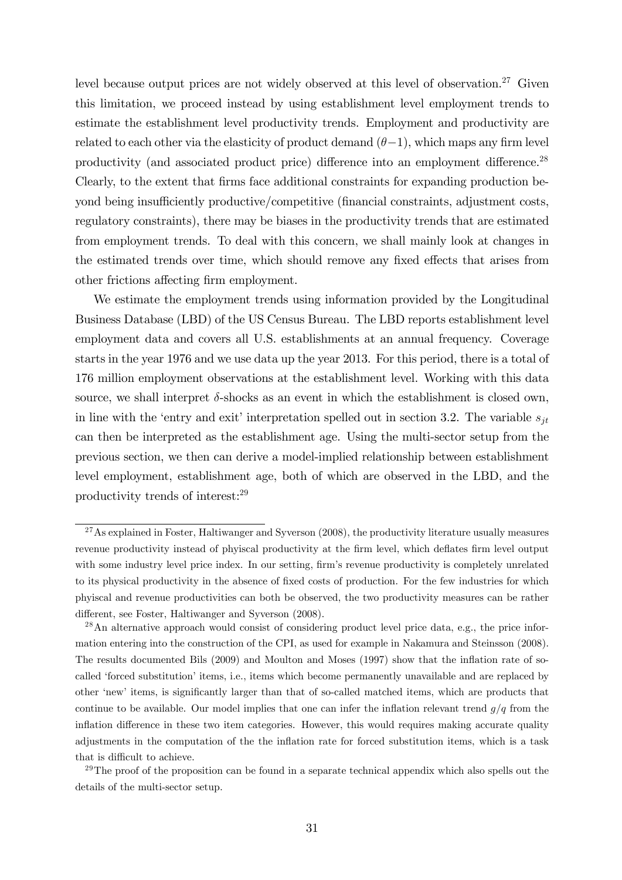level because output prices are not widely observed at this level of observation.[27] Given this limitation, we proceed instead by using establishment level employment trends to estimate the establishment level productivity trends. Employment and productivity are related to each other via the elasticity of product demand ($\theta - 1$), which maps any firm level productivity (and associated product price) difference into an employment difference.[28] Clearly, to the extent that firms face additional constraints for expanding production beyond being insufficiently productive/competitive (financial constraints, adjustment costs, regulatory constraints), there may be biases in the productivity trends that are estimated from employment trends. To deal with this concern, we shall mainly look at changes in the estimated trends over time, which should remove any fixed effects that arises from other frictions affecting firm employment.

We estimate the employment trends using information provided by the Longitudinal Business Database (LBD) of the US Census Bureau. The LBD reports establishment level employment data and covers all U.S. establishments at an annual frequency. Coverage starts in the year 1976 and we use data up the year 2013. For this period, there is a total of 176 million employment observations at the establishment level. Working with this data source, we shall interpret $\delta$-shocks as an event in which the establishment is closed own, in line with the 'entry and exit' interpretation spelled out in section 3.2. The variable $s_{jt}$ can then be interpreted as the establishment age. Using the multi-sector setup from the previous section, we then can derive a model-implied relationship between establishment level employment, establishment age, both of which are observed in the LBD, and the productivity trends of interest:[29]

---

[27] As explained in Foster, Haltiwanger and Syverson (2008), the productivity literature usually measures revenue productivity instead of phyiscal productivity at the firm level, which deflates firm level output with some industry level price index. In our setting, firm's revenue productivity is completely unrelated to its physical productivity in the absence of fixed costs of production. For the few industries for which phyiscal and revenue productivities can both be observed, the two productivity measures can be rather different, see Foster, Haltiwanger and Syverson (2008).

[28] An alternative approach would consist of considering product level price data, e.g., the price information entering into the construction of the CPI, as used for example in Nakamura and Steinsson (2008). The results documented Bils (2009) and Moulton and Moses (1997) show that the inflation rate of so-called 'forced substitution' items, i.e., items which become permanently unavailable and are replaced by other 'new' items, is significantly larger than that of so-called matched items, which are products that continue to be available. Our model implies that one can infer the inflation relevant trend $g/q$ from the inflation difference in these two item categories. However, this would requires making accurate quality adjustments in the computation of the the inflation rate for forced substitution items, which is a task that is difficult to achieve.

[29] The proof of the proposition can be found in a separate technical appendix which also spells out the details of the multi-sector setup.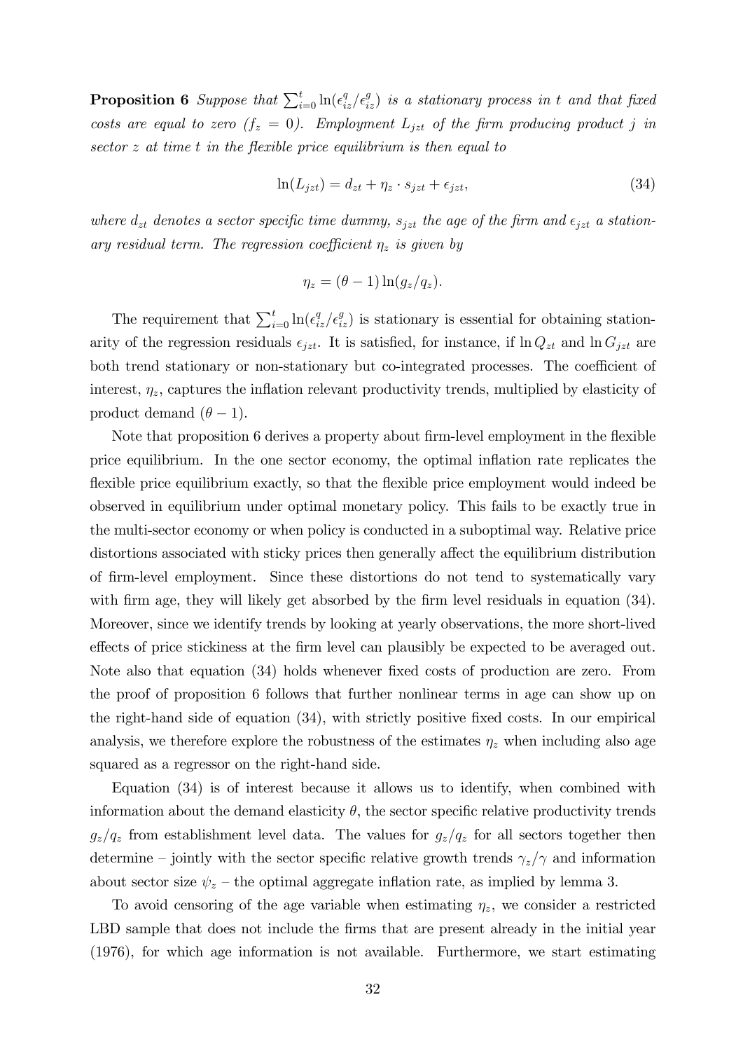**Proposition 6** *Suppose that $\sum_{i=0}^{t} \ln(\epsilon_{iz}^{q}/\epsilon_{iz}^{g})$ is a stationary process in $t$ and that fixed costs are equal to zero ($f_z = 0$). Employment $L_{jzt}$ of the firm producing product $j$ in sector $z$ at time $t$ in the flexible price equilibrium is then equal to*

$$\ln(L_{jzt}) = d_{zt} + \eta_z \cdot s_{jzt} + \epsilon_{jzt}, \tag{34}$$

*where $d_{zt}$ denotes a sector specific time dummy, $s_{jzt}$ the age of the firm and $\epsilon_{jzt}$ a stationary residual term. The regression coefficient $\eta_z$ is given by*

$$\eta_z = (\theta - 1)\ln(g_z/q_z).$$

The requirement that $\sum_{i=0}^{t} \ln(\epsilon_{iz}^{q}/\epsilon_{iz}^{g})$ is stationary is essential for obtaining stationarity of the regression residuals $\epsilon_{jzt}$. It is satisfied, for instance, if $\ln Q_{zt}$ and $\ln G_{jzt}$ are both trend stationary or non-stationary but co-integrated processes. The coefficient of interest, $\eta_z$, captures the inflation relevant productivity trends, multiplied by elasticity of product demand $(\theta - 1)$.

Note that proposition 6 derives a property about firm-level employment in the flexible price equilibrium. In the one sector economy, the optimal inflation rate replicates the flexible price equilibrium exactly, so that the flexible price employment would indeed be observed in equilibrium under optimal monetary policy. This fails to be exactly true in the multi-sector economy or when policy is conducted in a suboptimal way. Relative price distortions associated with sticky prices then generally affect the equilibrium distribution of firm-level employment. Since these distortions do not tend to systematically vary with firm age, they will likely get absorbed by the firm level residuals in equation (34). Moreover, since we identify trends by looking at yearly observations, the more short-lived effects of price stickiness at the firm level can plausibly be expected to be averaged out. Note also that equation (34) holds whenever fixed costs of production are zero. From the proof of proposition 6 follows that further nonlinear terms in age can show up on the right-hand side of equation (34), with strictly positive fixed costs. In our empirical analysis, we therefore explore the robustness of the estimates $\eta_z$ when including also age squared as a regressor on the right-hand side.

Equation (34) is of interest because it allows us to identify, when combined with information about the demand elasticity $\theta$, the sector specific relative productivity trends $g_z/q_z$ from establishment level data. The values for $g_z/q_z$ for all sectors together then determine – jointly with the sector specific relative growth trends $\gamma_z/\gamma$ and information about sector size $\psi_z$ – the optimal aggregate inflation rate, as implied by lemma 3.

To avoid censoring of the age variable when estimating $\eta_z$, we consider a restricted LBD sample that does not include the firms that are present already in the initial year (1976), for which age information is not available. Furthermore, we start estimating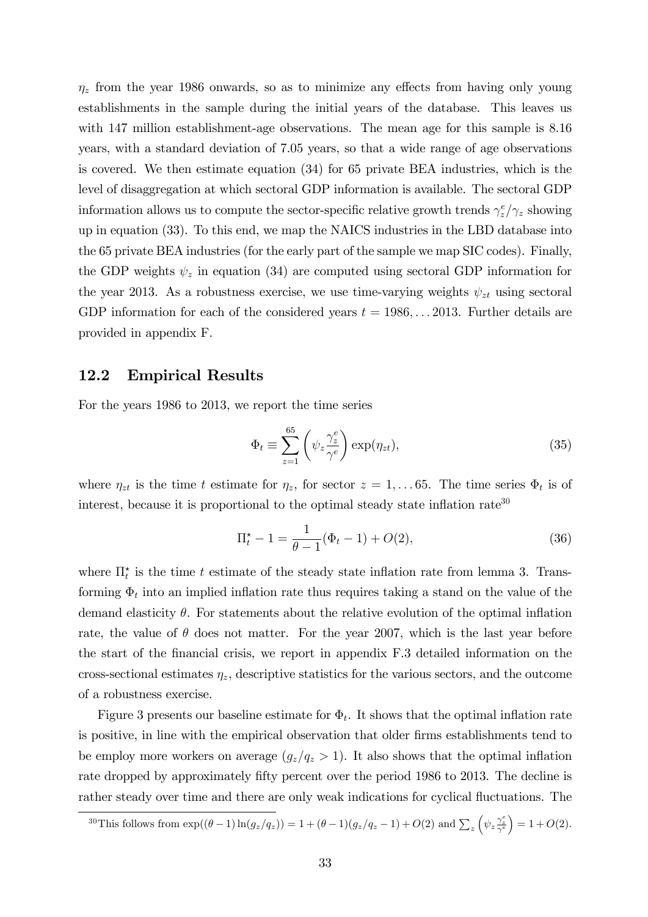$\eta_z$ from the year 1986 onwards, so as to minimize any effects from having only young establishments in the sample during the initial years of the database. This leaves us with 147 million establishment-age observations. The mean age for this sample is 8.16 years, with a standard deviation of 7.05 years, so that a wide range of age observations is covered. We then estimate equation (34) for 65 private BEA industries, which is the level of disaggregation at which sectoral GDP information is available. The sectoral GDP information allows us to compute the sector-specific relative growth trends $\gamma_z^e/\gamma_z$ showing up in equation (33). To this end, we map the NAICS industries in the LBD database into the 65 private BEA industries (for the early part of the sample we map SIC codes). Finally, the GDP weights $\psi_z$ in equation (34) are computed using sectoral GDP information for the year 2013. As a robustness exercise, we use time-varying weights $\psi_{zt}$ using sectoral GDP information for each of the considered years $t = 1986, \ldots 2013$. Further details are provided in appendix F.

## 12.2 Empirical Results

For the years 1986 to 2013, we report the time series

$$\Phi_t \equiv \sum_{z=1}^{65} \left( \psi_z \frac{\gamma_z^e}{\gamma^e} \right) \exp(\eta_{zt}), \tag{35}$$

where $\eta_{zt}$ is the time $t$ estimate for $\eta_z$, for sector $z = 1, \ldots 65$. The time series $\Phi_t$ is of interest, because it is proportional to the optimal steady state inflation rate[30]

$$\Pi_t^\star - 1 = \frac{1}{\theta - 1}(\Phi_t - 1) + O(2), \tag{36}$$

where $\Pi_t^\star$ is the time $t$ estimate of the steady state inflation rate from lemma 3. Transforming $\Phi_t$ into an implied inflation rate thus requires taking a stand on the value of the demand elasticity $\theta$. For statements about the relative evolution of the optimal inflation rate, the value of $\theta$ does not matter. For the year 2007, which is the last year before the start of the financial crisis, we report in appendix F.3 detailed information on the cross-sectional estimates $\eta_z$, descriptive statistics for the various sectors, and the outcome of a robustness exercise.

Figure 3 presents our baseline estimate for $\Phi_t$. It shows that the optimal inflation rate is positive, in line with the empirical observation that older firms establishments tend to be employ more workers on average ($g_z/q_z > 1$). It also shows that the optimal inflation rate dropped by approximately fifty percent over the period 1986 to 2013. The decline is rather steady over time and there are only weak indications for cyclical fluctuations. The

[30] This follows from $\exp((\theta - 1)\ln(g_z/q_z)) = 1 + (\theta - 1)(g_z/q_z - 1) + O(2)$ and $\sum_z \left( \psi_z \frac{\gamma_z^e}{\gamma^e} \right) = 1 + O(2)$.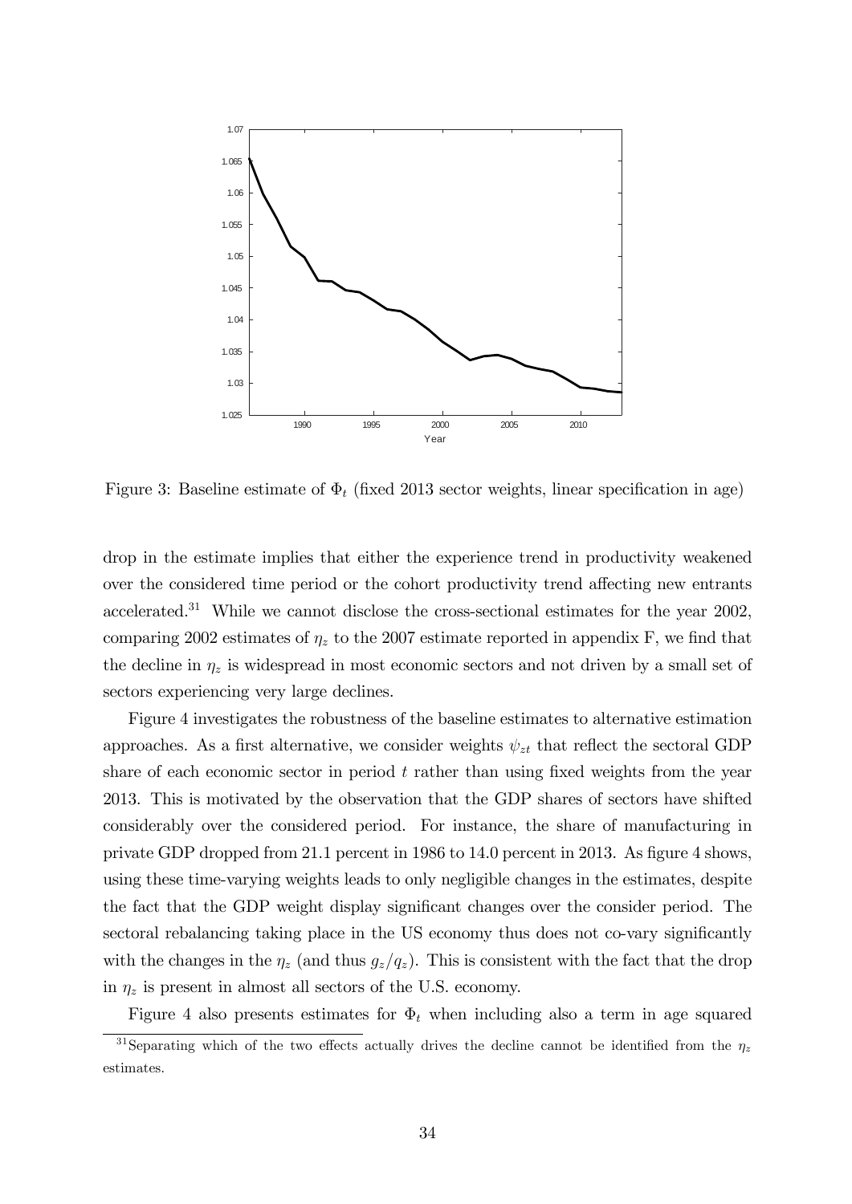Figure 3: Baseline estimate of $\Phi_t$ (fixed 2013 sector weights, linear specification in age)

drop in the estimate implies that either the experience trend in productivity weakened over the considered time period or the cohort productivity trend affecting new entrants accelerated.[31] While we cannot disclose the cross-sectional estimates for the year 2002, comparing 2002 estimates of $\eta_z$ to the 2007 estimate reported in appendix F, we find that the decline in $\eta_z$ is widespread in most economic sectors and not driven by a small set of sectors experiencing very large declines.

Figure 4 investigates the robustness of the baseline estimates to alternative estimation approaches. As a first alternative, we consider weights $\psi_{zt}$ that reflect the sectoral GDP share of each economic sector in period $t$ rather than using fixed weights from the year 2013. This is motivated by the observation that the GDP shares of sectors have shifted considerably over the considered period. For instance, the share of manufacturing in private GDP dropped from 21.1 percent in 1986 to 14.0 percent in 2013. As figure 4 shows, using these time-varying weights leads to only negligible changes in the estimates, despite the fact that the GDP weight display significant changes over the consider period. The sectoral rebalancing taking place in the US economy thus does not co-vary significantly with the changes in the $\eta_z$ (and thus $g_z/q_z$). This is consistent with the fact that the drop in $\eta_z$ is present in almost all sectors of the U.S. economy.

Figure 4 also presents estimates for $\Phi_t$ when including also a term in age squared

[31] Separating which of the two effects actually drives the decline cannot be identified from the $\eta_z$ estimates.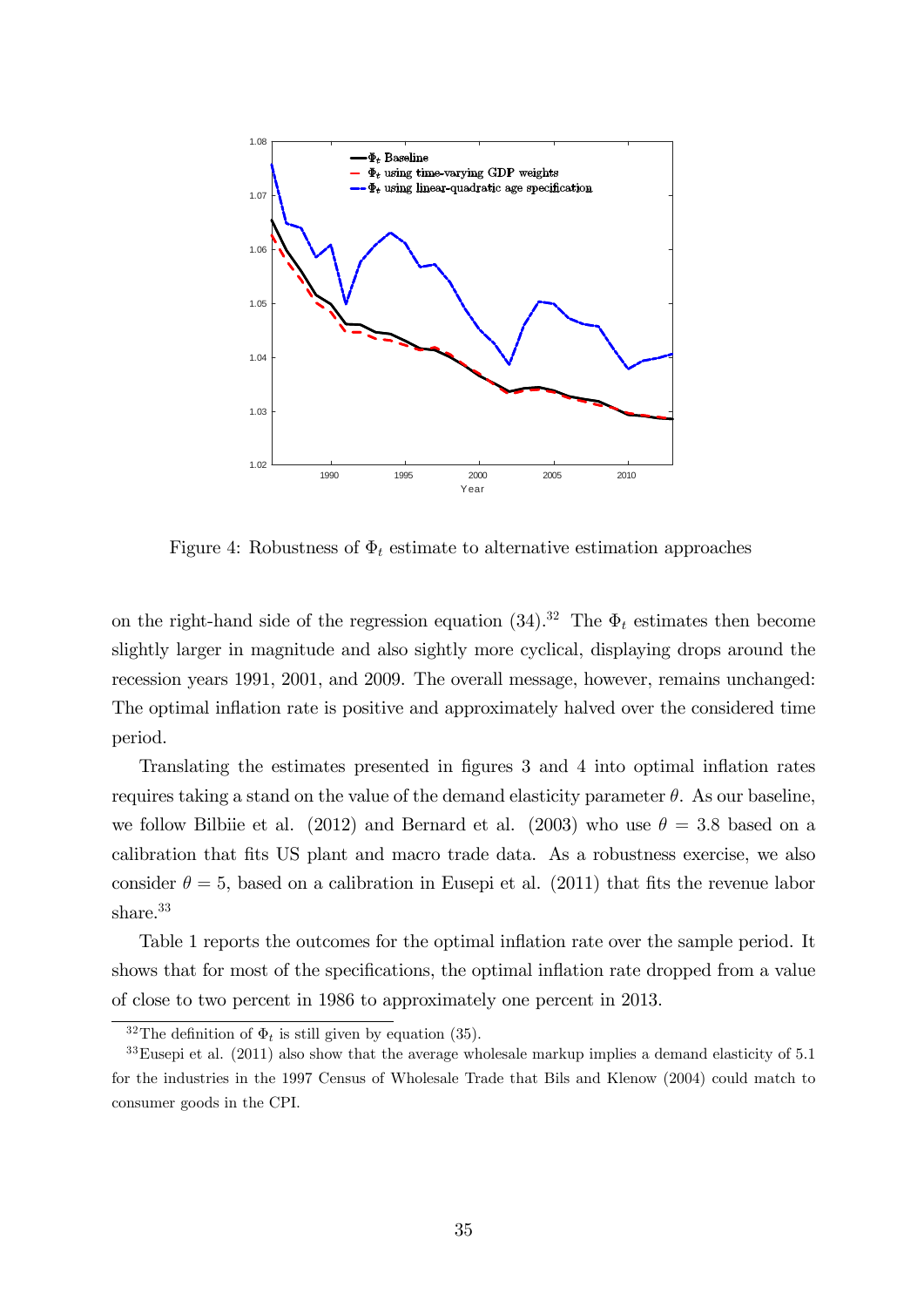Figure 4: Robustness of $\Phi_t$ estimate to alternative estimation approaches

on the right-hand side of the regression equation (34).[32] The $\Phi_t$ estimates then become slightly larger in magnitude and also sightly more cyclical, displaying drops around the recession years 1991, 2001, and 2009. The overall message, however, remains unchanged: The optimal inflation rate is positive and approximately halved over the considered time period.

Translating the estimates presented in figures 3 and 4 into optimal inflation rates requires taking a stand on the value of the demand elasticity parameter $\theta$. As our baseline, we follow Bilbiie et al. (2012) and Bernard et al. (2003) who use $\theta = 3.8$ based on a calibration that fits US plant and macro trade data. As a robustness exercise, we also consider $\theta = 5$, based on a calibration in Eusepi et al. (2011) that fits the revenue labor share.[33]

Table 1 reports the outcomes for the optimal inflation rate over the sample period. It shows that for most of the specifications, the optimal inflation rate dropped from a value of close to two percent in 1986 to approximately one percent in 2013.

[32] The definition of $\Phi_t$ is still given by equation (35).

[33] Eusepi et al. (2011) also show that the average wholesale markup implies a demand elasticity of 5.1 for the industries in the 1997 Census of Wholesale Trade that Bils and Klenow (2004) could match to consumer goods in the CPI.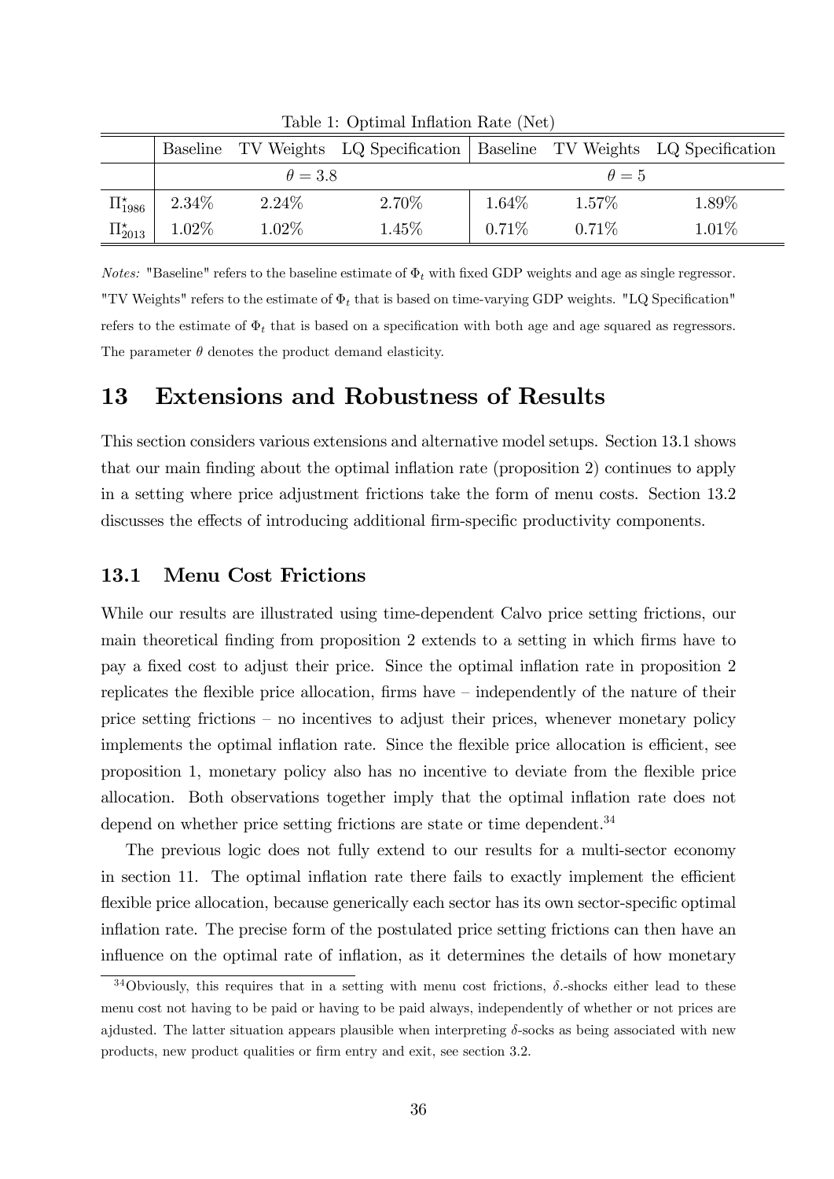Table 1: Optimal Inflation Rate (Net)

| | Baseline | TV Weights | LQ Specification | Baseline | TV Weights | LQ Specification |
|---|---|---|---|---|---|---|
| | $\theta = 3.8$ | | | $\theta = 5$ | | |
| $\Pi^{\star}_{1986}$ | 2.34% | 2.24% | 2.70% | 1.64% | 1.57% | 1.89% |
| $\Pi^{\star}_{2013}$ | 1.02% | 1.02% | 1.45% | 0.71% | 0.71% | 1.01% |

*Notes:* "Baseline" refers to the baseline estimate of $\Phi_t$ with fixed GDP weights and age as single regressor. "TV Weights" refers to the estimate of $\Phi_t$ that is based on time-varying GDP weights. "LQ Specification" refers to the estimate of $\Phi_t$ that is based on a specification with both age and age squared as regressors. The parameter $\theta$ denotes the product demand elasticity.

# 13 Extensions and Robustness of Results

This section considers various extensions and alternative model setups. Section 13.1 shows that our main finding about the optimal inflation rate (proposition 2) continues to apply in a setting where price adjustment frictions take the form of menu costs. Section 13.2 discusses the effects of introducing additional firm-specific productivity components.

## 13.1 Menu Cost Frictions

While our results are illustrated using time-dependent Calvo price setting frictions, our main theoretical finding from proposition 2 extends to a setting in which firms have to pay a fixed cost to adjust their price. Since the optimal inflation rate in proposition 2 replicates the flexible price allocation, firms have – independently of the nature of their price setting frictions – no incentives to adjust their prices, whenever monetary policy implements the optimal inflation rate. Since the flexible price allocation is efficient, see proposition 1, monetary policy also has no incentive to deviate from the flexible price allocation. Both observations together imply that the optimal inflation rate does not depend on whether price setting frictions are state or time dependent.[34]

The previous logic does not fully extend to our results for a multi-sector economy in section 11. The optimal inflation rate there fails to exactly implement the efficient flexible price allocation, because generically each sector has its own sector-specific optimal inflation rate. The precise form of the postulated price setting frictions can then have an influence on the optimal rate of inflation, as it determines the details of how monetary

[34] Obviously, this requires that in a setting with menu cost frictions, $\delta$.-shocks either lead to these menu cost not having to be paid or having to be paid always, independently of whether or not prices are ajdusted. The latter situation appears plausible when interpreting $\delta$-socks as being associated with new products, new product qualities or firm entry and exit, see section 3.2.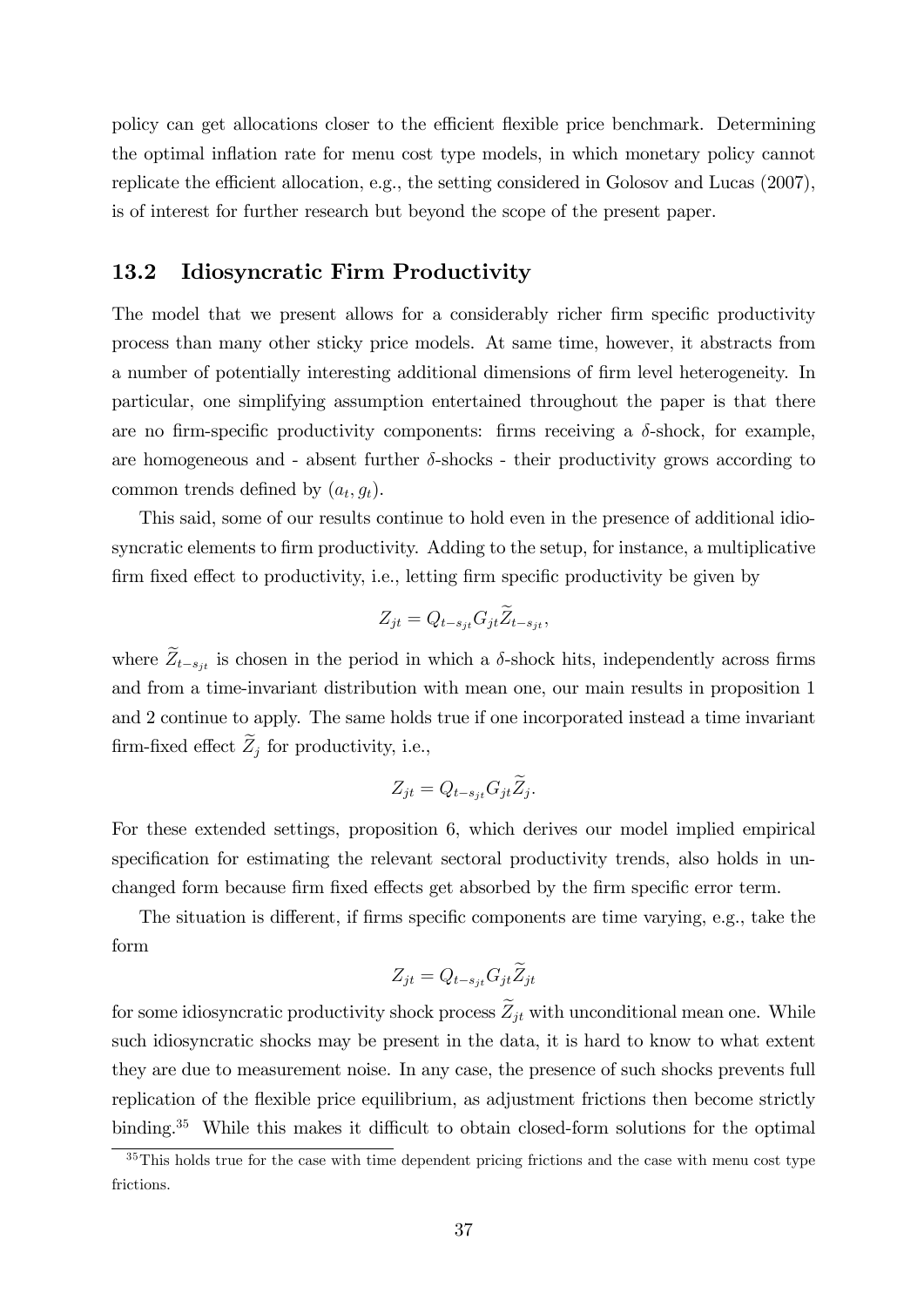policy can get allocations closer to the efficient flexible price benchmark. Determining the optimal inflation rate for menu cost type models, in which monetary policy cannot replicate the efficient allocation, e.g., the setting considered in Golosov and Lucas (2007), is of interest for further research but beyond the scope of the present paper.

## 13.2 Idiosyncratic Firm Productivity

The model that we present allows for a considerably richer firm specific productivity process than many other sticky price models. At same time, however, it abstracts from a number of potentially interesting additional dimensions of firm level heterogeneity. In particular, one simplifying assumption entertained throughout the paper is that there are no firm-specific productivity components: firms receiving a $\delta$-shock, for example, are homogeneous and - absent further $\delta$-shocks - their productivity grows according to common trends defined by $(a_t, g_t)$.

This said, some of our results continue to hold even in the presence of additional idiosyncratic elements to firm productivity. Adding to the setup, for instance, a multiplicative firm fixed effect to productivity, i.e., letting firm specific productivity be given by

$$Z_{jt} = Q_{t-s_{jt}} G_{jt} \widetilde{Z}_{t-s_{jt}},$$

where $\widetilde{Z}_{t-s_{jt}}$ is chosen in the period in which a $\delta$-shock hits, independently across firms and from a time-invariant distribution with mean one, our main results in proposition 1 and 2 continue to apply. The same holds true if one incorporated instead a time invariant firm-fixed effect $\widetilde{Z}_j$ for productivity, i.e.,

$$Z_{jt} = Q_{t-s_{jt}} G_{jt} \widetilde{Z}_j.$$

For these extended settings, proposition 6, which derives our model implied empirical specification for estimating the relevant sectoral productivity trends, also holds in unchanged form because firm fixed effects get absorbed by the firm specific error term.

The situation is different, if firms specific components are time varying, e.g., take the form

$$Z_{jt} = Q_{t-s_{jt}} G_{jt} \widetilde{Z}_{jt}$$

for some idiosyncratic productivity shock process $\widetilde{Z}_{jt}$ with unconditional mean one. While such idiosyncratic shocks may be present in the data, it is hard to know to what extent they are due to measurement noise. In any case, the presence of such shocks prevents full replication of the flexible price equilibrium, as adjustment frictions then become strictly binding.[35] While this makes it difficult to obtain closed-form solutions for the optimal

[35] This holds true for the case with time dependent pricing frictions and the case with menu cost type frictions.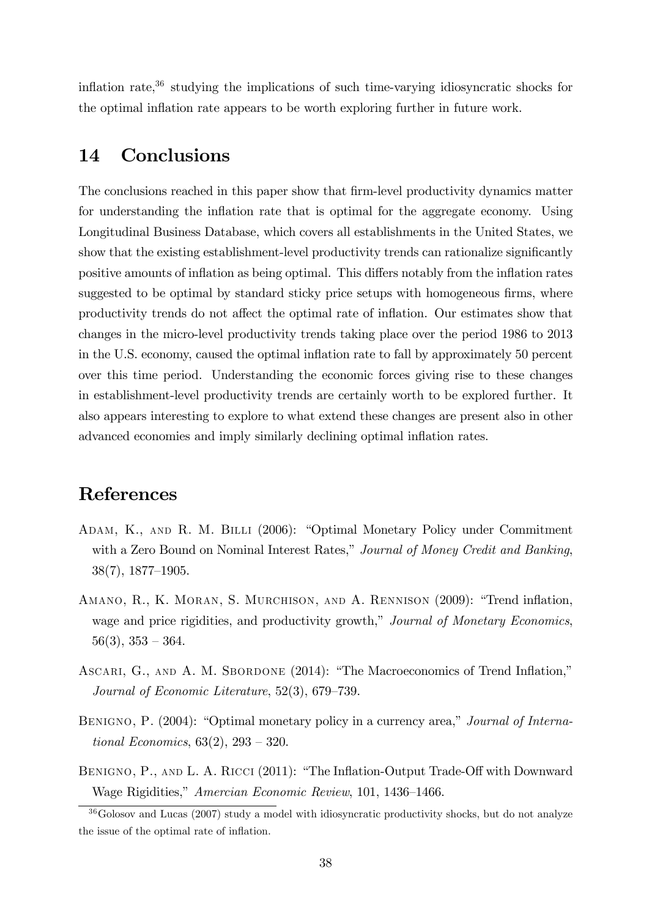inflation rate,[36] studying the implications of such time-varying idiosyncratic shocks for the optimal inflation rate appears to be worth exploring further in future work.

## 14 Conclusions

The conclusions reached in this paper show that firm-level productivity dynamics matter for understanding the inflation rate that is optimal for the aggregate economy. Using Longitudinal Business Database, which covers all establishments in the United States, we show that the existing establishment-level productivity trends can rationalize significantly positive amounts of inflation as being optimal. This differs notably from the inflation rates suggested to be optimal by standard sticky price setups with homogeneous firms, where productivity trends do not affect the optimal rate of inflation. Our estimates show that changes in the micro-level productivity trends taking place over the period 1986 to 2013 in the U.S. economy, caused the optimal inflation rate to fall by approximately 50 percent over this time period. Understanding the economic forces giving rise to these changes in establishment-level productivity trends are certainly worth to be explored further. It also appears interesting to explore to what extend these changes are present also in other advanced economies and imply similarly declining optimal inflation rates.

## References

Adam, K., and R. M. Billi (2006): "Optimal Monetary Policy under Commitment with a Zero Bound on Nominal Interest Rates," *Journal of Money Credit and Banking*, 38(7), 1877–1905.

Amano, R., K. Moran, S. Murchison, and A. Rennison (2009): "Trend inflation, wage and price rigidities, and productivity growth," *Journal of Monetary Economics*, 56(3), 353 – 364.

Ascari, G., and A. M. Sbordone (2014): "The Macroeconomics of Trend Inflation," *Journal of Economic Literature*, 52(3), 679–739.

Benigno, P. (2004): "Optimal monetary policy in a currency area," *Journal of International Economics*, 63(2), 293 – 320.

Benigno, P., and L. A. Ricci (2011): "The Inflation-Output Trade-Off with Downward Wage Rigidities," *Amercian Economic Review*, 101, 1436–1466.

[36] Golosov and Lucas (2007) study a model with idiosyncratic productivity shocks, but do not analyze the issue of the optimal rate of inflation.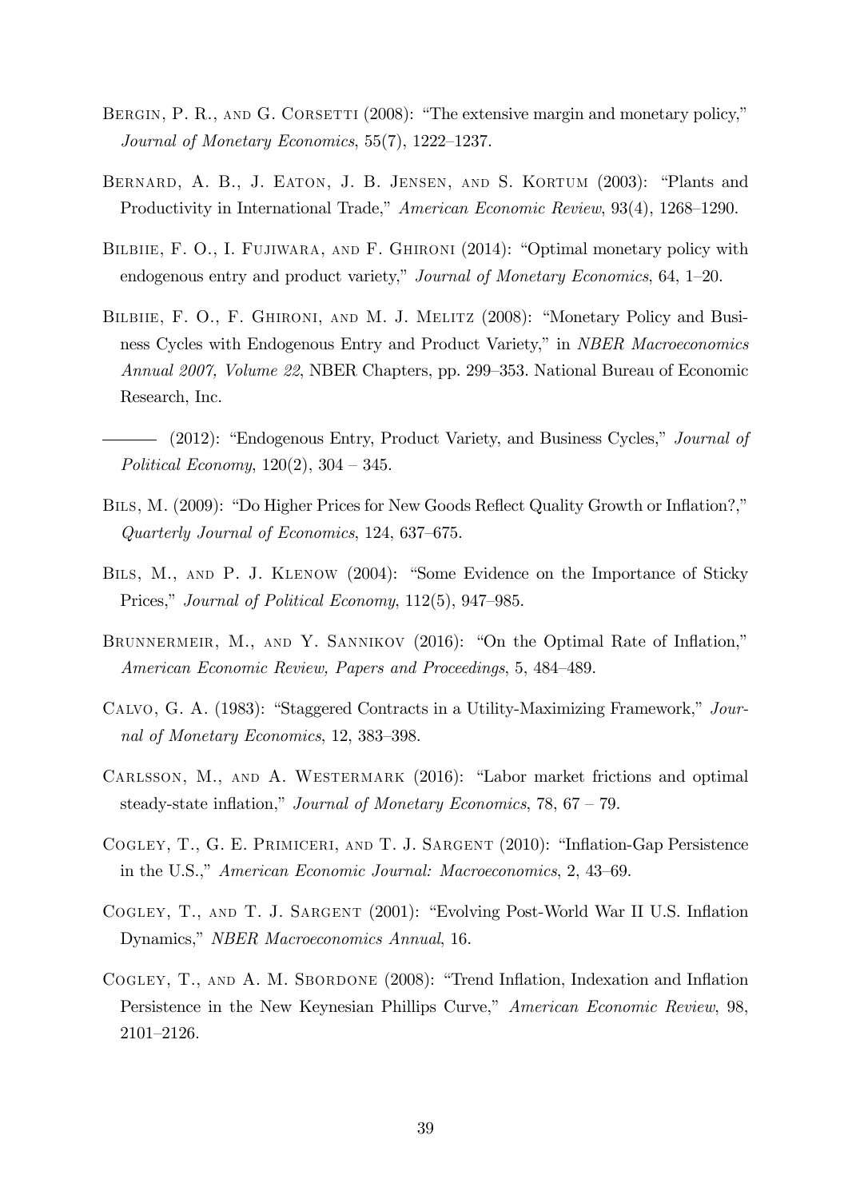Bergin, P. R., and G. Corsetti (2008): "The extensive margin and monetary policy," *Journal of Monetary Economics*, 55(7), 1222–1237.

Bernard, A. B., J. Eaton, J. B. Jensen, and S. Kortum (2003): "Plants and Productivity in International Trade," *American Economic Review*, 93(4), 1268–1290.

Bilbiie, F. O., I. Fujiwara, and F. Ghironi (2014): "Optimal monetary policy with endogenous entry and product variety," *Journal of Monetary Economics*, 64, 1–20.

Bilbiie, F. O., F. Ghironi, and M. J. Melitz (2008): "Monetary Policy and Business Cycles with Endogenous Entry and Product Variety," in *NBER Macroeconomics Annual 2007, Volume 22*, NBER Chapters, pp. 299–353. National Bureau of Economic Research, Inc.

——— (2012): "Endogenous Entry, Product Variety, and Business Cycles," *Journal of Political Economy*, 120(2), 304 – 345.

Bils, M. (2009): "Do Higher Prices for New Goods Reflect Quality Growth or Inflation?," *Quarterly Journal of Economics*, 124, 637–675.

Bils, M., and P. J. Klenow (2004): "Some Evidence on the Importance of Sticky Prices," *Journal of Political Economy*, 112(5), 947–985.

Brunnermeir, M., and Y. Sannikov (2016): "On the Optimal Rate of Inflation," *American Economic Review, Papers and Proceedings*, 5, 484–489.

Calvo, G. A. (1983): "Staggered Contracts in a Utility-Maximizing Framework," *Journal of Monetary Economics*, 12, 383–398.

Carlsson, M., and A. Westermark (2016): "Labor market frictions and optimal steady-state inflation," *Journal of Monetary Economics*, 78, 67 – 79.

Cogley, T., G. E. Primiceri, and T. J. Sargent (2010): "Inflation-Gap Persistence in the U.S.," *American Economic Journal: Macroeconomics*, 2, 43–69.

Cogley, T., and T. J. Sargent (2001): "Evolving Post-World War II U.S. Inflation Dynamics," *NBER Macroeconomics Annual*, 16.

Cogley, T., and A. M. Sbordone (2008): "Trend Inflation, Indexation and Inflation Persistence in the New Keynesian Phillips Curve," *American Economic Review*, 98, 2101–2126.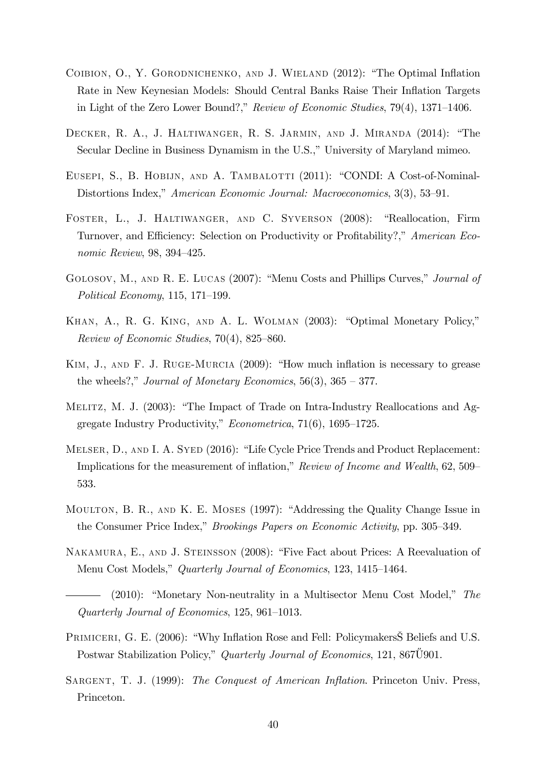Coibion, O., Y. Gorodnichenko, and J. Wieland (2012): "The Optimal Inflation Rate in New Keynesian Models: Should Central Banks Raise Their Inflation Targets in Light of the Zero Lower Bound?," *Review of Economic Studies*, 79(4), 1371–1406.

Decker, R. A., J. Haltiwanger, R. S. Jarmin, and J. Miranda (2014): "The Secular Decline in Business Dynamism in the U.S.," University of Maryland mimeo.

Eusepi, S., B. Hobijn, and A. Tambalotti (2011): "CONDI: A Cost-of-Nominal-Distortions Index," *American Economic Journal: Macroeconomics*, 3(3), 53–91.

Foster, L., J. Haltiwanger, and C. Syverson (2008): "Reallocation, Firm Turnover, and Efficiency: Selection on Productivity or Profitability?," *American Economic Review*, 98, 394–425.

Golosov, M., and R. E. Lucas (2007): "Menu Costs and Phillips Curves," *Journal of Political Economy*, 115, 171–199.

Khan, A., R. G. King, and A. L. Wolman (2003): "Optimal Monetary Policy," *Review of Economic Studies*, 70(4), 825–860.

Kim, J., and F. J. Ruge-Murcia (2009): "How much inflation is necessary to grease the wheels?," *Journal of Monetary Economics*, 56(3), 365 – 377.

Melitz, M. J. (2003): "The Impact of Trade on Intra-Industry Reallocations and Aggregate Industry Productivity," *Econometrica*, 71(6), 1695–1725.

Melser, D., and I. A. Syed (2016): "Life Cycle Price Trends and Product Replacement: Implications for the measurement of inflation," *Review of Income and Wealth*, 62, 509–533.

Moulton, B. R., and K. E. Moses (1997): "Addressing the Quality Change Issue in the Consumer Price Index," *Brookings Papers on Economic Activity*, pp. 305–349.

Nakamura, E., and J. Steinsson (2008): "Five Fact about Prices: A Reevaluation of Menu Cost Models," *Quarterly Journal of Economics*, 123, 1415–1464.

——— (2010): "Monetary Non-neutrality in a Multisector Menu Cost Model," *The Quarterly Journal of Economics*, 125, 961–1013.

Primiceri, G. E. (2006): "Why Inflation Rose and Fell: PolicymakersŠ Beliefs and U.S. Postwar Stabilization Policy," *Quarterly Journal of Economics*, 121, 867Ű901.

Sargent, T. J. (1999): *The Conquest of American Inflation*. Princeton Univ. Press, Princeton.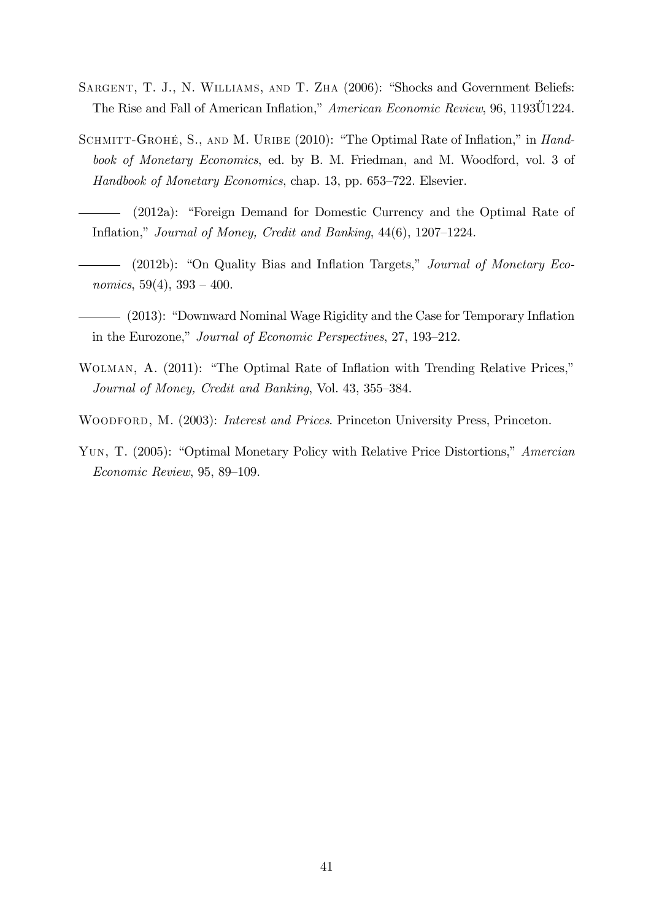Sargent, T. J., N. Williams, and T. Zha (2006): "Shocks and Government Beliefs: The Rise and Fall of American Inflation," *American Economic Review*, 96, 1193Ű1224.

Schmitt-Grohé, S., and M. Uribe (2010): "The Optimal Rate of Inflation," in *Handbook of Monetary Economics*, ed. by B. M. Friedman, and M. Woodford, vol. 3 of *Handbook of Monetary Economics*, chap. 13, pp. 653–722. Elsevier.

——— (2012a): "Foreign Demand for Domestic Currency and the Optimal Rate of Inflation," *Journal of Money, Credit and Banking*, 44(6), 1207–1224.

——— (2012b): "On Quality Bias and Inflation Targets," *Journal of Monetary Economics*, 59(4), 393 – 400.

——— (2013): "Downward Nominal Wage Rigidity and the Case for Temporary Inflation in the Eurozone," *Journal of Economic Perspectives*, 27, 193–212.

Wolman, A. (2011): "The Optimal Rate of Inflation with Trending Relative Prices," *Journal of Money, Credit and Banking*, Vol. 43, 355–384.

Woodford, M. (2003): *Interest and Prices*. Princeton University Press, Princeton.

Yun, T. (2005): "Optimal Monetary Policy with Relative Price Distortions," *Amercian Economic Review*, 95, 89–109.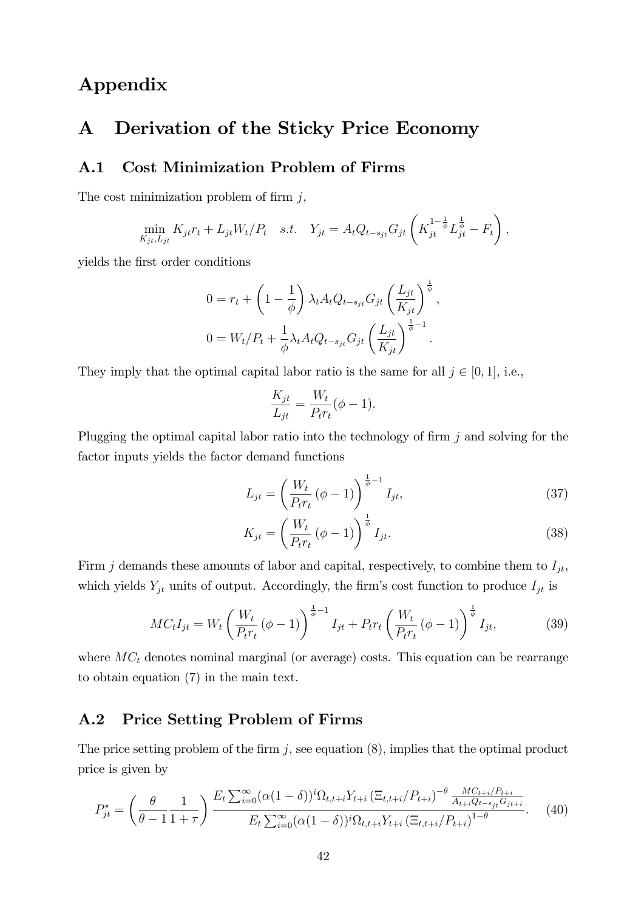# Appendix

# A Derivation of the Sticky Price Economy

## A.1 Cost Minimization Problem of Firms

The cost minimization problem of firm $j$,

$$\min_{K_{jt},L_{jt}} K_{jt}r_t + L_{jt}W_t/P_t \quad s.t. \quad Y_{jt} = A_t Q_{t-s_{jt}} G_{jt}\left(K_{jt}^{1-\frac{1}{\phi}} L_{jt}^{\frac{1}{\phi}} - F_t\right),$$

yields the first order conditions

$$0 = r_t + \left(1 - \frac{1}{\phi}\right)\lambda_t A_t Q_{t-s_{jt}} G_{jt}\left(\frac{L_{jt}}{K_{jt}}\right)^{\frac{1}{\phi}},$$

$$0 = W_t/P_t + \frac{1}{\phi}\lambda_t A_t Q_{t-s_{jt}} G_{jt}\left(\frac{L_{jt}}{K_{jt}}\right)^{\frac{1}{\phi}-1}.$$

They imply that the optimal capital labor ratio is the same for all $j \in [0,1]$, i.e.,

$$\frac{K_{jt}}{L_{jt}} = \frac{W_t}{P_t r_t}(\phi - 1).$$

Plugging the optimal capital labor ratio into the technology of firm $j$ and solving for the factor inputs yields the factor demand functions

$$L_{jt} = \left(\frac{W_t}{P_t r_t}(\phi - 1)\right)^{\frac{1}{\phi}-1} I_{jt}, \tag{37}$$

$$K_{jt} = \left(\frac{W_t}{P_t r_t}(\phi - 1)\right)^{\frac{1}{\phi}} I_{jt}. \tag{38}$$

Firm $j$ demands these amounts of labor and capital, respectively, to combine them to $I_{jt}$, which yields $Y_{jt}$ units of output. Accordingly, the firm's cost function to produce $I_{jt}$ is

$$MC_t I_{jt} = W_t\left(\frac{W_t}{P_t r_t}(\phi - 1)\right)^{\frac{1}{\phi}-1} I_{jt} + P_t r_t\left(\frac{W_t}{P_t r_t}(\phi - 1)\right)^{\frac{1}{\phi}} I_{jt}, \tag{39}$$

where $MC_t$ denotes nominal marginal (or average) costs. This equation can be rearrange to obtain equation (7) in the main text.

## A.2 Price Setting Problem of Firms

The price setting problem of the firm $j$, see equation (8), implies that the optimal product price is given by

$$P_{jt}^{\star} = \left(\frac{\theta}{\theta - 1}\frac{1}{1+\tau}\right)\frac{E_t\sum_{i=0}^{\infty}(\alpha(1-\delta))^i \Omega_{t,t+i} Y_{t+i}\left(\Xi_{t,t+i}/P_{t+i}\right)^{-\theta}\frac{MC_{t+i}/P_{t+i}}{A_{t+i}Q_{t-s_{jt}}G_{jt+i}}}{E_t\sum_{i=0}^{\infty}(\alpha(1-\delta))^i \Omega_{t,t+i} Y_{t+i}\left(\Xi_{t,t+i}/P_{t+i}\right)^{1-\theta}}. \tag{40}$$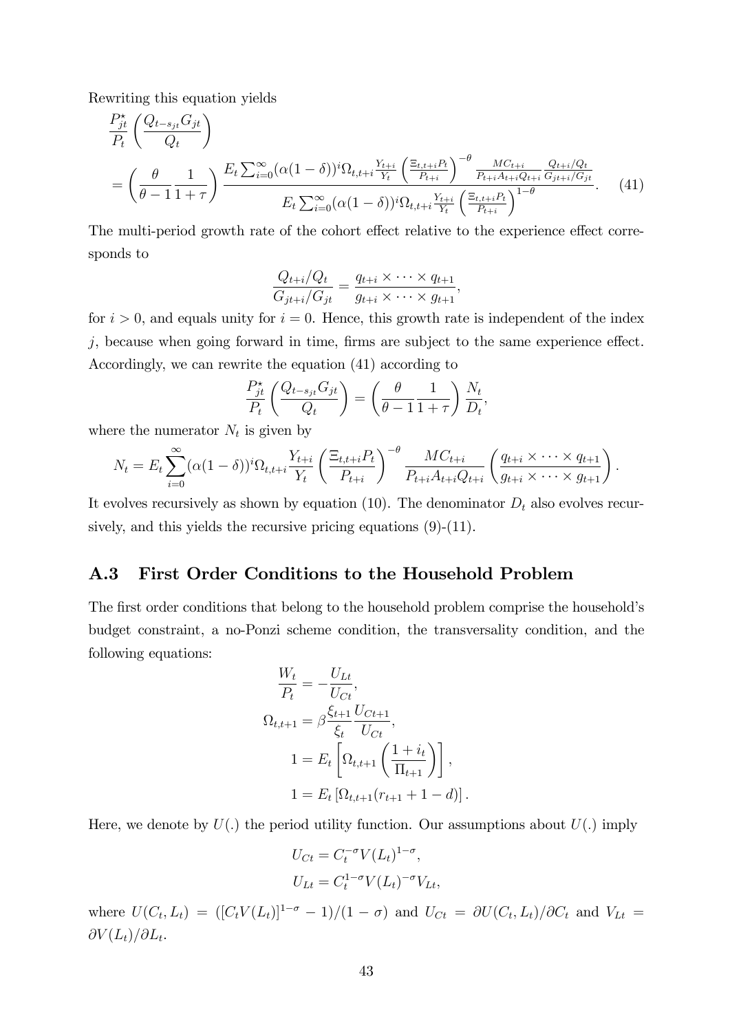Rewriting this equation yields

$$
\begin{aligned}
&\frac{P_{jt}^{\star}}{P_t}\left(\frac{Q_{t-s_{jt}}G_{jt}}{Q_t}\right) \\
&= \left(\frac{\theta}{\theta-1}\frac{1}{1+\tau}\right)\frac{E_t\sum_{i=0}^{\infty}(\alpha(1-\delta))^i\Omega_{t,t+i}\frac{Y_{t+i}}{Y_t}\left(\frac{\Xi_{t,t+i}P_t}{P_{t+i}}\right)^{-\theta}\frac{MC_{t+i}}{P_{t+i}A_{t+i}Q_{t+i}}\frac{Q_{t+i}/Q_t}{G_{jt+i}/G_{jt}}}{E_t\sum_{i=0}^{\infty}(\alpha(1-\delta))^i\Omega_{t,t+i}\frac{Y_{t+i}}{Y_t}\left(\frac{\Xi_{t,t+i}P_t}{P_{t+i}}\right)^{1-\theta}}. \quad (41)
\end{aligned}
$$

The multi-period growth rate of the cohort effect relative to the experience effect corresponds to

$$
\frac{Q_{t+i}/Q_t}{G_{jt+i}/G_{jt}} = \frac{q_{t+i}\times\cdots\times q_{t+1}}{g_{t+i}\times\cdots\times g_{t+1}},
$$

for $i>0$, and equals unity for $i=0$. Hence, this growth rate is independent of the index $j$, because when going forward in time, firms are subject to the same experience effect. Accordingly, we can rewrite the equation (41) according to

$$
\frac{P_{jt}^{\star}}{P_t}\left(\frac{Q_{t-s_{jt}}G_{jt}}{Q_t}\right) = \left(\frac{\theta}{\theta-1}\frac{1}{1+\tau}\right)\frac{N_t}{D_t},
$$

where the numerator $N_t$ is given by

$$
N_t = E_t\sum_{i=0}^{\infty}(\alpha(1-\delta))^i\Omega_{t,t+i}\frac{Y_{t+i}}{Y_t}\left(\frac{\Xi_{t,t+i}P_t}{P_{t+i}}\right)^{-\theta}\frac{MC_{t+i}}{P_{t+i}A_{t+i}Q_{t+i}}\left(\frac{q_{t+i}\times\cdots\times q_{t+1}}{g_{t+i}\times\cdots\times g_{t+1}}\right).
$$

It evolves recursively as shown by equation (10). The denominator $D_t$ also evolves recursively, and this yields the recursive pricing equations (9)-(11).

## A.3 First Order Conditions to the Household Problem

The first order conditions that belong to the household problem comprise the household's budget constraint, a no-Ponzi scheme condition, the transversality condition, and the following equations:

$$
\begin{aligned}
\frac{W_t}{P_t} &= -\frac{U_{Lt}}{U_{Ct}}, \\
\Omega_{t,t+1} &= \beta\frac{\xi_{t+1}}{\xi_t}\frac{U_{Ct+1}}{U_{Ct}}, \\
1 &= E_t\left[\Omega_{t,t+1}\left(\frac{1+i_t}{\Pi_{t+1}}\right)\right], \\
1 &= E_t\left[\Omega_{t,t+1}(r_{t+1}+1-d)\right].
\end{aligned}
$$

Here, we denote by $U(.)$ the period utility function. Our assumptions about $U(.)$ imply

$$
\begin{aligned}
U_{Ct} &= C_t^{-\sigma}V(L_t)^{1-\sigma}, \\
U_{Lt} &= C_t^{1-\sigma}V(L_t)^{-\sigma}V_{Lt},
\end{aligned}
$$

where $U(C_t,L_t) = ([C_tV(L_t)]^{1-\sigma}-1)/(1-\sigma)$ and $U_{Ct} = \partial U(C_t,L_t)/\partial C_t$ and $V_{Lt} = \partial V(L_t)/\partial L_t$.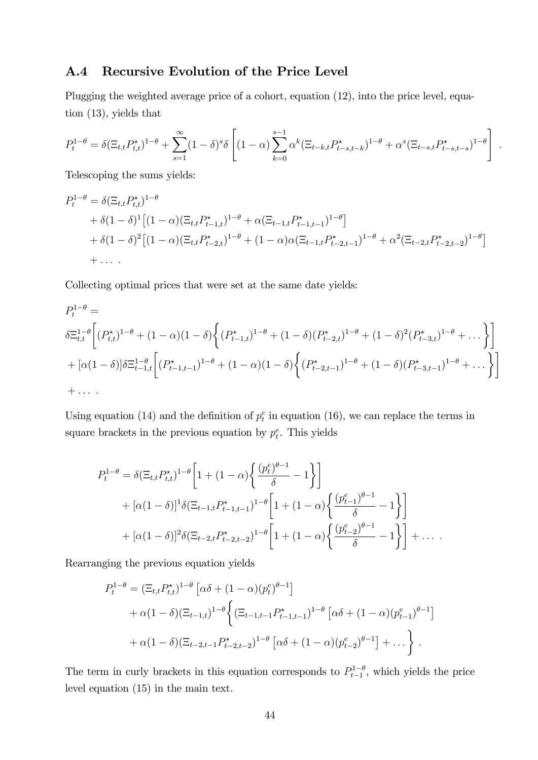## A.4 Recursive Evolution of the Price Level

Plugging the weighted average price of a cohort, equation (12), into the price level, equation (13), yields that

$$P_t^{1-\theta} = \delta(\Xi_{t,t}P_{t,t}^\star)^{1-\theta} + \sum_{s=1}^{\infty}(1-\delta)^s\delta\left[(1-\alpha)\sum_{k=0}^{s-1}\alpha^k(\Xi_{t-k,t}P_{t-s,t-k}^\star)^{1-\theta} + \alpha^s(\Xi_{t-s,t}P_{t-s,t-s}^\star)^{1-\theta}\right].$$

Telescoping the sums yields:

$$\begin{aligned}
P_t^{1-\theta} &= \delta(\Xi_{t,t}P_{t,t}^\star)^{1-\theta} \\
&\quad + \delta(1-\delta)^1\left[(1-\alpha)(\Xi_{t,t}P_{t-1,t}^\star)^{1-\theta} + \alpha(\Xi_{t-1,t}P_{t-1,t-1}^\star)^{1-\theta}\right] \\
&\quad + \delta(1-\delta)^2\left[(1-\alpha)(\Xi_{t,t}P_{t-2,t}^\star)^{1-\theta} + (1-\alpha)\alpha(\Xi_{t-1,t}P_{t-2,t-1}^\star)^{1-\theta} + \alpha^2(\Xi_{t-2,t}P_{t-2,t-2}^\star)^{1-\theta}\right] \\
&\quad + \dots .
\end{aligned}$$

Collecting optimal prices that were set at the same date yields:

$$\begin{aligned}
&P_t^{1-\theta} = \\
&\delta\Xi_{t,t}^{1-\theta}\left[(P_{t,t}^\star)^{1-\theta} + (1-\alpha)(1-\delta)\left\{(P_{t-1,t}^\star)^{1-\theta} + (1-\delta)(P_{t-2,t}^\star)^{1-\theta} + (1-\delta)^2(P_{t-3,t}^\star)^{1-\theta} + \dots\right\}\right] \\
&+ [\alpha(1-\delta)]\delta\Xi_{t-1,t}^{1-\theta}\left[(P_{t-1,t-1}^\star)^{1-\theta} + (1-\alpha)(1-\delta)\left\{(P_{t-2,t-1}^\star)^{1-\theta} + (1-\delta)(P_{t-3,t-1}^\star)^{1-\theta} + \dots\right\}\right] \\
&+ \dots .
\end{aligned}$$

Using equation (14) and the definition of $p_t^e$ in equation (16), we can replace the terms in square brackets in the previous equation by $p_t^e$. This yields

$$\begin{aligned}
P_t^{1-\theta} &= \delta(\Xi_{t,t}P_{t,t}^\star)^{1-\theta}\left[1 + (1-\alpha)\left\{\frac{(p_t^e)^{\theta-1}}{\delta} - 1\right\}\right] \\
&\quad + [\alpha(1-\delta)]^1\delta(\Xi_{t-1,t}P_{t-1,t-1}^\star)^{1-\theta}\left[1 + (1-\alpha)\left\{\frac{(p_{t-1}^e)^{\theta-1}}{\delta} - 1\right\}\right] \\
&\quad + [\alpha(1-\delta)]^2\delta(\Xi_{t-2,t}P_{t-2,t-2}^\star)^{1-\theta}\left[1 + (1-\alpha)\left\{\frac{(p_{t-2}^e)^{\theta-1}}{\delta} - 1\right\}\right] + \dots .
\end{aligned}$$

Rearranging the previous equation yields

$$\begin{aligned}
P_t^{1-\theta} &= (\Xi_{t,t}P_{t,t}^\star)^{1-\theta}\left[\alpha\delta + (1-\alpha)(p_t^e)^{\theta-1}\right] \\
&\quad + \alpha(1-\delta)(\Xi_{t-1,t})^{1-\theta}\left\{(\Xi_{t-1,t-1}P_{t-1,t-1}^\star)^{1-\theta}\left[\alpha\delta + (1-\alpha)(p_{t-1}^e)^{\theta-1}\right]\right. \\
&\quad \left. + \alpha(1-\delta)(\Xi_{t-2,t-1}P_{t-2,t-2}^\star)^{1-\theta}\left[\alpha\delta + (1-\alpha)(p_{t-2}^e)^{\theta-1}\right] + \dots\right\}.
\end{aligned}$$

The term in curly brackets in this equation corresponds to $P_{t-1}^{1-\theta}$, which yields the price level equation (15) in the main text.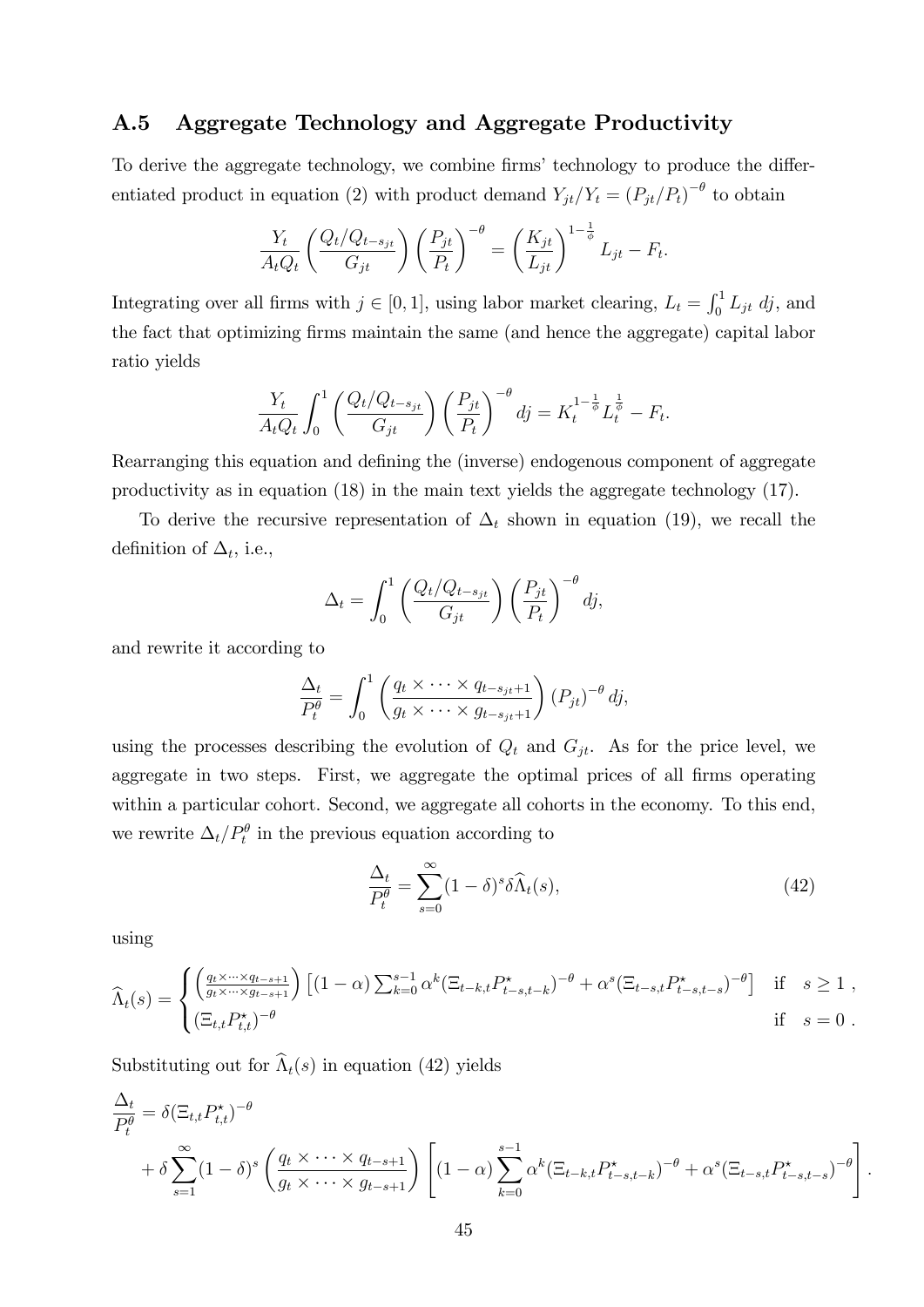## A.5 Aggregate Technology and Aggregate Productivity

To derive the aggregate technology, we combine firms' technology to produce the differentiated product in equation (2) with product demand $Y_{jt}/Y_t = (P_{jt}/P_t)^{-\theta}$ to obtain

$$\frac{Y_t}{A_t Q_t}\left(\frac{Q_t/Q_{t-s_{jt}}}{G_{jt}}\right)\left(\frac{P_{jt}}{P_t}\right)^{-\theta} = \left(\frac{K_{jt}}{L_{jt}}\right)^{1-\frac{1}{\phi}} L_{jt} - F_t.$$

Integrating over all firms with $j \in [0,1]$, using labor market clearing, $L_t = \int_0^1 L_{jt}\, dj$, and the fact that optimizing firms maintain the same (and hence the aggregate) capital labor ratio yields

$$\frac{Y_t}{A_t Q_t}\int_0^1 \left(\frac{Q_t/Q_{t-s_{jt}}}{G_{jt}}\right)\left(\frac{P_{jt}}{P_t}\right)^{-\theta} dj = K_t^{1-\frac{1}{\phi}} L_t^{\frac{1}{\phi}} - F_t.$$

Rearranging this equation and defining the (inverse) endogenous component of aggregate productivity as in equation (18) in the main text yields the aggregate technology (17).

To derive the recursive representation of $\Delta_t$ shown in equation (19), we recall the definition of $\Delta_t$, i.e.,

$$\Delta_t = \int_0^1 \left(\frac{Q_t/Q_{t-s_{jt}}}{G_{jt}}\right)\left(\frac{P_{jt}}{P_t}\right)^{-\theta} dj,$$

and rewrite it according to

$$\frac{\Delta_t}{P_t^{\theta}} = \int_0^1 \left(\frac{q_t \times \cdots \times q_{t-s_{jt}+1}}{g_t \times \cdots \times g_{t-s_{jt}+1}}\right)(P_{jt})^{-\theta} dj,$$

using the processes describing the evolution of $Q_t$ and $G_{jt}$. As for the price level, we aggregate in two steps. First, we aggregate the optimal prices of all firms operating within a particular cohort. Second, we aggregate all cohorts in the economy. To this end, we rewrite $\Delta_t/P_t^{\theta}$ in the previous equation according to

$$\frac{\Delta_t}{P_t^{\theta}} = \sum_{s=0}^{\infty}(1-\delta)^s \delta \widehat{\Lambda}_t(s), \tag{42}$$

using

$$\widehat{\Lambda}_t(s) = \begin{cases} \left(\frac{q_t \times \cdots \times q_{t-s+1}}{g_t \times \cdots \times g_{t-s+1}}\right)\left[(1-\alpha)\sum_{k=0}^{s-1}\alpha^k (\Xi_{t-k,t}P^{\star}_{t-s,t-k})^{-\theta} + \alpha^s (\Xi_{t-s,t}P^{\star}_{t-s,t-s})^{-\theta}\right] & \text{if} \quad s \geq 1\ , \\ (\Xi_{t,t}P^{\star}_{t,t})^{-\theta} & \text{if} \quad s = 0\ . \end{cases}$$

Substituting out for $\widehat{\Lambda}_t(s)$ in equation (42) yields

$$\begin{aligned}\frac{\Delta_t}{P_t^{\theta}} &= \delta(\Xi_{t,t}P^{\star}_{t,t})^{-\theta} \\ &\quad + \delta\sum_{s=1}^{\infty}(1-\delta)^s\left(\frac{q_t \times \cdots \times q_{t-s+1}}{g_t \times \cdots \times g_{t-s+1}}\right)\left[(1-\alpha)\sum_{k=0}^{s-1}\alpha^k (\Xi_{t-k,t}P^{\star}_{t-s,t-k})^{-\theta} + \alpha^s (\Xi_{t-s,t}P^{\star}_{t-s,t-s})^{-\theta}\right].\end{aligned}$$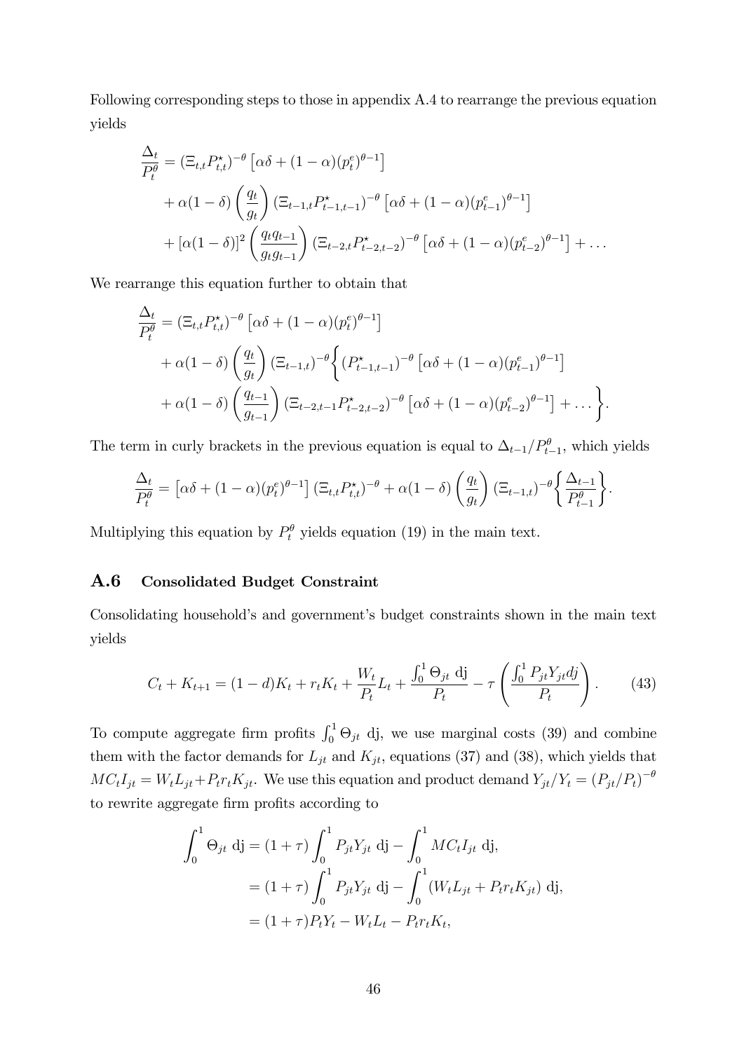Following corresponding steps to those in appendix A.4 to rearrange the previous equation yields

$$
\begin{aligned}
\frac{\Delta_t}{P_t^\theta} &= (\Xi_{t,t} P^\star_{t,t})^{-\theta} \left[\alpha\delta + (1-\alpha)(p^e_t)^{\theta-1}\right] \\
&+ \alpha(1-\delta)\left(\frac{q_t}{g_t}\right)(\Xi_{t-1,t} P^\star_{t-1,t-1})^{-\theta}\left[\alpha\delta + (1-\alpha)(p^e_{t-1})^{\theta-1}\right] \\
&+ [\alpha(1-\delta)]^2 \left(\frac{q_t q_{t-1}}{g_t g_{t-1}}\right)(\Xi_{t-2,t} P^\star_{t-2,t-2})^{-\theta}\left[\alpha\delta + (1-\alpha)(p^e_{t-2})^{\theta-1}\right] + \ldots
\end{aligned}
$$

We rearrange this equation further to obtain that

$$
\begin{aligned}
\frac{\Delta_t}{P_t^\theta} &= (\Xi_{t,t} P^\star_{t,t})^{-\theta} \left[\alpha\delta + (1-\alpha)(p^e_t)^{\theta-1}\right] \\
&+ \alpha(1-\delta)\left(\frac{q_t}{g_t}\right)(\Xi_{t-1,t})^{-\theta}\bigg\{(P^\star_{t-1,t-1})^{-\theta}\left[\alpha\delta + (1-\alpha)(p^e_{t-1})^{\theta-1}\right] \\
&+ \alpha(1-\delta)\left(\frac{q_{t-1}}{g_{t-1}}\right)(\Xi_{t-2,t-1} P^\star_{t-2,t-2})^{-\theta}\left[\alpha\delta + (1-\alpha)(p^e_{t-2})^{\theta-1}\right] + \ldots\bigg\}.
\end{aligned}
$$

The term in curly brackets in the previous equation is equal to $\Delta_{t-1}/P^\theta_{t-1}$, which yields

$$
\frac{\Delta_t}{P_t^\theta} = \left[\alpha\delta + (1-\alpha)(p^e_t)^{\theta-1}\right](\Xi_{t,t} P^\star_{t,t})^{-\theta} + \alpha(1-\delta)\left(\frac{q_t}{g_t}\right)(\Xi_{t-1,t})^{-\theta}\bigg\{\frac{\Delta_{t-1}}{P^\theta_{t-1}}\bigg\}.
$$

Multiplying this equation by $P_t^\theta$ yields equation (19) in the main text.

### A.6 Consolidated Budget Constraint

Consolidating household's and government's budget constraints shown in the main text yields

$$
C_t + K_{t+1} = (1-d)K_t + r_t K_t + \frac{W_t}{P_t} L_t + \frac{\int_0^1 \Theta_{jt} \text{ dj}}{P_t} - \tau\left(\frac{\int_0^1 P_{jt} Y_{jt} dj}{P_t}\right). \tag{43}
$$

To compute aggregate firm profits $\int_0^1 \Theta_{jt}$ dj, we use marginal costs (39) and combine them with the factor demands for $L_{jt}$ and $K_{jt}$, equations (37) and (38), which yields that $MC_t I_{jt} = W_t L_{jt} + P_t r_t K_{jt}$. We use this equation and product demand $Y_{jt}/Y_t = (P_{jt}/P_t)^{-\theta}$ to rewrite aggregate firm profits according to

$$
\begin{aligned}
\int_0^1 \Theta_{jt} \text{ dj} &= (1+\tau)\int_0^1 P_{jt} Y_{jt} \text{ dj} - \int_0^1 MC_t I_{jt} \text{ dj}, \\
&= (1+\tau)\int_0^1 P_{jt} Y_{jt} \text{ dj} - \int_0^1 (W_t L_{jt} + P_t r_t K_{jt}) \text{ dj}, \\
&= (1+\tau) P_t Y_t - W_t L_t - P_t r_t K_t,
\end{aligned}
$$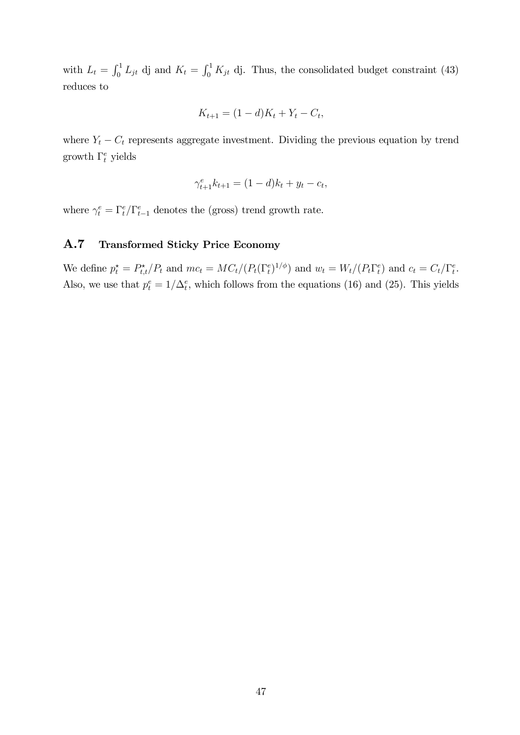with $L_t = \int_0^1 L_{jt}$ dj and $K_t = \int_0^1 K_{jt}$ dj. Thus, the consolidated budget constraint (43) reduces to

$$K_{t+1} = (1-d)K_t + Y_t - C_t,$$

where $Y_t - C_t$ represents aggregate investment. Dividing the previous equation by trend growth $\Gamma_t^e$ yields

$$\gamma_{t+1}^e k_{t+1} = (1-d)k_t + y_t - c_t,$$

where $\gamma_t^e = \Gamma_t^e / \Gamma_{t-1}^e$ denotes the (gross) trend growth rate.

## A.7 Transformed Sticky Price Economy

We define $p_t^\star = P_{t,t}^\star / P_t$ and $mc_t = MC_t / (P_t (\Gamma_t^e)^{1/\phi})$ and $w_t = W_t / (P_t \Gamma_t^e)$ and $c_t = C_t / \Gamma_t^e$. Also, we use that $p_t^e = 1/\Delta_t^e$, which follows from the equations (16) and (25). This yields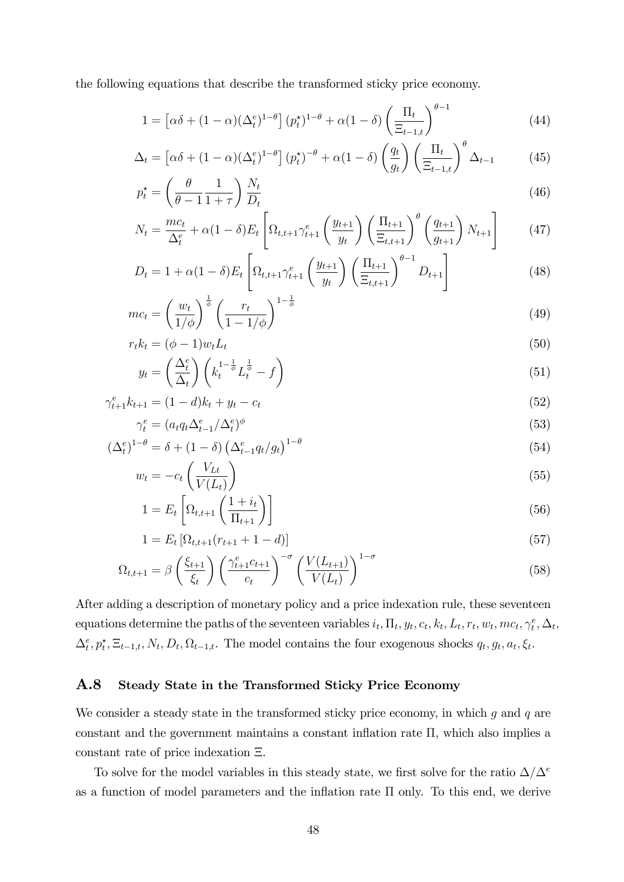the following equations that describe the transformed sticky price economy.

$$1 = \left[\alpha\delta + (1-\alpha)(\Delta_t^e)^{1-\theta}\right](p_t^\star)^{1-\theta} + \alpha(1-\delta)\left(\frac{\Pi_t}{\Xi_{t-1,t}}\right)^{\theta-1} \tag{44}$$

$$\Delta_t = \left[\alpha\delta + (1-\alpha)(\Delta_t^e)^{1-\theta}\right](p_t^\star)^{-\theta} + \alpha(1-\delta)\left(\frac{q_t}{g_t}\right)\left(\frac{\Pi_t}{\Xi_{t-1,t}}\right)^{\theta}\Delta_{t-1} \tag{45}$$

$$p_t^\star = \left(\frac{\theta}{\theta-1}\frac{1}{1+\tau}\right)\frac{N_t}{D_t} \tag{46}$$

$$N_t = \frac{mc_t}{\Delta_t^e} + \alpha(1-\delta)E_t\left[\Omega_{t,t+1}\gamma_{t+1}^e\left(\frac{y_{t+1}}{y_t}\right)\left(\frac{\Pi_{t+1}}{\Xi_{t,t+1}}\right)^{\theta}\left(\frac{q_{t+1}}{g_{t+1}}\right)N_{t+1}\right] \tag{47}$$

$$D_t = 1 + \alpha(1-\delta)E_t\left[\Omega_{t,t+1}\gamma_{t+1}^e\left(\frac{y_{t+1}}{y_t}\right)\left(\frac{\Pi_{t+1}}{\Xi_{t,t+1}}\right)^{\theta-1}D_{t+1}\right] \tag{48}$$

$$mc_t = \left(\frac{w_t}{1/\phi}\right)^{\frac{1}{\phi}}\left(\frac{r_t}{1-1/\phi}\right)^{1-\frac{1}{\phi}} \tag{49}$$

$$r_t k_t = (\phi-1)w_t L_t \tag{50}$$

$$y_t = \left(\frac{\Delta_t^e}{\Delta_t}\right)\left(k_t^{1-\frac{1}{\phi}}L_t^{\frac{1}{\phi}} - f\right) \tag{51}$$

$$\gamma_{t+1}^e k_{t+1} = (1-d)k_t + y_t - c_t \tag{52}$$

$$\gamma_t^e = (a_t q_t \Delta_{t-1}^e/\Delta_t^e)^{\phi} \tag{53}$$

$$(\Delta_t^e)^{1-\theta} = \delta + (1-\delta)\left(\Delta_{t-1}^e q_t/g_t\right)^{1-\theta} \tag{54}$$

$$w_t = -c_t\left(\frac{V_{Lt}}{V(L_t)}\right) \tag{55}$$

$$1 = E_t\left[\Omega_{t,t+1}\left(\frac{1+i_t}{\Pi_{t+1}}\right)\right] \tag{56}$$

$$1 = E_t\left[\Omega_{t,t+1}(r_{t+1}+1-d)\right] \tag{57}$$

$$\Omega_{t,t+1} = \beta\left(\frac{\xi_{t+1}}{\xi_t}\right)\left(\frac{\gamma_{t+1}^e c_{t+1}}{c_t}\right)^{-\sigma}\left(\frac{V(L_{t+1})}{V(L_t)}\right)^{1-\sigma} \tag{58}$$

After adding a description of monetary policy and a price indexation rule, these seventeen equations determine the paths of the seventeen variables $i_t, \Pi_t, y_t, c_t, k_t, L_t, r_t, w_t, mc_t, \gamma_t^e, \Delta_t, \Delta_t^e, p_t^\star, \Xi_{t-1,t}, N_t, D_t, \Omega_{t-1,t}$. The model contains the four exogenous shocks $q_t, g_t, a_t, \xi_t$.

### A.8 Steady State in the Transformed Sticky Price Economy

We consider a steady state in the transformed sticky price economy, in which $g$ and $q$ are constant and the government maintains a constant inflation rate $\Pi$, which also implies a constant rate of price indexation $\Xi$.

To solve for the model variables in this steady state, we first solve for the ratio $\Delta/\Delta^e$ as a function of model parameters and the inflation rate $\Pi$ only. To this end, we derive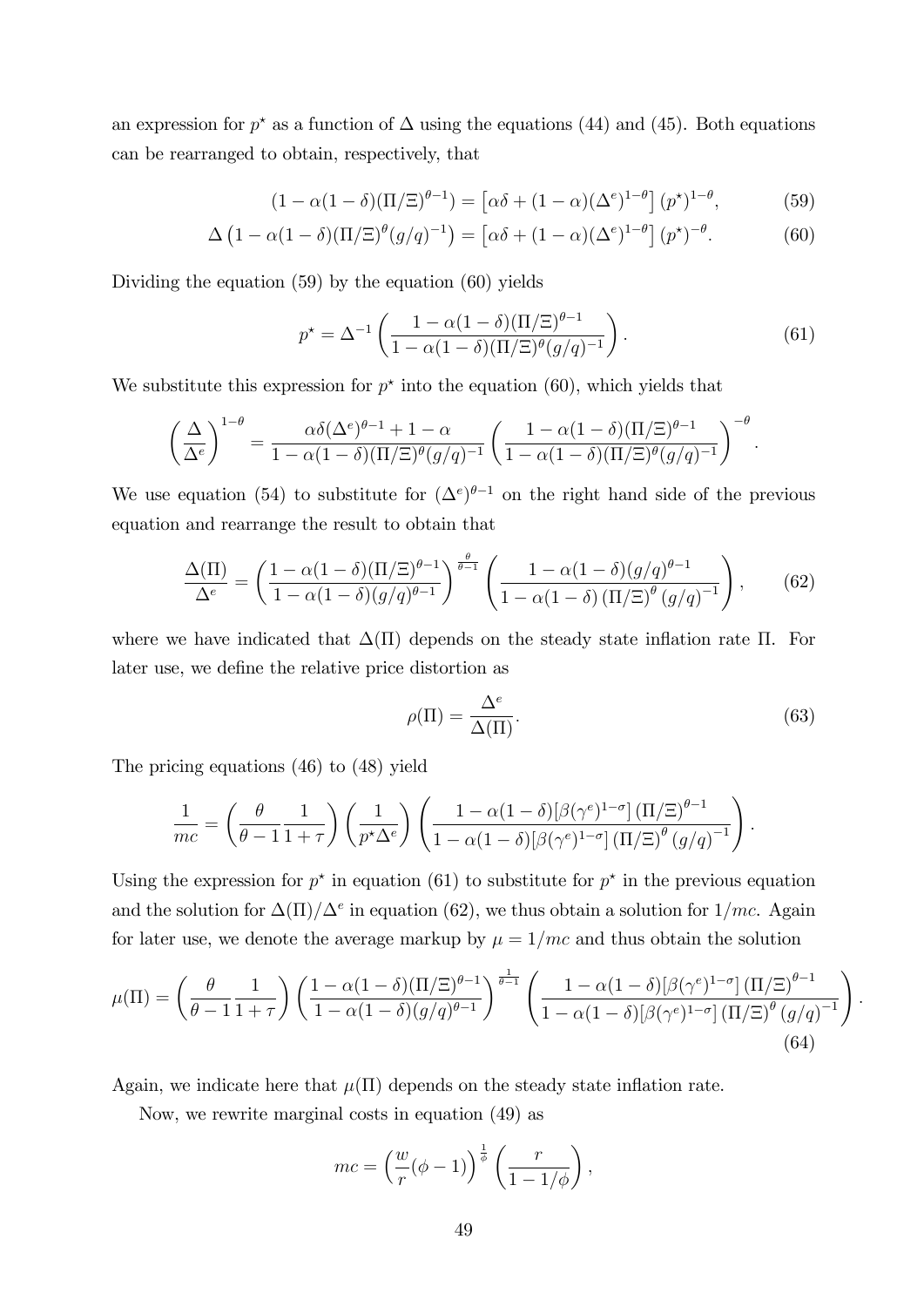an expression for $p^\star$ as a function of $\Delta$ using the equations (44) and (45). Both equations can be rearranged to obtain, respectively, that

$$(1-\alpha(1-\delta)(\Pi/\Xi)^{\theta-1}) = \left[\alpha\delta + (1-\alpha)(\Delta^e)^{1-\theta}\right](p^\star)^{1-\theta}, \tag{59}$$

$$\Delta\left(1-\alpha(1-\delta)(\Pi/\Xi)^{\theta}(g/q)^{-1}\right) = \left[\alpha\delta + (1-\alpha)(\Delta^e)^{1-\theta}\right](p^\star)^{-\theta}. \tag{60}$$

Dividing the equation (59) by the equation (60) yields

$$p^\star = \Delta^{-1}\left(\frac{1-\alpha(1-\delta)(\Pi/\Xi)^{\theta-1}}{1-\alpha(1-\delta)(\Pi/\Xi)^{\theta}(g/q)^{-1}}\right). \tag{61}$$

We substitute this expression for $p^\star$ into the equation (60), which yields that

$$\left(\frac{\Delta}{\Delta^e}\right)^{1-\theta} = \frac{\alpha\delta(\Delta^e)^{\theta-1}+1-\alpha}{1-\alpha(1-\delta)(\Pi/\Xi)^{\theta}(g/q)^{-1}}\left(\frac{1-\alpha(1-\delta)(\Pi/\Xi)^{\theta-1}}{1-\alpha(1-\delta)(\Pi/\Xi)^{\theta}(g/q)^{-1}}\right)^{-\theta}.$$

We use equation (54) to substitute for $(\Delta^e)^{\theta-1}$ on the right hand side of the previous equation and rearrange the result to obtain that

$$\frac{\Delta(\Pi)}{\Delta^e} = \left(\frac{1-\alpha(1-\delta)(\Pi/\Xi)^{\theta-1}}{1-\alpha(1-\delta)(g/q)^{\theta-1}}\right)^{\frac{\theta}{\theta-1}}\left(\frac{1-\alpha(1-\delta)(g/q)^{\theta-1}}{1-\alpha(1-\delta)\left(\Pi/\Xi\right)^{\theta}(g/q)^{-1}}\right), \tag{62}$$

where we have indicated that $\Delta(\Pi)$ depends on the steady state inflation rate $\Pi$. For later use, we define the relative price distortion as

$$\rho(\Pi) = \frac{\Delta^e}{\Delta(\Pi)}. \tag{63}$$

The pricing equations (46) to (48) yield

$$\frac{1}{mc} = \left(\frac{\theta}{\theta-1}\frac{1}{1+\tau}\right)\left(\frac{1}{p^\star\Delta^e}\right)\left(\frac{1-\alpha(1-\delta)[\beta(\gamma^e)^{1-\sigma}]\left(\Pi/\Xi\right)^{\theta-1}}{1-\alpha(1-\delta)[\beta(\gamma^e)^{1-\sigma}]\left(\Pi/\Xi\right)^{\theta}(g/q)^{-1}}\right).$$

Using the expression for $p^\star$ in equation (61) to substitute for $p^\star$ in the previous equation and the solution for $\Delta(\Pi)/\Delta^e$ in equation (62), we thus obtain a solution for $1/mc$. Again for later use, we denote the average markup by $\mu = 1/mc$ and thus obtain the solution

$$\mu(\Pi) = \left(\frac{\theta}{\theta-1}\frac{1}{1+\tau}\right)\left(\frac{1-\alpha(1-\delta)(\Pi/\Xi)^{\theta-1}}{1-\alpha(1-\delta)(g/q)^{\theta-1}}\right)^{\frac{1}{\theta-1}}\left(\frac{1-\alpha(1-\delta)[\beta(\gamma^e)^{1-\sigma}]\left(\Pi/\Xi\right)^{\theta-1}}{1-\alpha(1-\delta)[\beta(\gamma^e)^{1-\sigma}]\left(\Pi/\Xi\right)^{\theta}(g/q)^{-1}}\right). \tag{64}$$

Again, we indicate here that $\mu(\Pi)$ depends on the steady state inflation rate.

Now, we rewrite marginal costs in equation (49) as

$$mc = \left(\frac{w}{r}(\phi-1)\right)^{\frac{1}{\phi}}\left(\frac{r}{1-1/\phi}\right),$$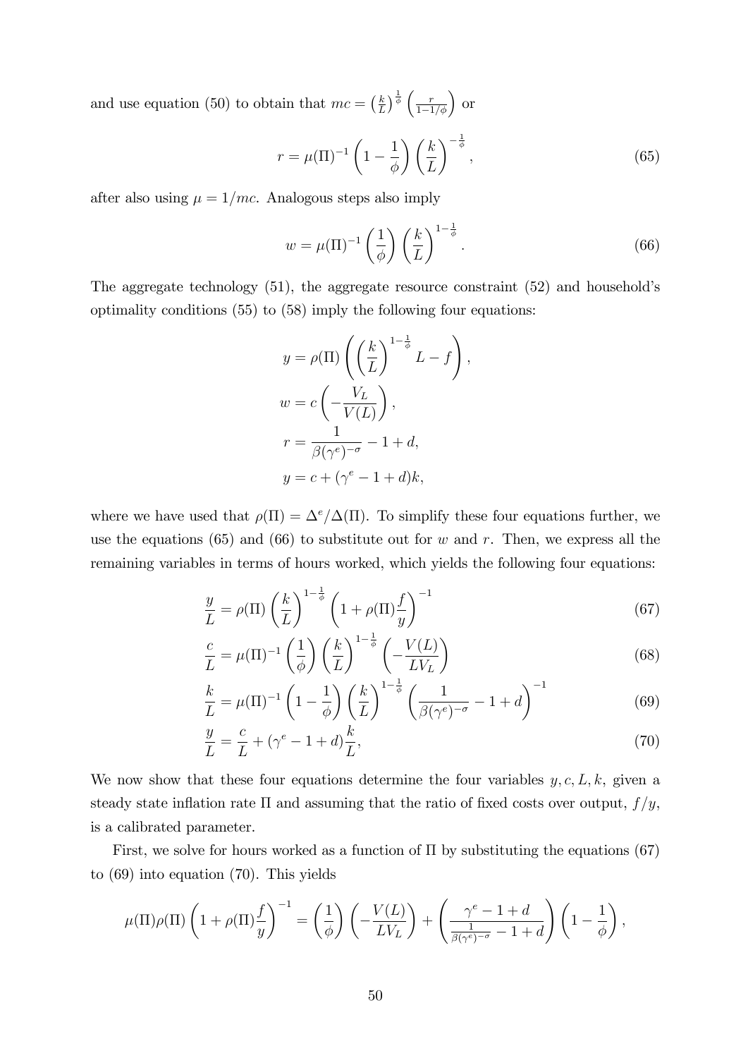and use equation (50) to obtain that $mc = \left(\frac{k}{L}\right)^{\frac{1}{\phi}} \left(\frac{r}{1-1/\phi}\right)$ or

$$r = \mu(\Pi)^{-1} \left(1 - \frac{1}{\phi}\right) \left(\frac{k}{L}\right)^{-\frac{1}{\phi}}, \tag{65}$$

after also using $\mu = 1/mc$. Analogous steps also imply

$$w = \mu(\Pi)^{-1} \left(\frac{1}{\phi}\right) \left(\frac{k}{L}\right)^{1-\frac{1}{\phi}}. \tag{66}$$

The aggregate technology (51), the aggregate resource constraint (52) and household's optimality conditions (55) to (58) imply the following four equations:

$$\begin{aligned}
y &= \rho(\Pi) \left( \left(\frac{k}{L}\right)^{1-\frac{1}{\phi}} L - f \right), \\
w &= c \left( -\frac{V_L}{V(L)} \right), \\
r &= \frac{1}{\beta(\gamma^e)^{-\sigma}} - 1 + d, \\
y &= c + (\gamma^e - 1 + d)k,
\end{aligned}$$

where we have used that $\rho(\Pi) = \Delta^e/\Delta(\Pi)$. To simplify these four equations further, we use the equations (65) and (66) to substitute out for $w$ and $r$. Then, we express all the remaining variables in terms of hours worked, which yields the following four equations:

$$\frac{y}{L} = \rho(\Pi) \left(\frac{k}{L}\right)^{1-\frac{1}{\phi}} \left(1 + \rho(\Pi)\frac{f}{y}\right)^{-1} \tag{67}$$

$$\frac{c}{L} = \mu(\Pi)^{-1} \left(\frac{1}{\phi}\right) \left(\frac{k}{L}\right)^{1-\frac{1}{\phi}} \left(-\frac{V(L)}{LV_L}\right) \tag{68}$$

$$\frac{k}{L} = \mu(\Pi)^{-1} \left(1 - \frac{1}{\phi}\right) \left(\frac{k}{L}\right)^{1-\frac{1}{\phi}} \left(\frac{1}{\beta(\gamma^e)^{-\sigma}} - 1 + d\right)^{-1} \tag{69}$$

$$\frac{y}{L} = \frac{c}{L} + (\gamma^e - 1 + d)\frac{k}{L}, \tag{70}$$

We now show that these four equations determine the four variables $y, c, L, k$, given a steady state inflation rate $\Pi$ and assuming that the ratio of fixed costs over output, $f/y$, is a calibrated parameter.

First, we solve for hours worked as a function of $\Pi$ by substituting the equations (67) to (69) into equation (70). This yields

$$\mu(\Pi)\rho(\Pi) \left(1 + \rho(\Pi)\frac{f}{y}\right)^{-1} = \left(\frac{1}{\phi}\right) \left(-\frac{V(L)}{LV_L}\right) + \left(\frac{\gamma^e - 1 + d}{\frac{1}{\beta(\gamma^e)^{-\sigma}} - 1 + d}\right) \left(1 - \frac{1}{\phi}\right),$$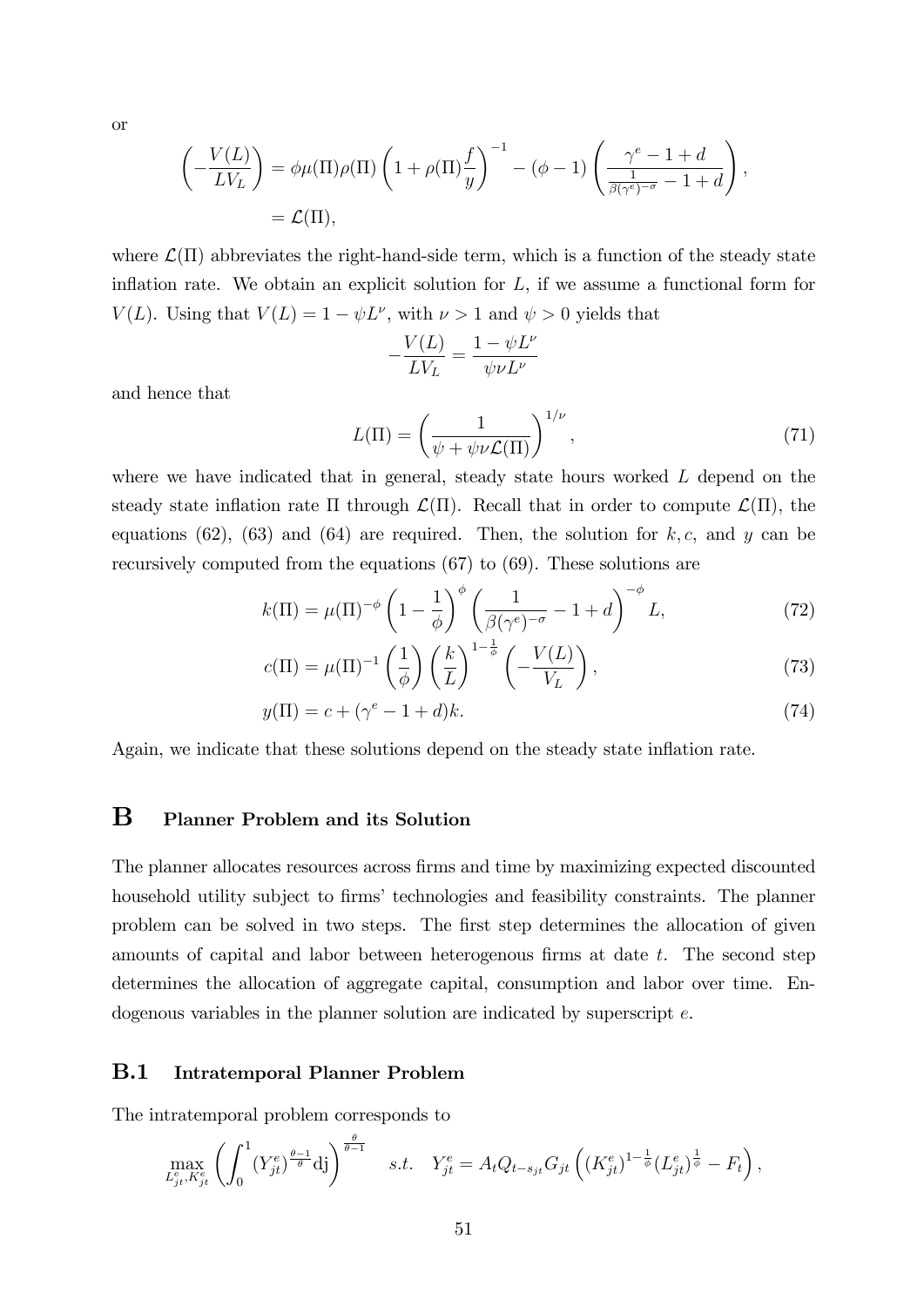or

$$\left(-\frac{V(L)}{LV_L}\right) = \phi\mu(\Pi)\rho(\Pi)\left(1+\rho(\Pi)\frac{f}{y}\right)^{-1} - (\phi-1)\left(\frac{\gamma^e - 1 + d}{\frac{1}{\beta(\gamma^e)^{-\sigma}} - 1 + d}\right),$$
$$= \mathcal{L}(\Pi),$$

where $\mathcal{L}(\Pi)$ abbreviates the right-hand-side term, which is a function of the steady state inflation rate. We obtain an explicit solution for $L$, if we assume a functional form for $V(L)$. Using that $V(L) = 1 - \psi L^{\nu}$, with $\nu > 1$ and $\psi > 0$ yields that

$$-\frac{V(L)}{LV_L} = \frac{1-\psi L^{\nu}}{\psi \nu L^{\nu}}$$

and hence that

$$L(\Pi) = \left(\frac{1}{\psi + \psi\nu\mathcal{L}(\Pi)}\right)^{1/\nu}, \tag{71}$$

where we have indicated that in general, steady state hours worked $L$ depend on the steady state inflation rate $\Pi$ through $\mathcal{L}(\Pi)$. Recall that in order to compute $\mathcal{L}(\Pi)$, the equations (62), (63) and (64) are required. Then, the solution for $k, c,$ and $y$ can be recursively computed from the equations (67) to (69). These solutions are

$$k(\Pi) = \mu(\Pi)^{-\phi}\left(1-\frac{1}{\phi}\right)^{\phi}\left(\frac{1}{\beta(\gamma^e)^{-\sigma}} - 1 + d\right)^{-\phi} L, \tag{72}$$

$$c(\Pi) = \mu(\Pi)^{-1}\left(\frac{1}{\phi}\right)\left(\frac{k}{L}\right)^{1-\frac{1}{\phi}}\left(-\frac{V(L)}{V_L}\right), \tag{73}$$

$$y(\Pi) = c + (\gamma^e - 1 + d)k. \tag{74}$$

Again, we indicate that these solutions depend on the steady state inflation rate.

# B Planner Problem and its Solution

The planner allocates resources across firms and time by maximizing expected discounted household utility subject to firms' technologies and feasibility constraints. The planner problem can be solved in two steps. The first step determines the allocation of given amounts of capital and labor between heterogenous firms at date $t$. The second step determines the allocation of aggregate capital, consumption and labor over time. Endogenous variables in the planner solution are indicated by superscript $e$.

## B.1 Intratemporal Planner Problem

The intratemporal problem corresponds to

$$\max_{L^e_{jt}, K^e_{jt}} \left(\int_0^1 (Y^e_{jt})^{\frac{\theta-1}{\theta}} \mathrm{dj}\right)^{\frac{\theta}{\theta-1}} \quad s.t. \quad Y^e_{jt} = A_t Q_{t-s_{jt}} G_{jt}\left((K^e_{jt})^{1-\frac{1}{\phi}}(L^e_{jt})^{\frac{1}{\phi}} - F_t\right),$$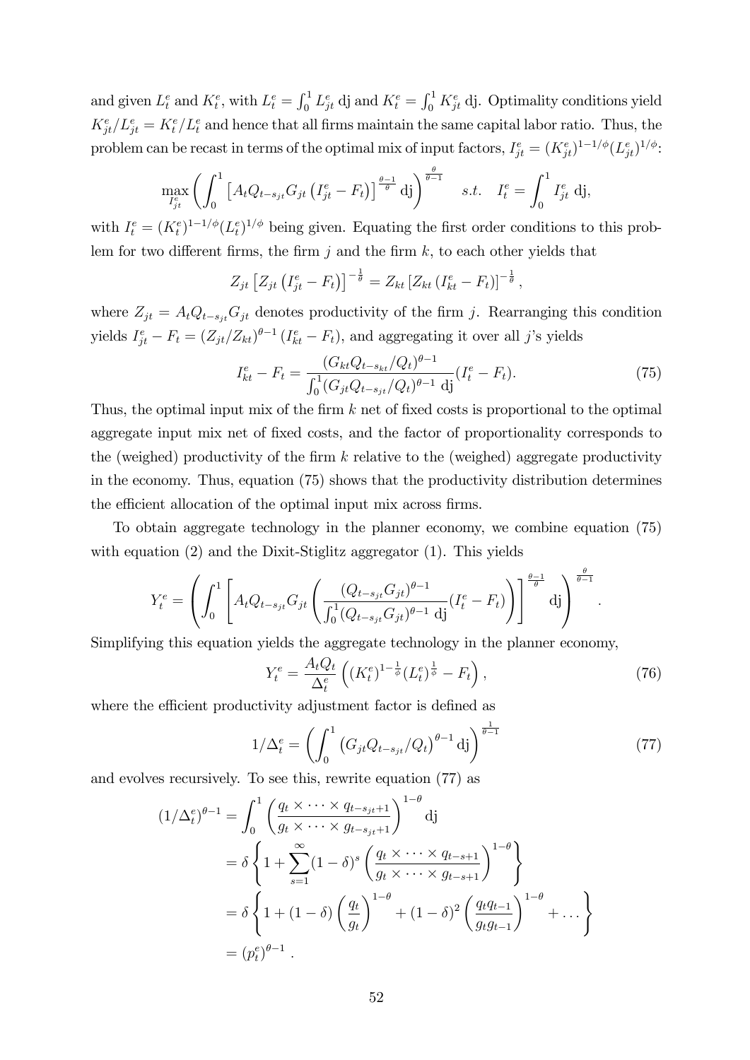and given $L^e_t$ and $K^e_t$, with $L^e_t = \int_0^1 L^e_{jt}\,\mathrm{dj}$ and $K^e_t = \int_0^1 K^e_{jt}\,\mathrm{dj}$. Optimality conditions yield $K^e_{jt}/L^e_{jt} = K^e_t/L^e_t$ and hence that all firms maintain the same capital labor ratio. Thus, the problem can be recast in terms of the optimal mix of input factors, $I^e_{jt} = (K^e_{jt})^{1-1/\phi}(L^e_{jt})^{1/\phi}$:

$$\max_{I^e_{jt}} \left( \int_0^1 \left[ A_t Q_{t-s_{jt}} G_{jt} \left( I^e_{jt} - F_t \right) \right]^{\frac{\theta-1}{\theta}} \mathrm{dj} \right)^{\frac{\theta}{\theta-1}} \quad s.t. \quad I^e_t = \int_0^1 I^e_{jt}\,\mathrm{dj},$$

with $I^e_t = (K^e_t)^{1-1/\phi}(L^e_t)^{1/\phi}$ being given. Equating the first order conditions to this problem for two different firms, the firm $j$ and the firm $k$, to each other yields that

$$Z_{jt} \left[ Z_{jt} \left( I^e_{jt} - F_t \right) \right]^{-\frac{1}{\theta}} = Z_{kt} \left[ Z_{kt} \left( I^e_{kt} - F_t \right) \right]^{-\frac{1}{\theta}},$$

where $Z_{jt} = A_t Q_{t-s_{jt}} G_{jt}$ denotes productivity of the firm $j$. Rearranging this condition yields $I^e_{jt} - F_t = (Z_{jt}/Z_{kt})^{\theta-1}(I^e_{kt} - F_t)$, and aggregating it over all $j$'s yields

$$I^e_{kt} - F_t = \frac{(G_{kt} Q_{t-s_{kt}}/Q_t)^{\theta-1}}{\int_0^1 (G_{jt} Q_{t-s_{jt}}/Q_t)^{\theta-1}\,\mathrm{dj}} (I^e_t - F_t). \tag{75}$$

Thus, the optimal input mix of the firm $k$ net of fixed costs is proportional to the optimal aggregate input mix net of fixed costs, and the factor of proportionality corresponds to the (weighed) productivity of the firm $k$ relative to the (weighed) aggregate productivity in the economy. Thus, equation (75) shows that the productivity distribution determines the efficient allocation of the optimal input mix across firms.

To obtain aggregate technology in the planner economy, we combine equation (75) with equation (2) and the Dixit-Stiglitz aggregator (1). This yields

$$Y^e_t = \left( \int_0^1 \left[ A_t Q_{t-s_{jt}} G_{jt} \left( \frac{(Q_{t-s_{jt}} G_{jt})^{\theta-1}}{\int_0^1 (Q_{t-s_{jt}} G_{jt})^{\theta-1}\,\mathrm{dj}} (I^e_t - F_t) \right) \right]^{\frac{\theta-1}{\theta}} \mathrm{dj} \right)^{\frac{\theta}{\theta-1}}.$$

Simplifying this equation yields the aggregate technology in the planner economy,

$$Y^e_t = \frac{A_t Q_t}{\Delta^e_t} \left( (K^e_t)^{1-\frac{1}{\phi}} (L^e_t)^{\frac{1}{\phi}} - F_t \right), \tag{76}$$

where the efficient productivity adjustment factor is defined as

$$1/\Delta^e_t = \left( \int_0^1 \left( G_{jt} Q_{t-s_{jt}}/Q_t \right)^{\theta-1} \mathrm{dj} \right)^{\frac{1}{\theta-1}} \tag{77}$$

and evolves recursively. To see this, rewrite equation (77) as

$$\begin{aligned}
(1/\Delta^e_t)^{\theta-1} &= \int_0^1 \left( \frac{q_t \times \cdots \times q_{t-s_{jt}+1}}{g_t \times \cdots \times g_{t-s_{jt}+1}} \right)^{1-\theta} \mathrm{dj} \\
&= \delta \left\{ 1 + \sum_{s=1}^{\infty} (1-\delta)^s \left( \frac{q_t \times \cdots \times q_{t-s+1}}{g_t \times \cdots \times g_{t-s+1}} \right)^{1-\theta} \right\} \\
&= \delta \left\{ 1 + (1-\delta) \left( \frac{q_t}{g_t} \right)^{1-\theta} + (1-\delta)^2 \left( \frac{q_t q_{t-1}}{g_t g_{t-1}} \right)^{1-\theta} + \dots \right\} \\
&= (p^e_t)^{\theta-1}.
\end{aligned}$$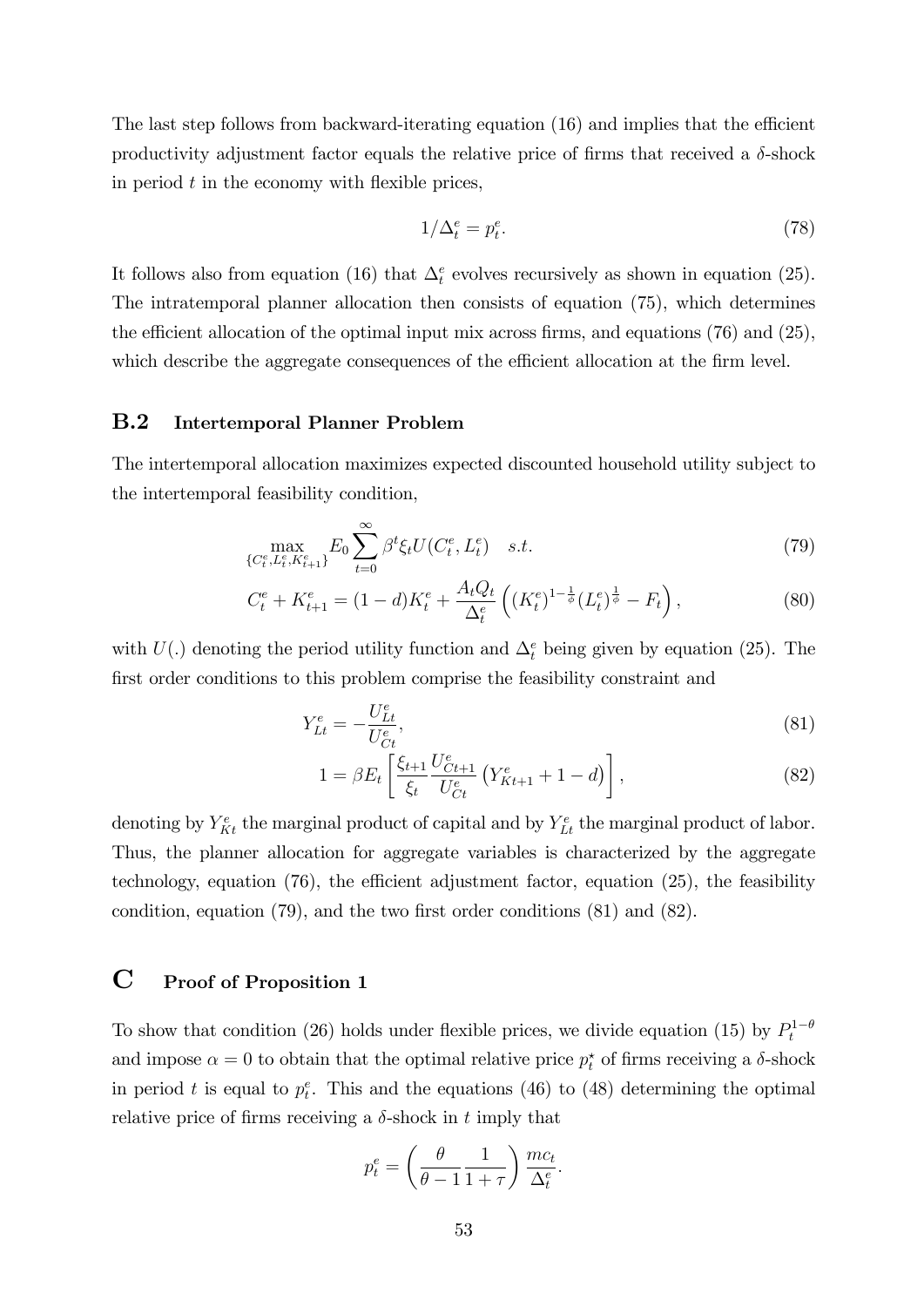The last step follows from backward-iterating equation (16) and implies that the efficient productivity adjustment factor equals the relative price of firms that received a $\delta$-shock in period $t$ in the economy with flexible prices,

$$1/\Delta_t^e = p_t^e. \tag{78}$$

It follows also from equation (16) that $\Delta_t^e$ evolves recursively as shown in equation (25). The intratemporal planner allocation then consists of equation (75), which determines the efficient allocation of the optimal input mix across firms, and equations (76) and (25), which describe the aggregate consequences of the efficient allocation at the firm level.

## B.2 Intertemporal Planner Problem

The intertemporal allocation maximizes expected discounted household utility subject to the intertemporal feasibility condition,

$$\max_{\{C_t^e, L_t^e, K_{t+1}^e\}} E_0 \sum_{t=0}^{\infty} \beta^t \xi_t U(C_t^e, L_t^e) \quad s.t. \tag{79}$$

$$C_t^e + K_{t+1}^e = (1-d)K_t^e + \frac{A_t Q_t}{\Delta_t^e}\left((K_t^e)^{1-\frac{1}{\phi}}(L_t^e)^{\frac{1}{\phi}} - F_t\right), \tag{80}$$

with $U(.)$ denoting the period utility function and $\Delta_t^e$ being given by equation (25). The first order conditions to this problem comprise the feasibility constraint and

$$Y_{Lt}^e = -\frac{U_{Lt}^e}{U_{Ct}^e}, \tag{81}$$

$$1 = \beta E_t\left[\frac{\xi_{t+1}}{\xi_t}\frac{U_{Ct+1}^e}{U_{Ct}^e}\left(Y_{Kt+1}^e + 1 - d\right)\right], \tag{82}$$

denoting by $Y_{Kt}^e$ the marginal product of capital and by $Y_{Lt}^e$ the marginal product of labor. Thus, the planner allocation for aggregate variables is characterized by the aggregate technology, equation (76), the efficient adjustment factor, equation (25), the feasibility condition, equation (79), and the two first order conditions (81) and (82).

# C Proof of Proposition 1

To show that condition (26) holds under flexible prices, we divide equation (15) by $P_t^{1-\theta}$ and impose $\alpha = 0$ to obtain that the optimal relative price $p_t^\star$ of firms receiving a $\delta$-shock in period $t$ is equal to $p_t^e$. This and the equations (46) to (48) determining the optimal relative price of firms receiving a $\delta$-shock in $t$ imply that

$$p_t^e = \left(\frac{\theta}{\theta-1}\frac{1}{1+\tau}\right)\frac{mc_t}{\Delta_t^e}.$$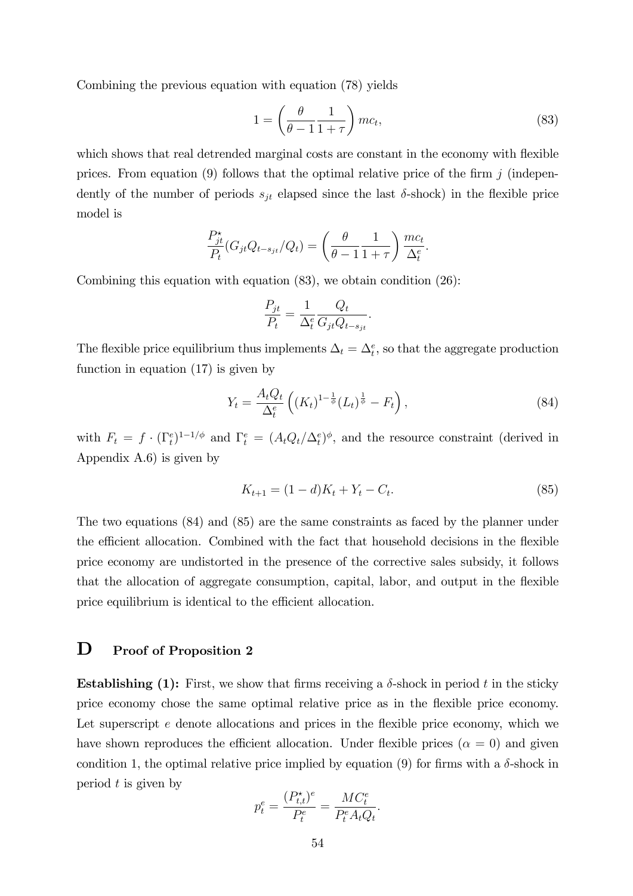Combining the previous equation with equation (78) yields

$$1 = \left( \frac{\theta}{\theta - 1} \frac{1}{1 + \tau} \right) mc_t, \tag{83}$$

which shows that real detrended marginal costs are constant in the economy with flexible prices. From equation (9) follows that the optimal relative price of the firm $j$ (independently of the number of periods $s_{jt}$ elapsed since the last $\delta$-shock) in the flexible price model is

$$\frac{P^{\star}_{jt}}{P_t}(G_{jt} Q_{t-s_{jt}}/Q_t) = \left( \frac{\theta}{\theta - 1} \frac{1}{1 + \tau} \right) \frac{mc_t}{\Delta^e_t}.$$

Combining this equation with equation (83), we obtain condition (26):

$$\frac{P_{jt}}{P_t} = \frac{1}{\Delta^e_t} \frac{Q_t}{G_{jt} Q_{t-s_{jt}}}.$$

The flexible price equilibrium thus implements $\Delta_t = \Delta^e_t$, so that the aggregate production function in equation (17) is given by

$$Y_t = \frac{A_t Q_t}{\Delta^e_t} \left( (K_t)^{1-\frac{1}{\phi}} (L_t)^{\frac{1}{\phi}} - F_t \right), \tag{84}$$

with $F_t = f \cdot (\Gamma^e_t)^{1-1/\phi}$ and $\Gamma^e_t = (A_t Q_t / \Delta^e_t)^{\phi}$, and the resource constraint (derived in Appendix A.6) is given by

$$K_{t+1} = (1 - d) K_t + Y_t - C_t. \tag{85}$$

The two equations (84) and (85) are the same constraints as faced by the planner under the efficient allocation. Combined with the fact that household decisions in the flexible price economy are undistorted in the presence of the corrective sales subsidy, it follows that the allocation of aggregate consumption, capital, labor, and output in the flexible price equilibrium is identical to the efficient allocation.

# D Proof of Proposition 2

**Establishing (1):** First, we show that firms receiving a $\delta$-shock in period $t$ in the sticky price economy chose the same optimal relative price as in the flexible price economy. Let superscript $e$ denote allocations and prices in the flexible price economy, which we have shown reproduces the efficient allocation. Under flexible prices ($\alpha = 0$) and given condition 1, the optimal relative price implied by equation (9) for firms with a $\delta$-shock in period $t$ is given by

$$p^e_t = \frac{(P^{\star}_{t,t})^e}{P^e_t} = \frac{MC^e_t}{P^e_t A_t Q_t}.$$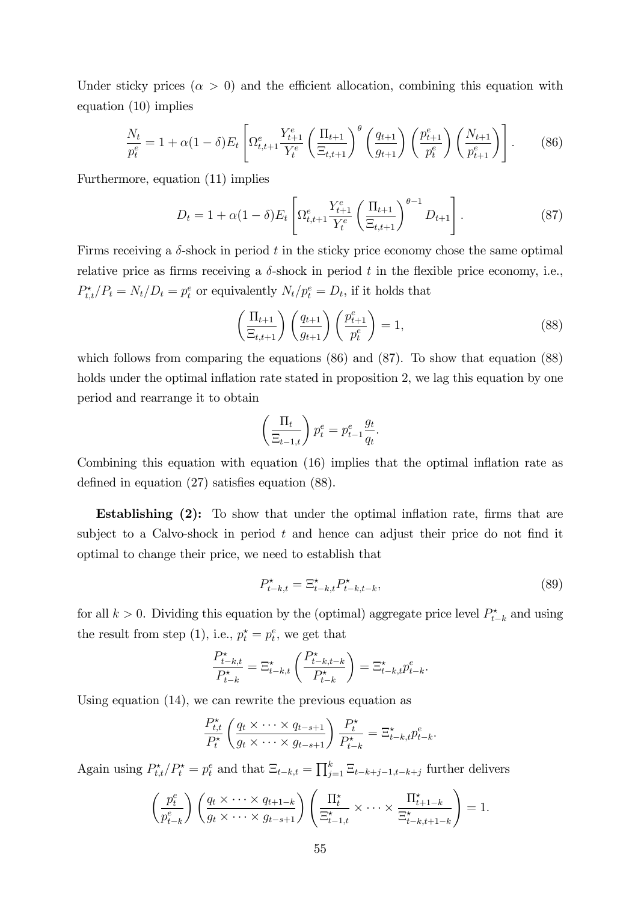Under sticky prices ($\alpha > 0$) and the efficient allocation, combining this equation with equation (10) implies

$$\frac{N_t}{p_t^e} = 1 + \alpha(1-\delta)E_t\left[\Omega_{t,t+1}^e \frac{Y_{t+1}^e}{Y_t^e}\left(\frac{\Pi_{t+1}}{\Xi_{t,t+1}}\right)^{\theta}\left(\frac{q_{t+1}}{g_{t+1}}\right)\left(\frac{p_{t+1}^e}{p_t^e}\right)\left(\frac{N_{t+1}}{p_{t+1}^e}\right)\right]. \tag{86}$$

Furthermore, equation (11) implies

$$D_t = 1 + \alpha(1-\delta)E_t\left[\Omega_{t,t+1}^e \frac{Y_{t+1}^e}{Y_t^e}\left(\frac{\Pi_{t+1}}{\Xi_{t,t+1}}\right)^{\theta-1} D_{t+1}\right]. \tag{87}$$

Firms receiving a $\delta$-shock in period $t$ in the sticky price economy chose the same optimal relative price as firms receiving a $\delta$-shock in period $t$ in the flexible price economy, i.e., $P_{t,t}^\star/P_t = N_t/D_t = p_t^e$ or equivalently $N_t/p_t^e = D_t$, if it holds that

$$\left(\frac{\Pi_{t+1}}{\Xi_{t,t+1}}\right)\left(\frac{q_{t+1}}{g_{t+1}}\right)\left(\frac{p_{t+1}^e}{p_t^e}\right) = 1, \tag{88}$$

which follows from comparing the equations (86) and (87). To show that equation (88) holds under the optimal inflation rate stated in proposition 2, we lag this equation by one period and rearrange it to obtain

$$\left(\frac{\Pi_t}{\Xi_{t-1,t}}\right)p_t^e = p_{t-1}^e \frac{g_t}{q_t}.$$

Combining this equation with equation (16) implies that the optimal inflation rate as defined in equation (27) satisfies equation (88).

**Establishing (2):** To show that under the optimal inflation rate, firms that are subject to a Calvo-shock in period $t$ and hence can adjust their price do not find it optimal to change their price, we need to establish that

$$P_{t-k,t}^\star = \Xi_{t-k,t}^\star P_{t-k,t-k}^\star, \tag{89}$$

for all $k > 0$. Dividing this equation by the (optimal) aggregate price level $P_{t-k}^\star$ and using the result from step (1), i.e., $p_t^\star = p_t^e$, we get that

$$\frac{P_{t-k,t}^\star}{P_{t-k}^\star} = \Xi_{t-k,t}^\star\left(\frac{P_{t-k,t-k}^\star}{P_{t-k}^\star}\right) = \Xi_{t-k,t}^\star p_{t-k}^e.$$

Using equation (14), we can rewrite the previous equation as

$$\frac{P_{t,t}^\star}{P_t^\star}\left(\frac{q_t \times \cdots \times q_{t-s+1}}{g_t \times \cdots \times g_{t-s+1}}\right)\frac{P_t^\star}{P_{t-k}^\star} = \Xi_{t-k,t}^\star p_{t-k}^e.$$

Again using $P_{t,t}^\star/P_t^\star = p_t^e$ and that $\Xi_{t-k,t} = \prod_{j=1}^k \Xi_{t-k+j-1,t-k+j}$ further delivers

$$\left(\frac{p_t^e}{p_{t-k}^e}\right)\left(\frac{q_t \times \cdots \times q_{t+1-k}}{g_t \times \cdots \times g_{t-s+1}}\right)\left(\frac{\Pi_t^\star}{\Xi_{t-1,t}^\star} \times \cdots \times \frac{\Pi_{t+1-k}^\star}{\Xi_{t-k,t+1-k}^\star}\right) = 1.$$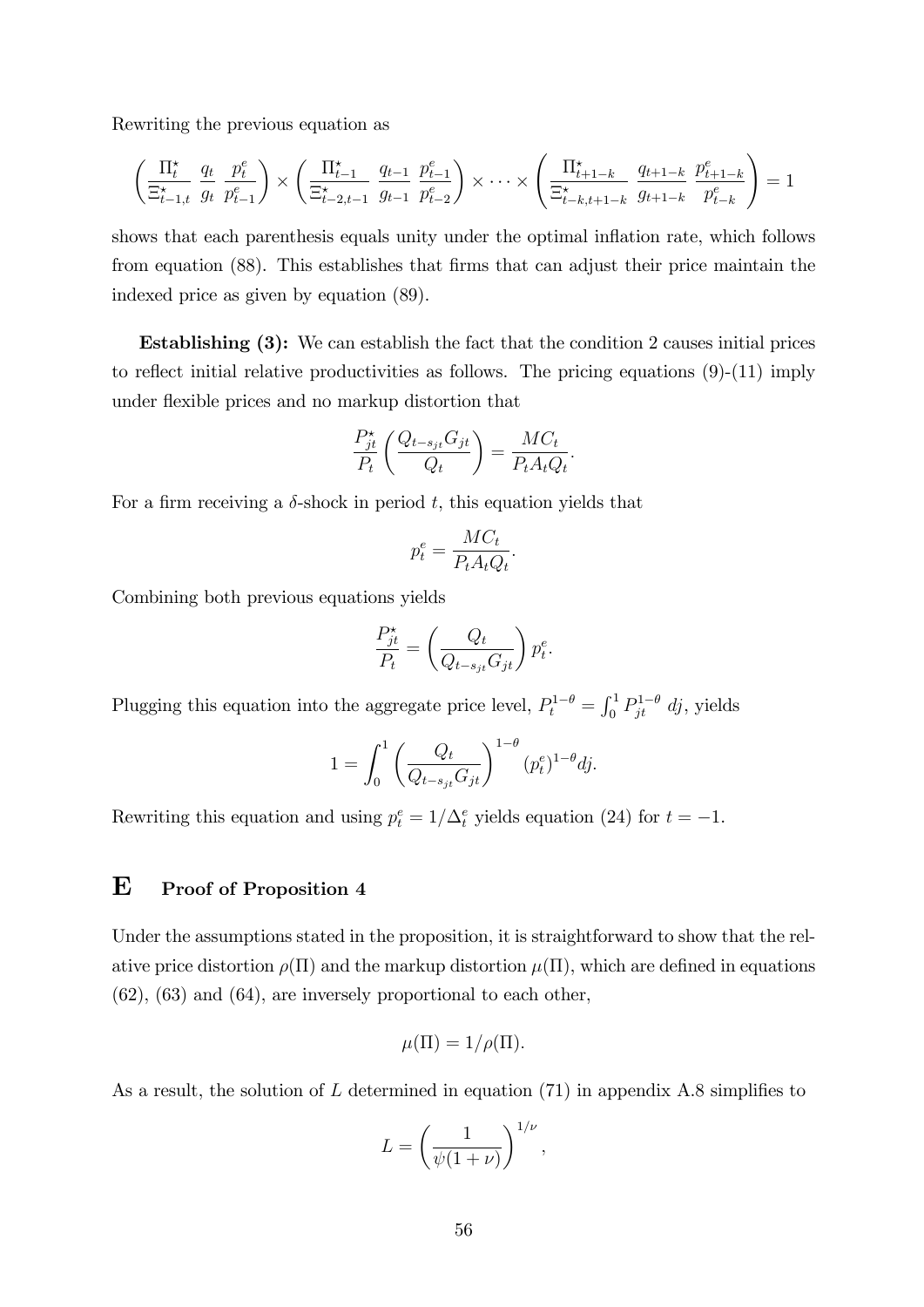Rewriting the previous equation as

$$\left(\frac{\Pi_t^\star}{\Xi_{t-1,t}^\star}\ \frac{q_t}{g_t}\ \frac{p_t^e}{p_{t-1}^e}\right)\times\left(\frac{\Pi_{t-1}^\star}{\Xi_{t-2,t-1}^\star}\ \frac{q_{t-1}}{g_{t-1}}\ \frac{p_{t-1}^e}{p_{t-2}^e}\right)\times\cdots\times\left(\frac{\Pi_{t+1-k}^\star}{\Xi_{t-k,t+1-k}^\star}\ \frac{q_{t+1-k}}{g_{t+1-k}}\ \frac{p_{t+1-k}^e}{p_{t-k}^e}\right)=1$$

shows that each parenthesis equals unity under the optimal inflation rate, which follows from equation (88). This establishes that firms that can adjust their price maintain the indexed price as given by equation (89).

**Establishing (3):** We can establish the fact that the condition 2 causes initial prices to reflect initial relative productivities as follows. The pricing equations (9)-(11) imply under flexible prices and no markup distortion that

$$\frac{P_{jt}^\star}{P_t}\left(\frac{Q_{t-s_{jt}}G_{jt}}{Q_t}\right)=\frac{MC_t}{P_tA_tQ_t}.$$

For a firm receiving a $\delta$-shock in period $t$, this equation yields that

$$p_t^e=\frac{MC_t}{P_tA_tQ_t}.$$

Combining both previous equations yields

$$\frac{P_{jt}^\star}{P_t}=\left(\frac{Q_t}{Q_{t-s_{jt}}G_{jt}}\right)p_t^e.$$

Plugging this equation into the aggregate price level, $P_t^{1-\theta}=\int_0^1 P_{jt}^{1-\theta}\,dj$, yields

$$1=\int_0^1\left(\frac{Q_t}{Q_{t-s_{jt}}G_{jt}}\right)^{1-\theta}(p_t^e)^{1-\theta}dj.$$

Rewriting this equation and using $p_t^e=1/\Delta_t^e$ yields equation (24) for $t=-1$.

# E Proof of Proposition 4

Under the assumptions stated in the proposition, it is straightforward to show that the relative price distortion $\rho(\Pi)$ and the markup distortion $\mu(\Pi)$, which are defined in equations (62), (63) and (64), are inversely proportional to each other,

$$\mu(\Pi)=1/\rho(\Pi).$$

As a result, the solution of $L$ determined in equation (71) in appendix A.8 simplifies to

$$L=\left(\frac{1}{\psi(1+\nu)}\right)^{1/\nu},$$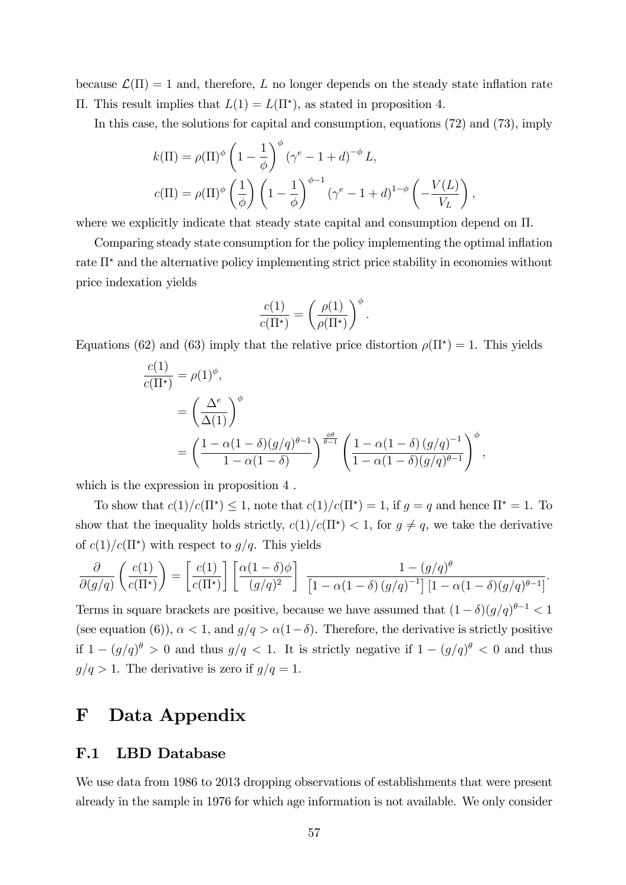because $\mathcal{L}(\Pi) = 1$ and, therefore, $L$ no longer depends on the steady state inflation rate $\Pi$. This result implies that $L(1) = L(\Pi^\star)$, as stated in proposition 4.

In this case, the solutions for capital and consumption, equations (72) and (73), imply

$$
\begin{aligned}
k(\Pi) &= \rho(\Pi)^\phi \left(1 - \frac{1}{\phi}\right)^\phi (\gamma^e - 1 + d)^{-\phi} L, \\
c(\Pi) &= \rho(\Pi)^\phi \left(\frac{1}{\phi}\right) \left(1 - \frac{1}{\phi}\right)^{\phi - 1} (\gamma^e - 1 + d)^{1-\phi} \left(-\frac{V(L)}{V_L}\right),
\end{aligned}
$$

where we explicitly indicate that steady state capital and consumption depend on $\Pi$.

Comparing steady state consumption for the policy implementing the optimal inflation rate $\Pi^\star$ and the alternative policy implementing strict price stability in economies without price indexation yields

$$
\frac{c(1)}{c(\Pi^\star)} = \left(\frac{\rho(1)}{\rho(\Pi^\star)}\right)^\phi.
$$

Equations (62) and (63) imply that the relative price distortion $\rho(\Pi^\star) = 1$. This yields

$$
\begin{aligned}
\frac{c(1)}{c(\Pi^\star)} &= \rho(1)^\phi, \\
&= \left(\frac{\Delta^e}{\Delta(1)}\right)^\phi \\
&= \left(\frac{1 - \alpha(1-\delta)(g/q)^{\theta - 1}}{1 - \alpha(1-\delta)}\right)^{\frac{\phi\theta}{\theta - 1}} \left(\frac{1 - \alpha(1-\delta)\,(g/q)^{-1}}{1 - \alpha(1-\delta)(g/q)^{\theta-1}}\right)^\phi,
\end{aligned}
$$

which is the expression in proposition 4 .

To show that $c(1)/c(\Pi^\star) \leq 1$, note that $c(1)/c(\Pi^\star) = 1$, if $g = q$ and hence $\Pi^\star = 1$. To show that the inequality holds strictly, $c(1)/c(\Pi^\star) < 1$, for $g \neq q$, we take the derivative of $c(1)/c(\Pi^\star)$ with respect to $g/q$. This yields

$$
\frac{\partial}{\partial(g/q)}\left(\frac{c(1)}{c(\Pi^\star)}\right) = \left[\frac{c(1)}{c(\Pi^\star)}\right]\left[\frac{\alpha(1-\delta)\phi}{(g/q)^2}\right] \; \frac{1 - (g/q)^\theta}{\left[1 - \alpha(1-\delta)\,(g/q)^{-1}\right]\left[1 - \alpha(1-\delta)(g/q)^{\theta - 1}\right]}.
$$

Terms in square brackets are positive, because we have assumed that $(1-\delta)(g/q)^{\theta-1} < 1$ (see equation (6)), $\alpha < 1$, and $g/q > \alpha(1-\delta)$. Therefore, the derivative is strictly positive if $1 - (g/q)^\theta > 0$ and thus $g/q < 1$. It is strictly negative if $1 - (g/q)^\theta < 0$ and thus $g/q > 1$. The derivative is zero if $g/q = 1$.

# F Data Appendix

## F.1 LBD Database

We use data from 1986 to 2013 dropping observations of establishments that were present already in the sample in 1976 for which age information is not available. We only consider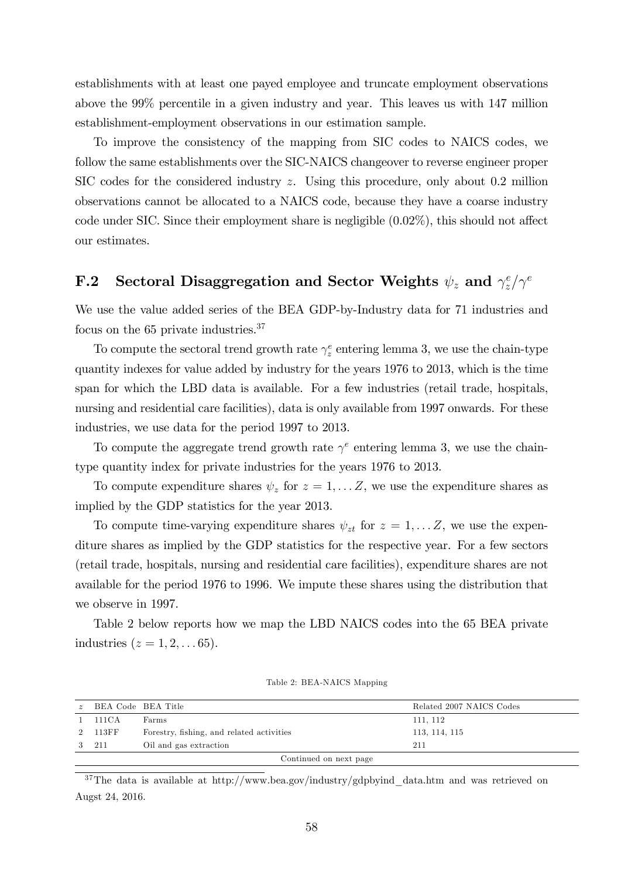establishments with at least one payed employee and truncate employment observations above the 99% percentile in a given industry and year. This leaves us with 147 million establishment-employment observations in our estimation sample.

To improve the consistency of the mapping from SIC codes to NAICS codes, we follow the same establishments over the SIC-NAICS changeover to reverse engineer proper SIC codes for the considered industry $z$. Using this procedure, only about 0.2 million observations cannot be allocated to a NAICS code, because they have a coarse industry code under SIC. Since their employment share is negligible (0.02%), this should not affect our estimates.

## F.2 Sectoral Disaggregation and Sector Weights $\psi_z$ and $\gamma_z^e/\gamma^e$

We use the value added series of the BEA GDP-by-Industry data for 71 industries and focus on the 65 private industries.[37]

To compute the sectoral trend growth rate $\gamma_z^e$ entering lemma 3, we use the chain-type quantity indexes for value added by industry for the years 1976 to 2013, which is the time span for which the LBD data is available. For a few industries (retail trade, hospitals, nursing and residential care facilities), data is only available from 1997 onwards. For these industries, we use data for the period 1997 to 2013.

To compute the aggregate trend growth rate $\gamma^e$ entering lemma 3, we use the chain-type quantity index for private industries for the years 1976 to 2013.

To compute expenditure shares $\psi_z$ for $z = 1, \dots Z$, we use the expenditure shares as implied by the GDP statistics for the year 2013.

To compute time-varying expenditure shares $\psi_{zt}$ for $z = 1, \dots Z$, we use the expenditure shares as implied by the GDP statistics for the respective year. For a few sectors (retail trade, hospitals, nursing and residential care facilities), expenditure shares are not available for the period 1976 to 1996. We impute these shares using the distribution that we observe in 1997.

Table 2 below reports how we map the LBD NAICS codes into the 65 BEA private industries ($z = 1, 2, \dots 65$).

Table 2: BEA-NAICS Mapping

| $z$ | BEA Code | BEA Title | Related 2007 NAICS Codes |
|---|---|---|---|
| 1 | 111CA | Farms | 111, 112 |
| 2 | 113FF | Forestry, fishing, and related activities | 113, 114, 115 |
| 3 | 211 | Oil and gas extraction | 211 |

Continued on next page

[37] The data is available at http://www.bea.gov/industry/gdpbyind_data.htm and was retrieved on Augst 24, 2016.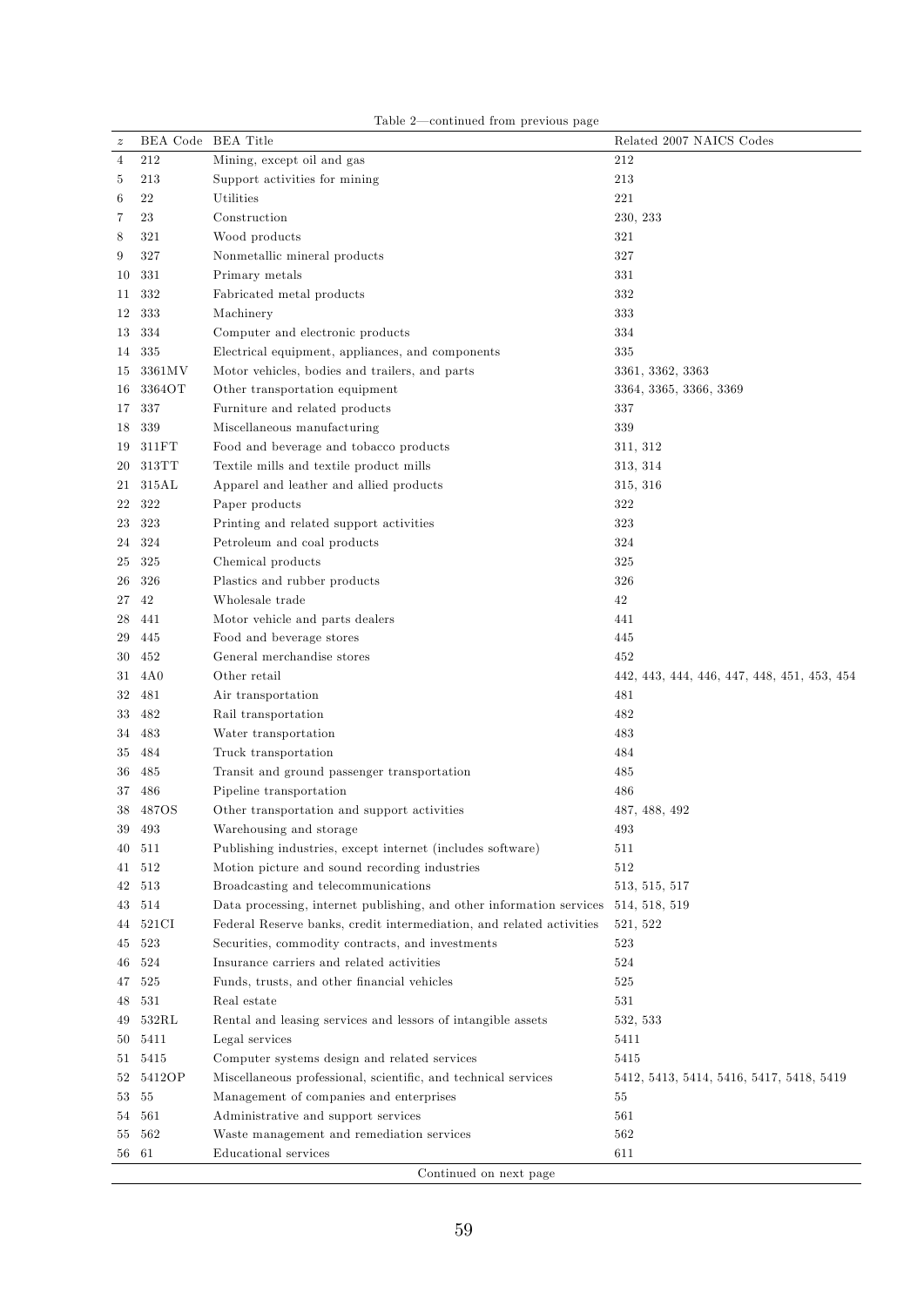Table 2—continued from previous page

| $z$ | BEA Code | BEA Title | Related 2007 NAICS Codes |
|---|---|---|---|
| 4 | 212 | Mining, except oil and gas | 212 |
| 5 | 213 | Support activities for mining | 213 |
| 6 | 22 | Utilities | 221 |
| 7 | 23 | Construction | 230, 233 |
| 8 | 321 | Wood products | 321 |
| 9 | 327 | Nonmetallic mineral products | 327 |
| 10 | 331 | Primary metals | 331 |
| 11 | 332 | Fabricated metal products | 332 |
| 12 | 333 | Machinery | 333 |
| 13 | 334 | Computer and electronic products | 334 |
| 14 | 335 | Electrical equipment, appliances, and components | 335 |
| 15 | 3361MV | Motor vehicles, bodies and trailers, and parts | 3361, 3362, 3363 |
| 16 | 3364OT | Other transportation equipment | 3364, 3365, 3366, 3369 |
| 17 | 337 | Furniture and related products | 337 |
| 18 | 339 | Miscellaneous manufacturing | 339 |
| 19 | 311FT | Food and beverage and tobacco products | 311, 312 |
| 20 | 313TT | Textile mills and textile product mills | 313, 314 |
| 21 | 315AL | Apparel and leather and allied products | 315, 316 |
| 22 | 322 | Paper products | 322 |
| 23 | 323 | Printing and related support activities | 323 |
| 24 | 324 | Petroleum and coal products | 324 |
| 25 | 325 | Chemical products | 325 |
| 26 | 326 | Plastics and rubber products | 326 |
| 27 | 42 | Wholesale trade | 42 |
| 28 | 441 | Motor vehicle and parts dealers | 441 |
| 29 | 445 | Food and beverage stores | 445 |
| 30 | 452 | General merchandise stores | 452 |
| 31 | 4A0 | Other retail | 442, 443, 444, 446, 447, 448, 451, 453, 454 |
| 32 | 481 | Air transportation | 481 |
| 33 | 482 | Rail transportation | 482 |
| 34 | 483 | Water transportation | 483 |
| 35 | 484 | Truck transportation | 484 |
| 36 | 485 | Transit and ground passenger transportation | 485 |
| 37 | 486 | Pipeline transportation | 486 |
| 38 | 487OS | Other transportation and support activities | 487, 488, 492 |
| 39 | 493 | Warehousing and storage | 493 |
| 40 | 511 | Publishing industries, except internet (includes software) | 511 |
| 41 | 512 | Motion picture and sound recording industries | 512 |
| 42 | 513 | Broadcasting and telecommunications | 513, 515, 517 |
| 43 | 514 | Data processing, internet publishing, and other information services | 514, 518, 519 |
| 44 | 521CI | Federal Reserve banks, credit intermediation, and related activities | 521, 522 |
| 45 | 523 | Securities, commodity contracts, and investments | 523 |
| 46 | 524 | Insurance carriers and related activities | 524 |
| 47 | 525 | Funds, trusts, and other financial vehicles | 525 |
| 48 | 531 | Real estate | 531 |
| 49 | 532RL | Rental and leasing services and lessors of intangible assets | 532, 533 |
| 50 | 5411 | Legal services | 5411 |
| 51 | 5415 | Computer systems design and related services | 5415 |
| 52 | 5412OP | Miscellaneous professional, scientific, and technical services | 5412, 5413, 5414, 5416, 5417, 5418, 5419 |
| 53 | 55 | Management of companies and enterprises | 55 |
| 54 | 561 | Administrative and support services | 561 |
| 55 | 562 | Waste management and remediation services | 562 |
| 56 | 61 | Educational services | 611 |

Continued on next page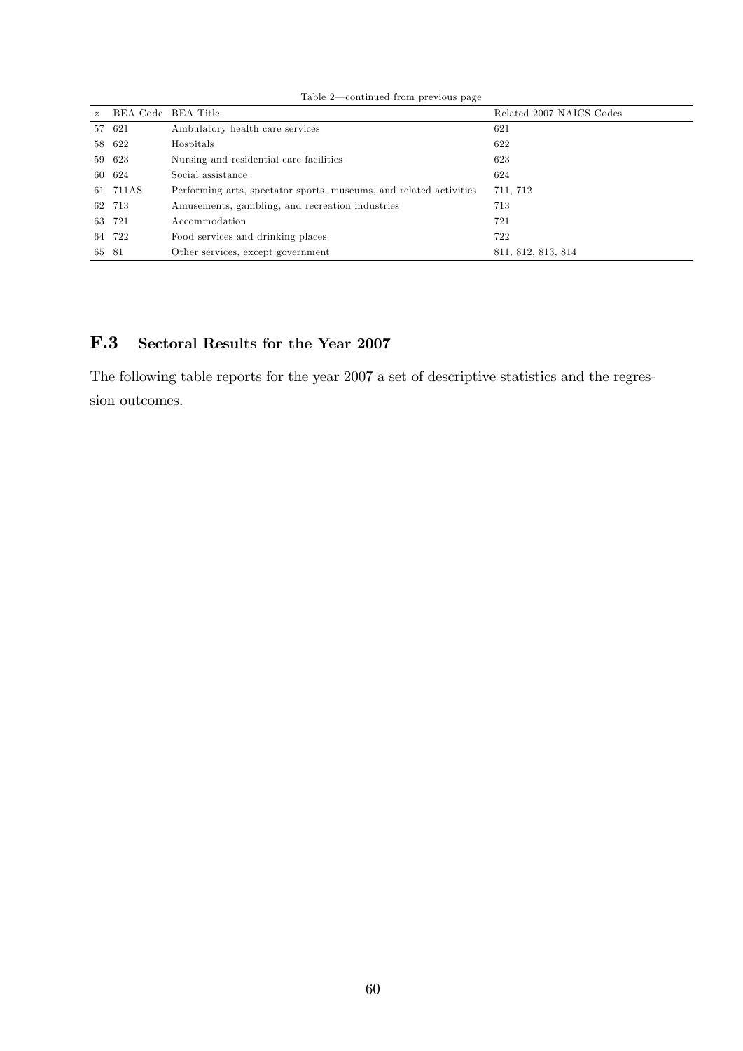Table 2—continued from previous page

| $z$ | BEA Code | BEA Title | Related 2007 NAICS Codes |
|---|---|---|---|
| 57 | 621 | Ambulatory health care services | 621 |
| 58 | 622 | Hospitals | 622 |
| 59 | 623 | Nursing and residential care facilities | 623 |
| 60 | 624 | Social assistance | 624 |
| 61 | 711AS | Performing arts, spectator sports, museums, and related activities | 711, 712 |
| 62 | 713 | Amusements, gambling, and recreation industries | 713 |
| 63 | 721 | Accommodation | 721 |
| 64 | 722 | Food services and drinking places | 722 |
| 65 | 81 | Other services, except government | 811, 812, 813, 814 |

## F.3 Sectoral Results for the Year 2007

The following table reports for the year 2007 a set of descriptive statistics and the regression outcomes.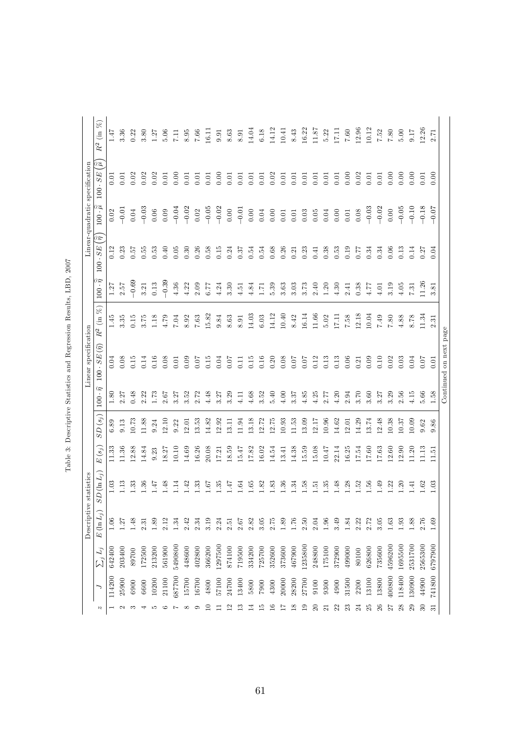Table 3: Descriptive Statistics and Regression Results, LBD, 2007

| | Descriptive statistics | | | | | | Linear specification | | | Linear-quadratic specification | | | | |
|---|---|---|---|---|---|---|---|---|---|---|---|---|---|---|
| $z$ | $J$ | $\sum_j L_j$ | $E(\ln L_j)$ | $SD(\ln L_j)$ | $E(s_j)$ | $SD(s_j)$ | $100 \cdot \hat{\eta}$ | $100 \cdot SE(\hat{\eta})$ | $R^2$ (in %) | $100 \cdot \hat{\hat{\eta}}$ | $100 \cdot SE(\hat{\hat{\eta}})$ | $100 \cdot \hat{\hat{\mu}}$ | $100 \cdot SE(\hat{\hat{\mu}})$ | $R^2$ (in %) |
| 1 | 114200 | 642400 | 1.06 | 1.03 | 11.33 | 6.89 | 1.80 | 0.04 | 1.45 | 1.27 | 0.12 | 0.02 | 0.01 | 1.47 |
| 2 | 25900 | 203400 | 1.27 | 1.13 | 11.36 | 9.13 | 2.27 | 0.08 | 3.35 | 2.57 | 0.23 | −0.01 | 0.01 | 3.36 |
| 3 | 6900 | 89700 | 1.48 | 1.33 | 12.88 | 10.73 | 0.48 | 0.15 | 0.15 | −0.69 | 0.57 | 0.04 | 0.02 | 0.22 |
| 4 | 6600 | 172500 | 2.31 | 1.36 | 14.84 | 11.88 | 2.22 | 0.14 | 3.75 | 3.21 | 0.55 | −0.03 | 0.02 | 3.80 |
| 5 | 10200 | 213200 | 1.89 | 1.47 | 9.23 | 9.24 | 1.73 | 0.16 | 1.18 | 0.13 | 0.53 | 0.06 | 0.02 | 1.27 |
| 6 | 21100 | 561900 | 2.12 | 1.48 | 18.27 | 12.10 | 2.67 | 0.08 | 4.79 | −0.39 | 0.40 | 0.09 | 0.01 | 5.06 |
| 7 | 687700 | 5490800 | 1.34 | 1.14 | 10.10 | 9.22 | 3.27 | 0.01 | 7.04 | 4.36 | 0.05 | −0.04 | 0.00 | 7.11 |
| 8 | 15700 | 448600 | 2.42 | 1.42 | 14.69 | 12.01 | 3.52 | 0.09 | 8.92 | 4.22 | 0.30 | −0.02 | 0.01 | 8.95 |
| 9 | 16700 | 402800 | 2.34 | 1.33 | 16.26 | 13.53 | 2.72 | 0.07 | 7.63 | 2.09 | 0.26 | 0.02 | 0.01 | 7.66 |
| 10 | 4800 | 366200 | 3.19 | 1.67 | 20.08 | 14.82 | 4.48 | 0.15 | 15.82 | 6.77 | 0.58 | −0.05 | 0.01 | 16.11 |
| 11 | 57100 | 1297500 | 2.24 | 1.35 | 17.21 | 12.92 | 3.27 | 0.04 | 9.84 | 4.24 | 0.15 | −0.02 | 0.00 | 9.91 |
| 12 | 24700 | 874100 | 2.51 | 1.47 | 18.59 | 13.11 | 3.29 | 0.07 | 8.63 | 3.30 | 0.24 | 0.00 | 0.01 | 8.63 |
| 13 | 13400 | 719500 | 2.67 | 1.64 | 15.47 | 11.94 | 4.11 | 0.11 | 8.91 | 4.51 | 0.37 | −0.01 | 0.01 | 8.91 |
| 14 | 5800 | 334200 | 2.82 | 1.65 | 17.82 | 13.18 | 4.68 | 0.15 | 14.03 | 4.84 | 0.54 | 0.00 | 0.01 | 14.04 |
| 15 | 7900 | 725700 | 3.05 | 1.82 | 16.02 | 12.72 | 3.52 | 0.16 | 6.03 | 1.71 | 0.54 | 0.04 | 0.01 | 6.18 |
| 16 | 4300 | 352600 | 2.75 | 1.83 | 14.54 | 12.75 | 5.40 | 0.20 | 14.12 | 5.39 | 0.68 | 0.00 | 0.02 | 14.12 |
| 17 | 20000 | 373600 | 1.89 | 1.36 | 13.41 | 10.93 | 4.00 | 0.08 | 10.40 | 3.63 | 0.26 | 0.01 | 0.01 | 10.41 |
| 18 | 28200 | 467900 | 1.76 | 1.34 | 14.38 | 11.53 | 3.37 | 0.07 | 8.42 | 3.03 | 0.21 | 0.01 | 0.01 | 8.43 |
| 19 | 27700 | 1235800 | 2.50 | 1.58 | 15.59 | 13.09 | 4.85 | 0.07 | 16.14 | 3.73 | 0.23 | 0.03 | 0.01 | 16.22 |
| 20 | 9100 | 248800 | 2.04 | 1.51 | 15.08 | 12.17 | 4.25 | 0.12 | 11.66 | 2.40 | 0.41 | 0.05 | 0.01 | 11.87 |
| 21 | 9300 | 175100 | 1.96 | 1.35 | 10.47 | 10.96 | 2.77 | 0.13 | 5.02 | 1.20 | 0.38 | 0.04 | 0.01 | 5.22 |
| 22 | 4900 | 372900 | 3.49 | 1.48 | 22.14 | 14.62 | 4.20 | 0.13 | 17.11 | 4.30 | 0.53 | 0.00 | 0.01 | 17.11 |
| 23 | 31500 | 499000 | 1.84 | 1.28 | 16.25 | 12.01 | 2.94 | 0.06 | 7.58 | 2.41 | 0.19 | 0.01 | 0.00 | 7.60 |
| 24 | 2200 | 80100 | 2.22 | 1.52 | 17.54 | 14.29 | 3.70 | 0.21 | 12.18 | 0.38 | 0.77 | 0.08 | 0.02 | 12.96 |
| 25 | 13100 | 626800 | 2.72 | 1.56 | 17.60 | 13.74 | 3.60 | 0.09 | 10.04 | 4.77 | 0.34 | −0.03 | 0.01 | 10.12 |
| 26 | 13800 | 735600 | 3.05 | 1.49 | 17.63 | 12.48 | 3.27 | 0.10 | 7.49 | 4.01 | 0.34 | −0.02 | 0.01 | 7.52 |
| 27 | 400800 | 4596200 | 1.63 | 1.22 | 12.60 | 10.38 | 3.29 | 0.02 | 7.80 | 3.19 | 0.06 | 0.00 | 0.00 | 7.80 |
| 28 | 118400 | 1695500 | 1.93 | 1.20 | 12.90 | 10.37 | 2.56 | 0.03 | 4.88 | 4.05 | 0.13 | −0.05 | 0.00 | 5.00 |
| 29 | 130900 | 2531700 | 1.88 | 1.41 | 11.20 | 10.09 | 4.15 | 0.04 | 8.78 | 7.31 | 0.14 | −0.10 | 0.00 | 9.17 |
| 30 | 44900 | 2565300 | 2.76 | 1.62 | 11.13 | 9.62 | 5.66 | 0.07 | 11.34 | 11.26 | 0.27 | −0.18 | 0.01 | 12.26 |
| 31 | 741800 | 6797900 | 1.69 | 1.03 | 11.51 | 9.86 | 1.58 | 0.01 | 2.31 | 3.81 | 0.04 | −0.07 | 0.00 | 2.71 |

Continued on next page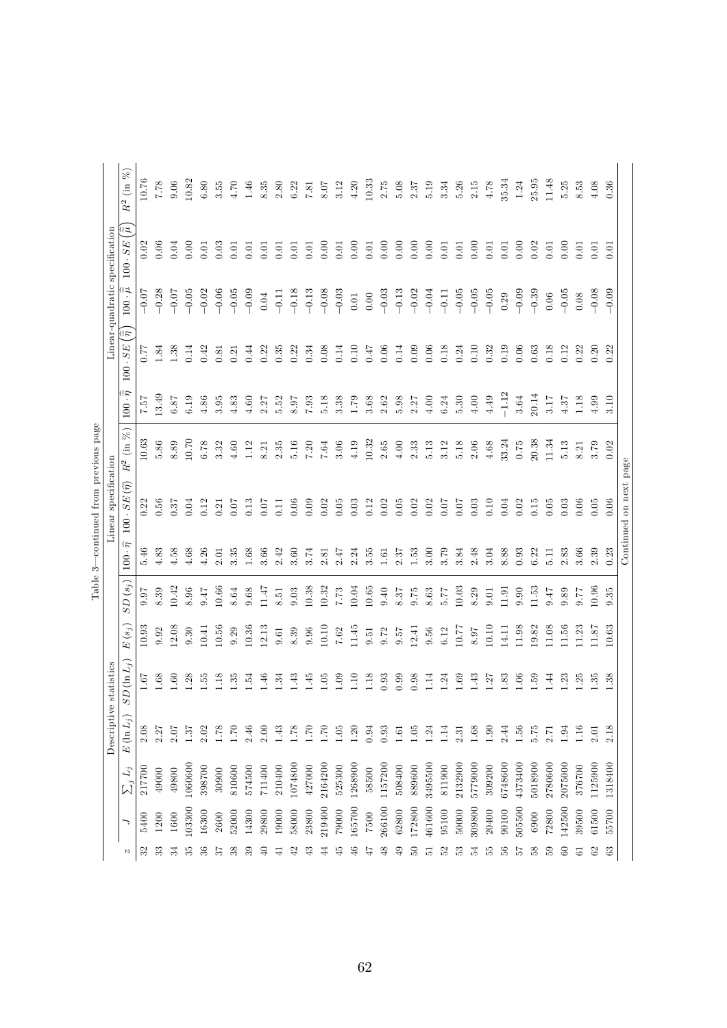Table 3—continued from previous page

| | Descriptive statistics | | | | | | Linear specification | | | Linear-quadratic specification | | | | |
|---|---|---|---|---|---|---|---|---|---|---|---|---|---|---|
| $n$ | $J$ | $\sum_j L_j$ | $E(\ln L_j)$ | $SD(\ln L_j)$ | $E(s_j)$ | $SD(s_j)$ | $100 \cdot \hat{\eta}$ | $100 \cdot SE(\hat{\eta})$ | $R^2$ (in %) | $100 \cdot \hat{\hat{\eta}}$ | $100 \cdot SE(\hat{\hat{\eta}})$ | $100 \cdot \hat{\hat{\mu}}$ | $100 \cdot SE(\hat{\hat{\mu}})$ | $R^2$ (in %) |
| 32 | 5400 | 217700 | 2.08 | 1.67 | 10.93 | 9.97 | 5.46 | 0.22 | 10.63 | 7.57 | 0.77 | −0.07 | 0.02 | 10.76 |
| 33 | 1200 | 49000 | 2.27 | 1.68 | 9.92 | 8.39 | 4.83 | 0.56 | 5.86 | 13.49 | 1.84 | −0.28 | 0.06 | 7.78 |
| 34 | 1600 | 49800 | 2.07 | 1.60 | 12.08 | 10.42 | 4.58 | 0.37 | 8.89 | 6.87 | 1.38 | −0.07 | 0.04 | 9.06 |
| 35 | 103300 | 1060600 | 1.37 | 1.28 | 9.30 | 8.96 | 4.68 | 0.04 | 10.70 | 6.19 | 0.14 | −0.05 | 0.00 | 10.82 |
| 36 | 16300 | 398700 | 2.02 | 1.55 | 10.41 | 9.47 | 4.26 | 0.12 | 6.78 | 4.86 | 0.42 | −0.02 | 0.01 | 6.80 |
| 37 | 2600 | 30900 | 1.78 | 1.18 | 10.56 | 10.66 | 2.01 | 0.21 | 3.32 | 3.95 | 0.81 | −0.06 | 0.03 | 3.55 |
| 38 | 52000 | 810600 | 1.70 | 1.35 | 9.29 | 8.64 | 3.35 | 0.07 | 4.60 | 4.83 | 0.21 | −0.05 | 0.01 | 4.70 |
| 39 | 14300 | 574500 | 2.46 | 1.54 | 10.36 | 9.68 | 1.68 | 0.13 | 1.12 | 4.60 | 0.44 | −0.09 | 0.01 | 1.46 |
| 40 | 29800 | 711400 | 2.00 | 1.46 | 12.13 | 11.47 | 3.66 | 0.07 | 8.21 | 2.27 | 0.22 | 0.04 | 0.01 | 8.35 |
| 41 | 19000 | 210400 | 1.43 | 1.34 | 9.61 | 8.51 | 2.42 | 0.11 | 2.35 | 5.52 | 0.35 | −0.11 | 0.01 | 2.80 |
| 42 | 58000 | 1074800 | 1.78 | 1.43 | 8.39 | 9.03 | 3.60 | 0.06 | 5.16 | 8.97 | 0.22 | −0.18 | 0.01 | 6.22 |
| 43 | 23800 | 427000 | 1.70 | 1.45 | 9.96 | 10.38 | 3.74 | 0.09 | 7.20 | 7.93 | 0.34 | −0.13 | 0.01 | 7.81 |
| 44 | 219400 | 2164200 | 1.70 | 1.05 | 10.10 | 10.32 | 2.81 | 0.02 | 7.64 | 5.18 | 0.08 | −0.08 | 0.00 | 8.07 |
| 45 | 79000 | 525300 | 1.05 | 1.09 | 7.62 | 7.73 | 2.47 | 0.05 | 3.06 | 3.38 | 0.14 | −0.03 | 0.01 | 3.12 |
| 46 | 165700 | 1268900 | 1.20 | 1.10 | 11.45 | 10.04 | 2.24 | 0.03 | 4.19 | 1.79 | 0.10 | 0.01 | 0.00 | 4.20 |
| 47 | 7500 | 58500 | 0.94 | 1.18 | 9.51 | 10.65 | 3.55 | 0.12 | 10.32 | 3.68 | 0.47 | 0.00 | 0.01 | 10.33 |
| 48 | 266100 | 1157200 | 0.93 | 0.93 | 9.72 | 9.40 | 1.61 | 0.02 | 2.65 | 2.62 | 0.06 | −0.03 | 0.00 | 2.75 |
| 49 | 62800 | 508400 | 1.61 | 0.99 | 9.57 | 8.37 | 2.37 | 0.05 | 4.00 | 5.98 | 0.14 | −0.13 | 0.00 | 5.08 |
| 50 | 172800 | 889600 | 1.05 | 0.98 | 12.41 | 9.75 | 1.53 | 0.02 | 2.33 | 2.27 | 0.09 | −0.02 | 0.00 | 2.37 |
| 51 | 461600 | 3495500 | 1.24 | 1.14 | 9.56 | 8.63 | 3.00 | 0.02 | 5.13 | 4.00 | 0.06 | −0.04 | 0.00 | 5.19 |
| 52 | 95100 | 811900 | 1.14 | 1.24 | 6.12 | 5.77 | 3.79 | 0.07 | 3.12 | 6.24 | 0.18 | −0.11 | 0.01 | 3.34 |
| 53 | 50000 | 2132900 | 2.31 | 1.69 | 10.77 | 10.03 | 3.84 | 0.07 | 5.18 | 5.30 | 0.24 | −0.05 | 0.01 | 5.26 |
| 54 | 309800 | 5779000 | 1.68 | 1.43 | 8.97 | 8.29 | 2.48 | 0.03 | 2.06 | 4.00 | 0.10 | −0.05 | 0.00 | 2.15 |
| 55 | 20400 | 309200 | 1.90 | 1.27 | 10.10 | 9.01 | 3.04 | 0.10 | 4.68 | 4.49 | 0.32 | −0.05 | 0.01 | 4.78 |
| 56 | 90100 | 6748600 | 2.44 | 1.83 | 14.11 | 11.91 | 8.88 | 0.04 | 33.24 | −1.12 | 0.19 | 0.29 | 0.01 | 35.34 |
| 57 | 505500 | 4373400 | 1.56 | 1.06 | 11.98 | 9.90 | 0.93 | 0.02 | 0.75 | 3.64 | 0.06 | −0.09 | 0.00 | 1.24 |
| 58 | 6900 | 5018900 | 5.75 | 1.59 | 19.82 | 11.53 | 6.22 | 0.15 | 20.38 | 20.14 | 0.63 | −0.39 | 0.02 | 25.95 |
| 59 | 72800 | 2780600 | 2.71 | 1.44 | 11.08 | 9.47 | 5.11 | 0.05 | 11.34 | 3.17 | 0.18 | 0.06 | 0.01 | 11.48 |
| 60 | 142500 | 2075000 | 1.94 | 1.23 | 11.56 | 9.89 | 2.83 | 0.03 | 5.13 | 4.37 | 0.12 | −0.05 | 0.00 | 5.25 |
| 61 | 39500 | 376700 | 1.16 | 1.25 | 11.23 | 9.77 | 3.66 | 0.06 | 8.21 | 1.18 | 0.22 | 0.08 | 0.01 | 8.53 |
| 62 | 61500 | 1125900 | 2.01 | 1.35 | 11.87 | 10.96 | 2.39 | 0.05 | 3.79 | 4.99 | 0.20 | −0.08 | 0.01 | 4.08 |
| 63 | 55700 | 1318400 | 2.18 | 1.38 | 10.63 | 9.35 | 0.23 | 0.06 | 0.02 | 3.10 | 0.22 | −0.09 | 0.01 | 0.36 |

Continued on next page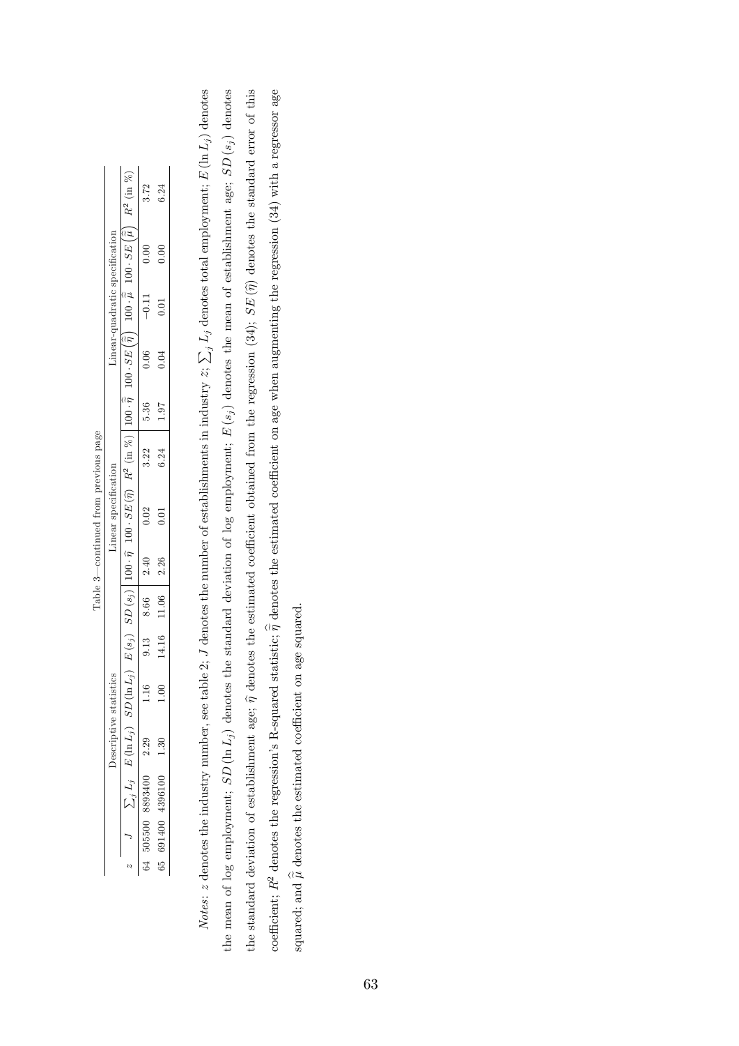Table 3—continued from previous page

| | Descriptive statistics | | | | | | Linear specification | | | Linear-quadratic specification | | | | |
|---|---|---|---|---|---|---|---|---|---|---|---|---|---|---|
| $z$ | $J$ | $\sum_j L_j$ | $E(\ln L_j)$ | $SD(\ln L_j)$ | $E(s_j)$ | $SD(s_j)$ | $100 \cdot \widehat{\eta}$ | $100 \cdot SE(\widehat{\eta})$ | $R^2$ (in %) | $100 \cdot \widehat{\widehat{\eta}}$ | $100 \cdot SE\left(\widehat{\widehat{\eta}}\right)$ | $100 \cdot \widehat{\widehat{\mu}}$ | $100 \cdot SE\left(\widehat{\widehat{\mu}}\right)$ | $R^2$ (in %) |
| 64 | 505500 | 8893400 | 2.29 | 1.16 | 9.13 | 8.66 | 2.40 | 0.02 | 3.22 | 5.36 | 0.06 | −0.11 | 0.00 | 3.72 |
| 65 | 691400 | 4396100 | 1.30 | 1.00 | 14.16 | 11.06 | 2.26 | 0.01 | 6.24 | 1.97 | 0.04 | 0.01 | 0.00 | 6.24 |

*Notes*: $z$ denotes the industry number, see table 2; $J$ denotes the number of establishments in industry $z$; $\sum_j L_j$ denotes total employment; $E(\ln L_j)$ denotes the mean of log employment; $SD(\ln L_j)$ denotes the standard deviation of log employment; $E(s_j)$ denotes the mean of establishment age; $SD(s_j)$ denotes the standard deviation of establishment age; $\widehat{\eta}$ denotes the estimated coefficient obtained from the regression (34); $SE(\widehat{\eta})$ denotes the standard error of this coefficient; $R^2$ denotes the regression's R-squared statistic; $\widehat{\widehat{\eta}}$ denotes the estimated coefficient on age when augmenting the regression (34) with a regressor age squared; and $\widehat{\widehat{\mu}}$ denotes the estimated coefficient on age squared.